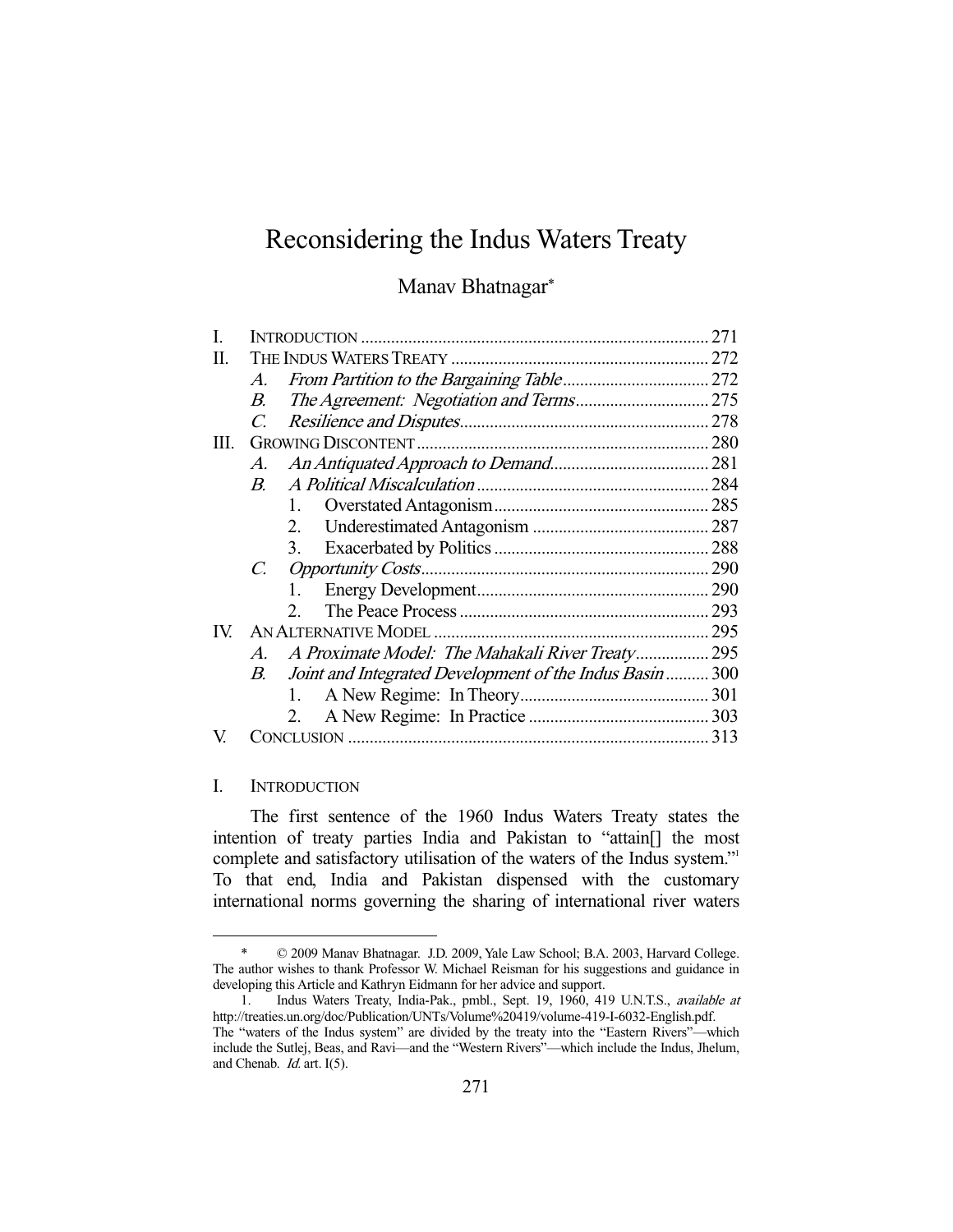# Reconsidering the Indus Waters Treaty

Manav Bhatnagar*

| | | |
|---|---|---|
| I. | INTRODUCTION | 271 |
| II. | THE INDUS WATERS TREATY | 272 |
| | A. *From Partition to the Bargaining Table* | 272 |
| | B. *The Agreement: Negotiation and Terms* | 275 |
| | C. *Resilience and Disputes* | 278 |
| III. | GROWING DISCONTENT | 280 |
| | A. *An Antiquated Approach to Demand* | 281 |
| | B. *A Political Miscalculation* | 284 |
| | 1. Overstated Antagonism | 285 |
| | 2. Underestimated Antagonism | 287 |
| | 3. Exacerbated by Politics | 288 |
| | C. *Opportunity Costs* | 290 |
| | 1. Energy Development | 290 |
| | 2. The Peace Process | 293 |
| IV. | AN ALTERNATIVE MODEL | 295 |
| | A. *A Proximate Model: The Mahakali River Treaty* | 295 |
| | B. *Joint and Integrated Development of the Indus Basin* | 300 |
| | 1. A New Regime: In Theory | 301 |
| | 2. A New Regime: In Practice | 303 |
| V. | CONCLUSION | 313 |

## I. INTRODUCTION

The first sentence of the 1960 Indus Waters Treaty states the intention of treaty parties India and Pakistan to "attain[] the most complete and satisfactory utilisation of the waters of the Indus system."[1] To that end, India and Pakistan dispensed with the customary international norms governing the sharing of international river waters

---

\* © 2009 Manav Bhatnagar. J.D. 2009, Yale Law School; B.A. 2003, Harvard College. The author wishes to thank Professor W. Michael Reisman for his suggestions and guidance in developing this Article and Kathryn Eidmann for her advice and support.

1. Indus Waters Treaty, India-Pak., pmbl., Sept. 19, 1960, 419 U.N.T.S., *available at* http://treaties.un.org/doc/Publication/UNTs/Volume%20419/volume-419-I-6032-English.pdf. The "waters of the Indus system" are divided by the treaty into the "Eastern Rivers"—which include the Sutlej, Beas, and Ravi—and the "Western Rivers"—which include the Indus, Jhelum, and Chenab. *Id.* art. I(5).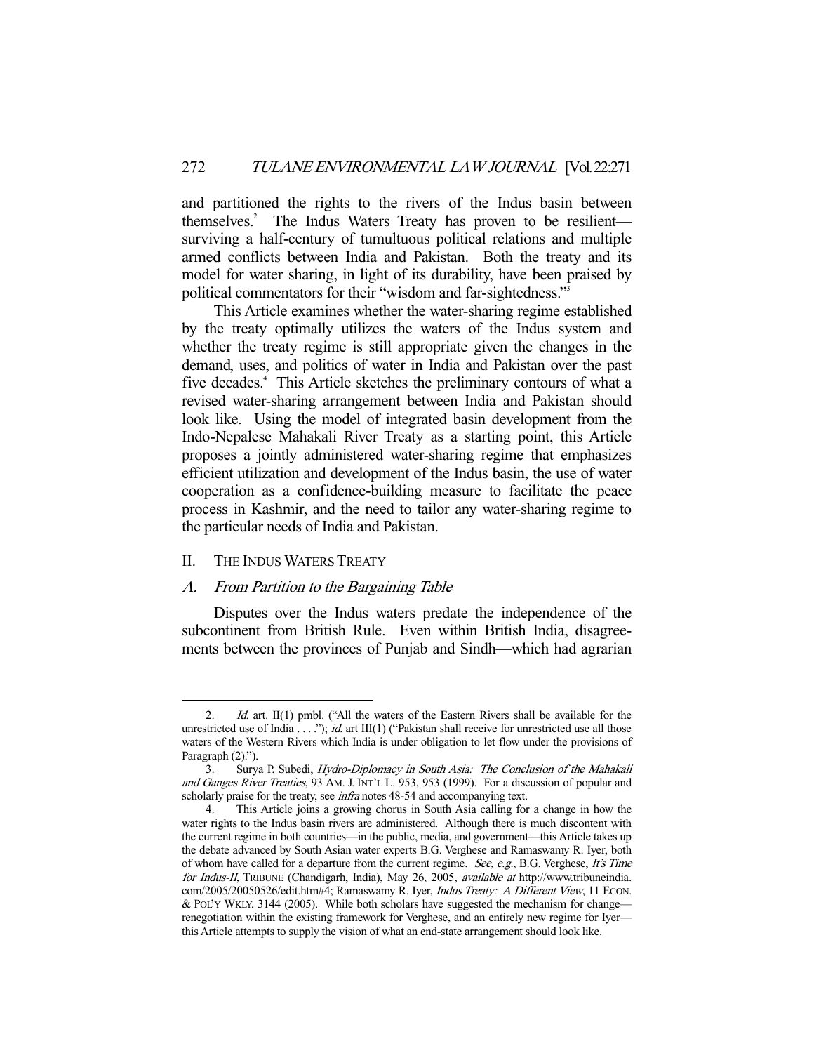and partitioned the rights to the rivers of the Indus basin between themselves.[2] The Indus Waters Treaty has proven to be resilient—surviving a half-century of tumultuous political relations and multiple armed conflicts between India and Pakistan. Both the treaty and its model for water sharing, in light of its durability, have been praised by political commentators for their "wisdom and far-sightedness."[3]

This Article examines whether the water-sharing regime established by the treaty optimally utilizes the waters of the Indus system and whether the treaty regime is still appropriate given the changes in the demand, uses, and politics of water in India and Pakistan over the past five decades.[4] This Article sketches the preliminary contours of what a revised water-sharing arrangement between India and Pakistan should look like. Using the model of integrated basin development from the Indo-Nepalese Mahakali River Treaty as a starting point, this Article proposes a jointly administered water-sharing regime that emphasizes efficient utilization and development of the Indus basin, the use of water cooperation as a confidence-building measure to facilitate the peace process in Kashmir, and the need to tailor any water-sharing regime to the particular needs of India and Pakistan.

## II. THE INDUS WATERS TREATY

### A. *From Partition to the Bargaining Table*

Disputes over the Indus waters predate the independence of the subcontinent from British Rule. Even within British India, disagreements between the provinces of Punjab and Sindh—which had agrarian

---

2. *Id.* art. II(1) pmbl. ("All the waters of the Eastern Rivers shall be available for the unrestricted use of India . . . ."); *id.* art III(1) ("Pakistan shall receive for unrestricted use all those waters of the Western Rivers which India is under obligation to let flow under the provisions of Paragraph (2).").

3. Surya P. Subedi, *Hydro-Diplomacy in South Asia: The Conclusion of the Mahakali and Ganges River Treaties*, 93 AM. J. INT'L L. 953, 953 (1999). For a discussion of popular and scholarly praise for the treaty, see *infra* notes 48-54 and accompanying text.

4. This Article joins a growing chorus in South Asia calling for a change in how the water rights to the Indus basin rivers are administered. Although there is much discontent with the current regime in both countries—in the public, media, and government—this Article takes up the debate advanced by South Asian water experts B.G. Verghese and Ramaswamy R. Iyer, both of whom have called for a departure from the current regime. *See, e.g.*, B.G. Verghese, *It's Time for Indus-II*, TRIBUNE (Chandigarh, India), May 26, 2005, *available at* http://www.tribuneindia.com/2005/20050526/edit.htm#4; Ramaswamy R. Iyer, *Indus Treaty: A Different View*, 11 ECON. & POL'Y WKLY. 3144 (2005). While both scholars have suggested the mechanism for change—renegotiation within the existing framework for Verghese, and an entirely new regime for Iyer—this Article attempts to supply the vision of what an end-state arrangement should look like.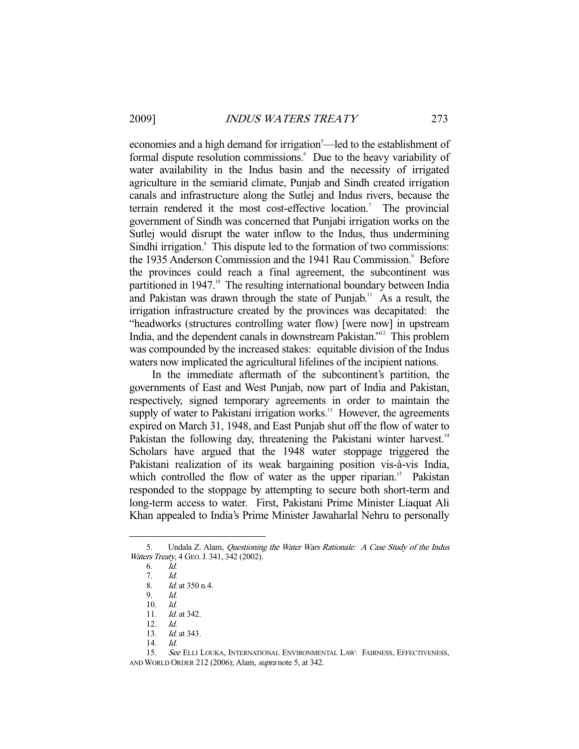economies and a high demand for irrigation[5]—led to the establishment of formal dispute resolution commissions.[6] Due to the heavy variability of water availability in the Indus basin and the necessity of irrigated agriculture in the semiarid climate, Punjab and Sindh created irrigation canals and infrastructure along the Sutlej and Indus rivers, because the terrain rendered it the most cost-effective location.[7] The provincial government of Sindh was concerned that Punjabi irrigation works on the Sutlej would disrupt the water inflow to the Indus, thus undermining Sindhi irrigation.[8] This dispute led to the formation of two commissions: the 1935 Anderson Commission and the 1941 Rau Commission.[9] Before the provinces could reach a final agreement, the subcontinent was partitioned in 1947.[10] The resulting international boundary between India and Pakistan was drawn through the state of Punjab.[11] As a result, the irrigation infrastructure created by the provinces was decapitated: the "headworks (structures controlling water flow) [were now] in upstream India, and the dependent canals in downstream Pakistan."[12] This problem was compounded by the increased stakes: equitable division of the Indus waters now implicated the agricultural lifelines of the incipient nations.

In the immediate aftermath of the subcontinent's partition, the governments of East and West Punjab, now part of India and Pakistan, respectively, signed temporary agreements in order to maintain the supply of water to Pakistani irrigation works.[13] However, the agreements expired on March 31, 1948, and East Punjab shut off the flow of water to Pakistan the following day, threatening the Pakistani winter harvest.[14] Scholars have argued that the 1948 water stoppage triggered the Pakistani realization of its weak bargaining position vis-à-vis India, which controlled the flow of water as the upper riparian.[15] Pakistan responded to the stoppage by attempting to secure both short-term and long-term access to water. First, Pakistani Prime Minister Liaquat Ali Khan appealed to India's Prime Minister Jawaharlal Nehru to personally

---

5. Undala Z. Alam, *Questioning the Water Wars Rationale: A Case Study of the Indus Waters Treaty*, 4 GEO. J. 341, 342 (2002).

6. *Id.*

7. *Id.*

8. *Id.* at 350 n.4.

9. *Id.*

10. *Id.*

11. *Id.* at 342.

12. *Id.*

13. *Id.* at 343.

14. *Id.*

15. *See* ELLI LOUKA, INTERNATIONAL ENVIRONMENTAL LAW: FAIRNESS, EFFECTIVENESS, AND WORLD ORDER 212 (2006); Alam, *supra* note 5, at 342.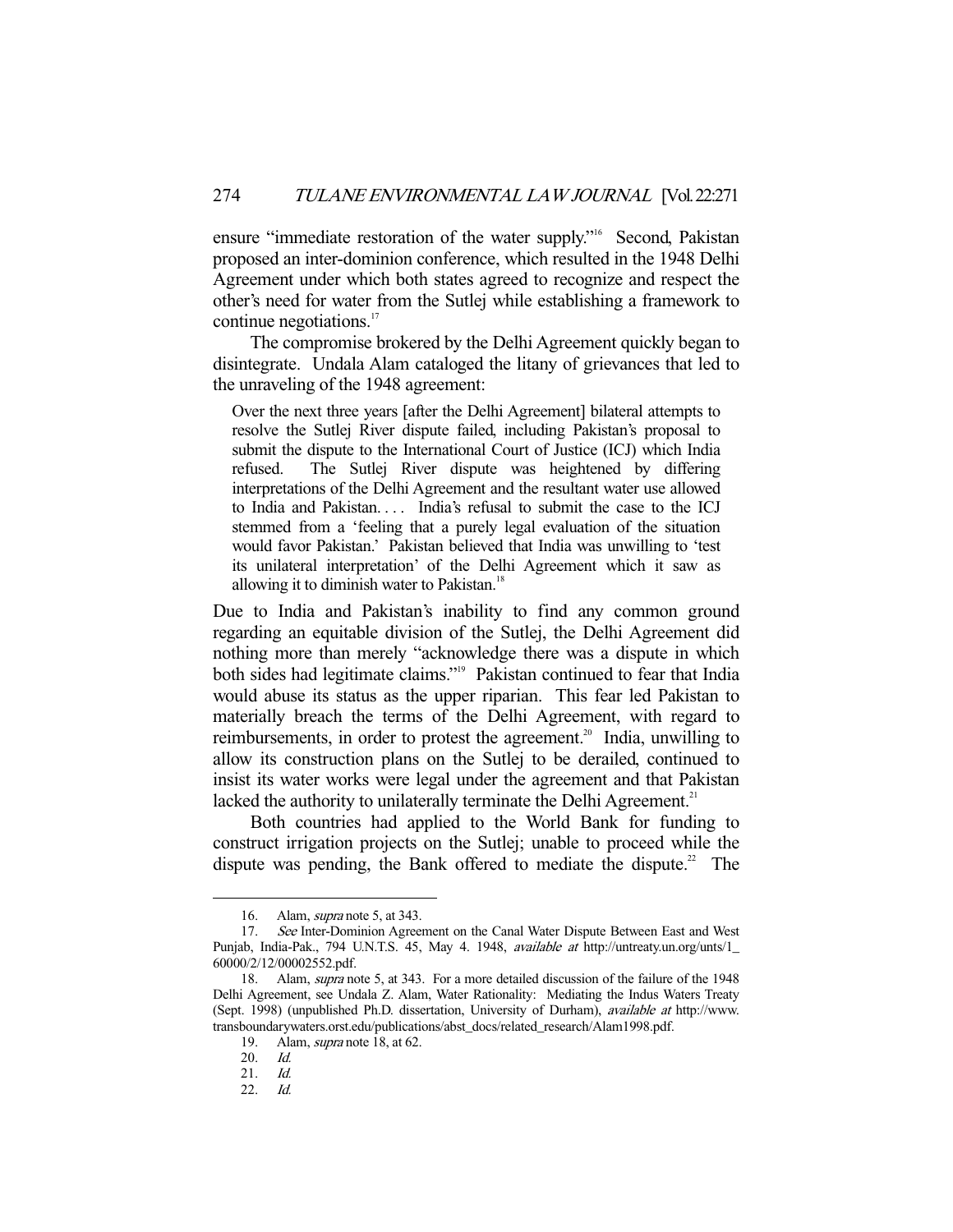ensure "immediate restoration of the water supply."[16] Second, Pakistan proposed an inter-dominion conference, which resulted in the 1948 Delhi Agreement under which both states agreed to recognize and respect the other's need for water from the Sutlej while establishing a framework to continue negotiations.[17]

The compromise brokered by the Delhi Agreement quickly began to disintegrate. Undala Alam cataloged the litany of grievances that led to the unraveling of the 1948 agreement:

> Over the next three years [after the Delhi Agreement] bilateral attempts to resolve the Sutlej River dispute failed, including Pakistan's proposal to submit the dispute to the International Court of Justice (ICJ) which India refused. The Sutlej River dispute was heightened by differing interpretations of the Delhi Agreement and the resultant water use allowed to India and Pakistan. . . . India's refusal to submit the case to the ICJ stemmed from a 'feeling that a purely legal evaluation of the situation would favor Pakistan.' Pakistan believed that India was unwilling to 'test its unilateral interpretation' of the Delhi Agreement which it saw as allowing it to diminish water to Pakistan.[18]

Due to India and Pakistan's inability to find any common ground regarding an equitable division of the Sutlej, the Delhi Agreement did nothing more than merely "acknowledge there was a dispute in which both sides had legitimate claims."[19] Pakistan continued to fear that India would abuse its status as the upper riparian. This fear led Pakistan to materially breach the terms of the Delhi Agreement, with regard to reimbursements, in order to protest the agreement.[20] India, unwilling to allow its construction plans on the Sutlej to be derailed, continued to insist its water works were legal under the agreement and that Pakistan lacked the authority to unilaterally terminate the Delhi Agreement.[21]

Both countries had applied to the World Bank for funding to construct irrigation projects on the Sutlej; unable to proceed while the dispute was pending, the Bank offered to mediate the dispute.[22] The

---

16. Alam, *supra* note 5, at 343.

17. *See* Inter-Dominion Agreement on the Canal Water Dispute Between East and West Punjab, India-Pak., 794 U.N.T.S. 45, May 4. 1948, *available at* http://untreaty.un.org/unts/1_60000/2/12/00002552.pdf.

18. Alam, *supra* note 5, at 343. For a more detailed discussion of the failure of the 1948 Delhi Agreement, see Undala Z. Alam, Water Rationality: Mediating the Indus Waters Treaty (Sept. 1998) (unpublished Ph.D. dissertation, University of Durham), *available at* http://www.transboundarywaters.orst.edu/publications/abst_docs/related_research/Alam1998.pdf.

19. Alam, *supra* note 18, at 62.

20. *Id.*

21. *Id.*

22. *Id.*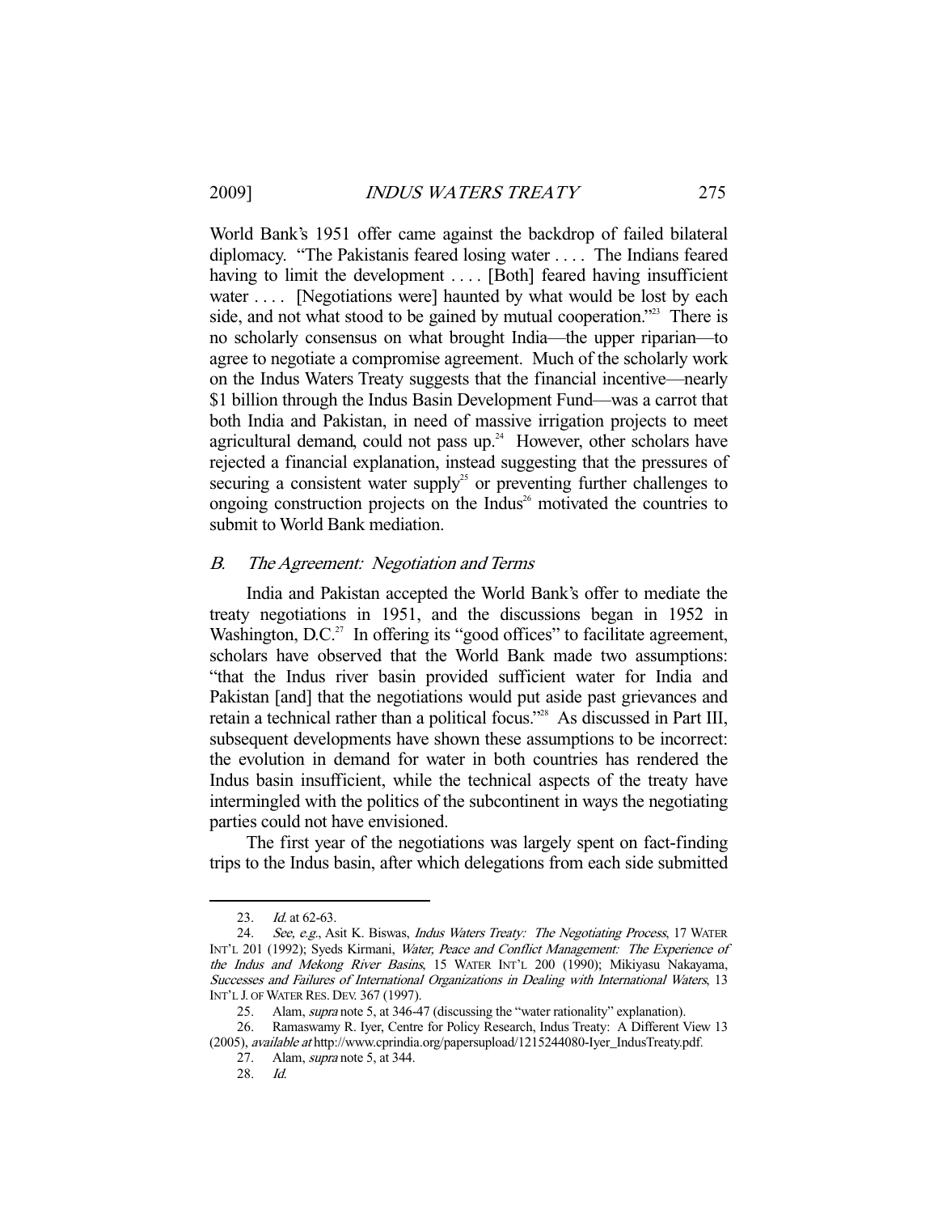World Bank's 1951 offer came against the backdrop of failed bilateral diplomacy. "The Pakistanis feared losing water . . . . The Indians feared having to limit the development . . . . [Both] feared having insufficient water . . . . [Negotiations were] haunted by what would be lost by each side, and not what stood to be gained by mutual cooperation."[23] There is no scholarly consensus on what brought India—the upper riparian—to agree to negotiate a compromise agreement. Much of the scholarly work on the Indus Waters Treaty suggests that the financial incentive—nearly $1 billion through the Indus Basin Development Fund—was a carrot that both India and Pakistan, in need of massive irrigation projects to meet agricultural demand, could not pass up.[24] However, other scholars have rejected a financial explanation, instead suggesting that the pressures of securing a consistent water supply[25] or preventing further challenges to ongoing construction projects on the Indus[26] motivated the countries to submit to World Bank mediation.

### *B. The Agreement: Negotiation and Terms*

India and Pakistan accepted the World Bank's offer to mediate the treaty negotiations in 1951, and the discussions began in 1952 in Washington, D.C.[27] In offering its "good offices" to facilitate agreement, scholars have observed that the World Bank made two assumptions: "that the Indus river basin provided sufficient water for India and Pakistan [and] that the negotiations would put aside past grievances and retain a technical rather than a political focus."[28] As discussed in Part III, subsequent developments have shown these assumptions to be incorrect: the evolution in demand for water in both countries has rendered the Indus basin insufficient, while the technical aspects of the treaty have intermingled with the politics of the subcontinent in ways the negotiating parties could not have envisioned.

The first year of the negotiations was largely spent on fact-finding trips to the Indus basin, after which delegations from each side submitted

---

23. *Id.* at 62-63.

24. *See, e.g.*, Asit K. Biswas, *Indus Waters Treaty: The Negotiating Process*, 17 WATER INT'L 201 (1992); Syeds Kirmani, *Water, Peace and Conflict Management: The Experience of the Indus and Mekong River Basins*, 15 WATER INT'L 200 (1990); Mikiyasu Nakayama, *Successes and Failures of International Organizations in Dealing with International Waters*, 13 INT'L J. OF WATER RES. DEV. 367 (1997).

25. Alam, *supra* note 5, at 346-47 (discussing the "water rationality" explanation).

26. Ramaswamy R. Iyer, Centre for Policy Research, Indus Treaty: A Different View 13 (2005), *available at* http://www.cprindia.org/papersupload/1215244080-Iyer_IndusTreaty.pdf.

27. Alam, *supra* note 5, at 344.

28. *Id.*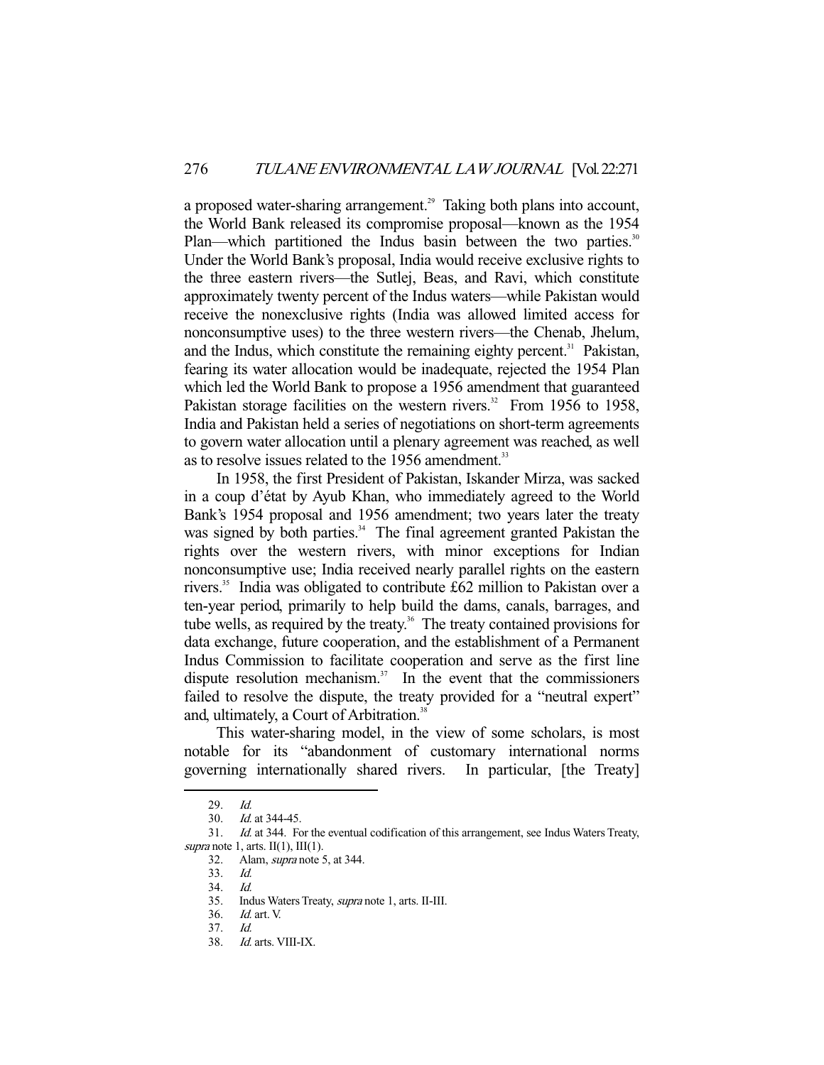a proposed water-sharing arrangement.[29] Taking both plans into account, the World Bank released its compromise proposal—known as the 1954 Plan—which partitioned the Indus basin between the two parties.[30] Under the World Bank's proposal, India would receive exclusive rights to the three eastern rivers—the Sutlej, Beas, and Ravi, which constitute approximately twenty percent of the Indus waters—while Pakistan would receive the nonexclusive rights (India was allowed limited access for nonconsumptive uses) to the three western rivers—the Chenab, Jhelum, and the Indus, which constitute the remaining eighty percent.[31] Pakistan, fearing its water allocation would be inadequate, rejected the 1954 Plan which led the World Bank to propose a 1956 amendment that guaranteed Pakistan storage facilities on the western rivers.[32] From 1956 to 1958, India and Pakistan held a series of negotiations on short-term agreements to govern water allocation until a plenary agreement was reached, as well as to resolve issues related to the 1956 amendment.[33]

In 1958, the first President of Pakistan, Iskander Mirza, was sacked in a coup d'état by Ayub Khan, who immediately agreed to the World Bank's 1954 proposal and 1956 amendment; two years later the treaty was signed by both parties.[34] The final agreement granted Pakistan the rights over the western rivers, with minor exceptions for Indian nonconsumptive use; India received nearly parallel rights on the eastern rivers.[35] India was obligated to contribute £62 million to Pakistan over a ten-year period, primarily to help build the dams, canals, barrages, and tube wells, as required by the treaty.[36] The treaty contained provisions for data exchange, future cooperation, and the establishment of a Permanent Indus Commission to facilitate cooperation and serve as the first line dispute resolution mechanism.[37] In the event that the commissioners failed to resolve the dispute, the treaty provided for a "neutral expert" and, ultimately, a Court of Arbitration.[38]

This water-sharing model, in the view of some scholars, is most notable for its "abandonment of customary international norms governing internationally shared rivers. In particular, [the Treaty]

---

29. *Id.*
30. *Id.* at 344-45.
31. *Id.* at 344. For the eventual codification of this arrangement, see Indus Waters Treaty, *supra* note 1, arts. II(1), III(1).
32. Alam, *supra* note 5, at 344.
33. *Id.*
34. *Id.*
35. Indus Waters Treaty, *supra* note 1, arts. II-III.
36. *Id.* art. V.
37. *Id.*
38. *Id.* arts. VIII-IX.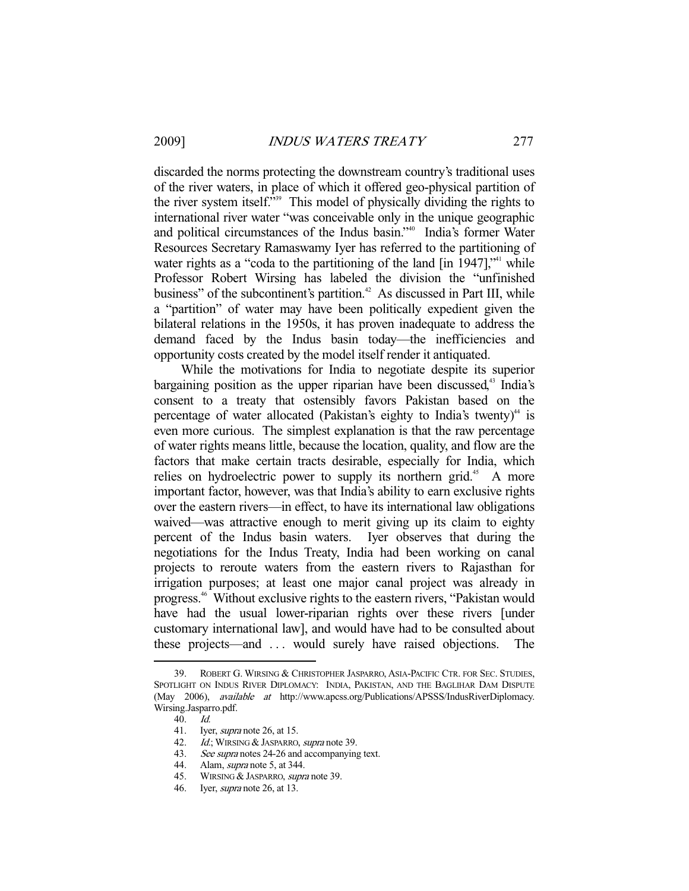discarded the norms protecting the downstream country's traditional uses of the river waters, in place of which it offered geo-physical partition of the river system itself."[39] This model of physically dividing the rights to international river water "was conceivable only in the unique geographic and political circumstances of the Indus basin."[40] India's former Water Resources Secretary Ramaswamy Iyer has referred to the partitioning of water rights as a "coda to the partitioning of the land [in 1947],"[41] while Professor Robert Wirsing has labeled the division the "unfinished business" of the subcontinent's partition.[42] As discussed in Part III, while a "partition" of water may have been politically expedient given the bilateral relations in the 1950s, it has proven inadequate to address the demand faced by the Indus basin today—the inefficiencies and opportunity costs created by the model itself render it antiquated.

While the motivations for India to negotiate despite its superior bargaining position as the upper riparian have been discussed,[43] India's consent to a treaty that ostensibly favors Pakistan based on the percentage of water allocated (Pakistan's eighty to India's twenty)[44] is even more curious. The simplest explanation is that the raw percentage of water rights means little, because the location, quality, and flow are the factors that make certain tracts desirable, especially for India, which relies on hydroelectric power to supply its northern grid.[45] A more important factor, however, was that India's ability to earn exclusive rights over the eastern rivers—in effect, to have its international law obligations waived—was attractive enough to merit giving up its claim to eighty percent of the Indus basin waters. Iyer observes that during the negotiations for the Indus Treaty, India had been working on canal projects to reroute waters from the eastern rivers to Rajasthan for irrigation purposes; at least one major canal project was already in progress.[46] Without exclusive rights to the eastern rivers, "Pakistan would have had the usual lower-riparian rights over these rivers [under customary international law], and would have had to be consulted about these projects—and . . . would surely have raised objections. The

---

39. ROBERT G. WIRSING & CHRISTOPHER JASPARRO, ASIA-PACIFIC CTR. FOR SEC. STUDIES, SPOTLIGHT ON INDUS RIVER DIPLOMACY: INDIA, PAKISTAN, AND THE BAGLIHAR DAM DISPUTE (May 2006), *available at* http://www.apcss.org/Publications/APSSS/IndusRiverDiplomacy.Wirsing.Jasparro.pdf.

40. *Id.*

41. Iyer, *supra* note 26, at 15.

42. *Id.*; WIRSING & JASPARRO, *supra* note 39.

43. *See supra* notes 24-26 and accompanying text.

44. Alam, *supra* note 5, at 344.

45. WIRSING & JASPARRO, *supra* note 39.

46. Iyer, *supra* note 26, at 13.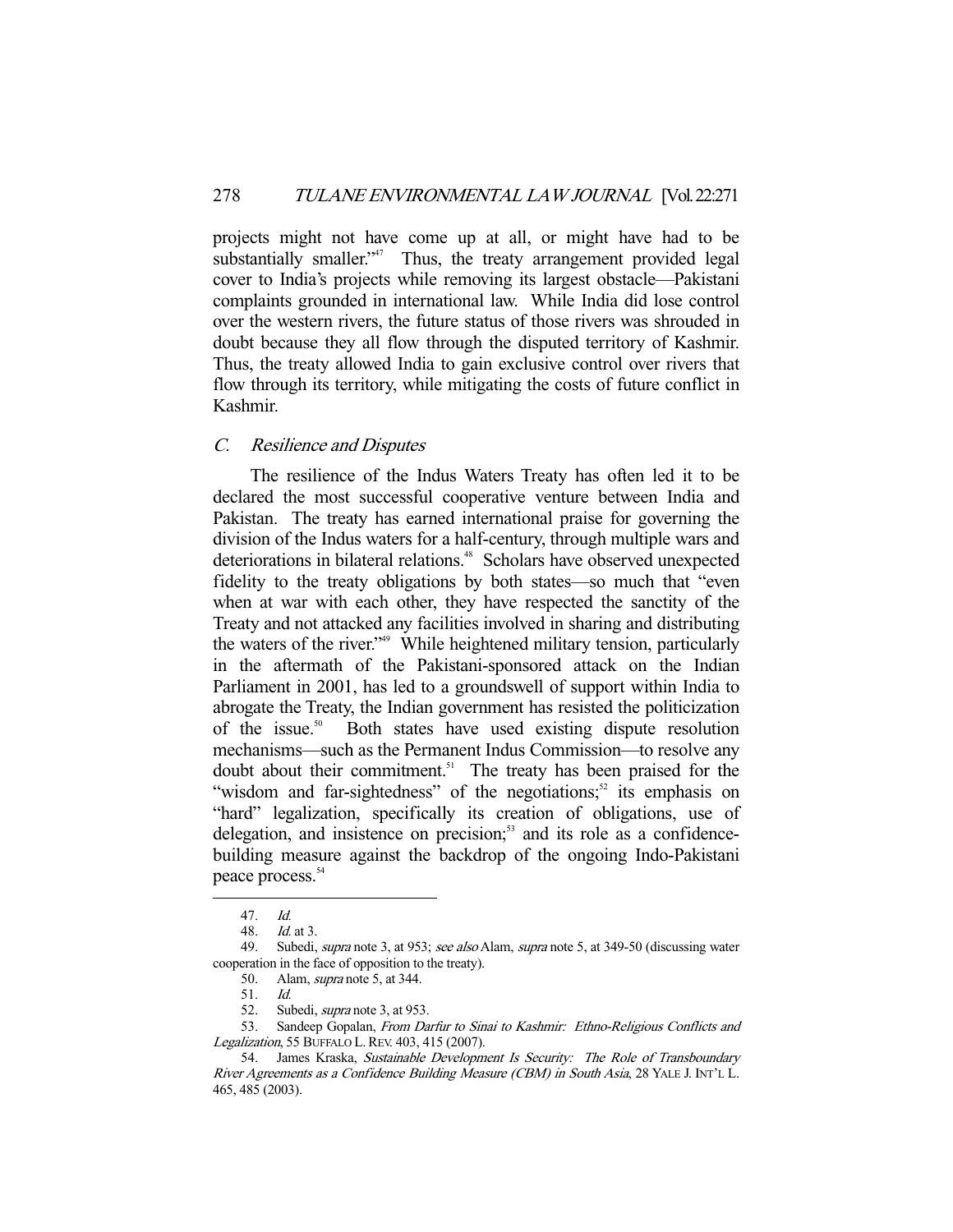projects might not have come up at all, or might have had to be substantially smaller."[47] Thus, the treaty arrangement provided legal cover to India's projects while removing its largest obstacle—Pakistani complaints grounded in international law. While India did lose control over the western rivers, the future status of those rivers was shrouded in doubt because they all flow through the disputed territory of Kashmir. Thus, the treaty allowed India to gain exclusive control over rivers that flow through its territory, while mitigating the costs of future conflict in Kashmir.

### *C. Resilience and Disputes*

The resilience of the Indus Waters Treaty has often led it to be declared the most successful cooperative venture between India and Pakistan. The treaty has earned international praise for governing the division of the Indus waters for a half-century, through multiple wars and deteriorations in bilateral relations.[48] Scholars have observed unexpected fidelity to the treaty obligations by both states—so much that "even when at war with each other, they have respected the sanctity of the Treaty and not attacked any facilities involved in sharing and distributing the waters of the river."[49] While heightened military tension, particularly in the aftermath of the Pakistani-sponsored attack on the Indian Parliament in 2001, has led to a groundswell of support within India to abrogate the Treaty, the Indian government has resisted the politicization of the issue.[50] Both states have used existing dispute resolution mechanisms—such as the Permanent Indus Commission—to resolve any doubt about their commitment.[51] The treaty has been praised for the "wisdom and far-sightedness" of the negotiations;[52] its emphasis on "hard" legalization, specifically its creation of obligations, use of delegation, and insistence on precision;[53] and its role as a confidence-building measure against the backdrop of the ongoing Indo-Pakistani peace process.[54]

---

47. *Id.*

48. *Id.* at 3.

49. Subedi, *supra* note 3, at 953; *see also* Alam, *supra* note 5, at 349-50 (discussing water cooperation in the face of opposition to the treaty).

50. Alam, *supra* note 5, at 344.

51. *Id.*

52. Subedi, *supra* note 3, at 953.

53. Sandeep Gopalan, *From Darfur to Sinai to Kashmir: Ethno-Religious Conflicts and Legalization*, 55 BUFFALO L. REV. 403, 415 (2007).

54. James Kraska, *Sustainable Development Is Security: The Role of Transboundary River Agreements as a Confidence Building Measure (CBM) in South Asia*, 28 YALE J. INT'L L. 465, 485 (2003).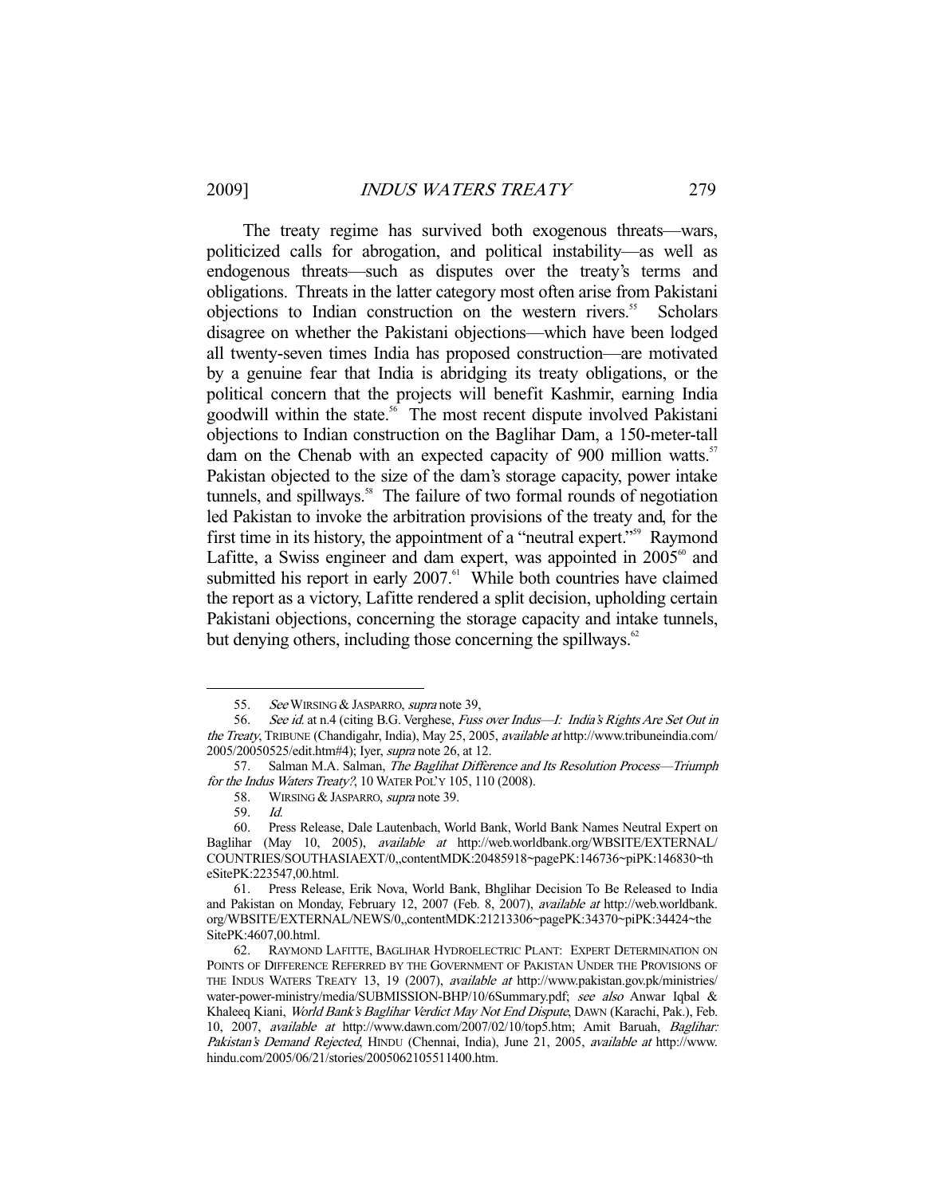The treaty regime has survived both exogenous threats—wars, politicized calls for abrogation, and political instability—as well as endogenous threats—such as disputes over the treaty's terms and obligations. Threats in the latter category most often arise from Pakistani objections to Indian construction on the western rivers.[55] Scholars disagree on whether the Pakistani objections—which have been lodged all twenty-seven times India has proposed construction—are motivated by a genuine fear that India is abridging its treaty obligations, or the political concern that the projects will benefit Kashmir, earning India goodwill within the state.[56] The most recent dispute involved Pakistani objections to Indian construction on the Baglihar Dam, a 150-meter-tall dam on the Chenab with an expected capacity of 900 million watts.[57] Pakistan objected to the size of the dam's storage capacity, power intake tunnels, and spillways.[58] The failure of two formal rounds of negotiation led Pakistan to invoke the arbitration provisions of the treaty and, for the first time in its history, the appointment of a "neutral expert."[59] Raymond Lafitte, a Swiss engineer and dam expert, was appointed in 2005[60] and submitted his report in early 2007.[61] While both countries have claimed the report as a victory, Lafitte rendered a split decision, upholding certain Pakistani objections, concerning the storage capacity and intake tunnels, but denying others, including those concerning the spillways.[62]

---

55. *See* WIRSING & JASPARRO, *supra* note 39,

56. *See id.* at n.4 (citing B.G. Verghese, *Fuss over Indus—I: India's Rights Are Set Out in the Treaty*, TRIBUNE (Chandigahr, India), May 25, 2005, *available at* http://www.tribuneindia.com/2005/20050525/edit.htm#4); Iyer, *supra* note 26, at 12.

57. Salman M.A. Salman, *The Baglihat Difference and Its Resolution Process—Triumph for the Indus Waters Treaty?*, 10 WATER POL'Y 105, 110 (2008).

58. WIRSING & JASPARRO, *supra* note 39.

59. *Id.*

60. Press Release, Dale Lautenbach, World Bank, World Bank Names Neutral Expert on Baglihar (May 10, 2005), *available at* http://web.worldbank.org/WBSITE/EXTERNAL/COUNTRIES/SOUTHASIAEXT/0,,contentMDK:20485918~pagePK:146736~piPK:146830~theSitePK:223547,00.html.

61. Press Release, Erik Nova, World Bank, Bhglihar Decision To Be Released to India and Pakistan on Monday, February 12, 2007 (Feb. 8, 2007), *available at* http://web.worldbank.org/WBSITE/EXTERNAL/NEWS/0,,contentMDK:21213306~pagePK:34370~piPK:34424~theSitePK:4607,00.html.

62. RAYMOND LAFITTE, BAGLIHAR HYDROELECTRIC PLANT: EXPERT DETERMINATION ON POINTS OF DIFFERENCE REFERRED BY THE GOVERNMENT OF PAKISTAN UNDER THE PROVISIONS OF THE INDUS WATERS TREATY 13, 19 (2007), *available at* http://www.pakistan.gov.pk/ministries/water-power-ministry/media/SUBMISSION-BHP/10/6Summary.pdf; *see also* Anwar Iqbal & Khaleeq Kiani, *World Bank's Baglihar Verdict May Not End Dispute*, DAWN (Karachi, Pak.), Feb. 10, 2007, *available at* http://www.dawn.com/2007/02/10/top5.htm; Amit Baruah, *Baglihar: Pakistan's Demand Rejected*, HINDU (Chennai, India), June 21, 2005, *available at* http://www.hindu.com/2005/06/21/stories/2005062105511400.htm.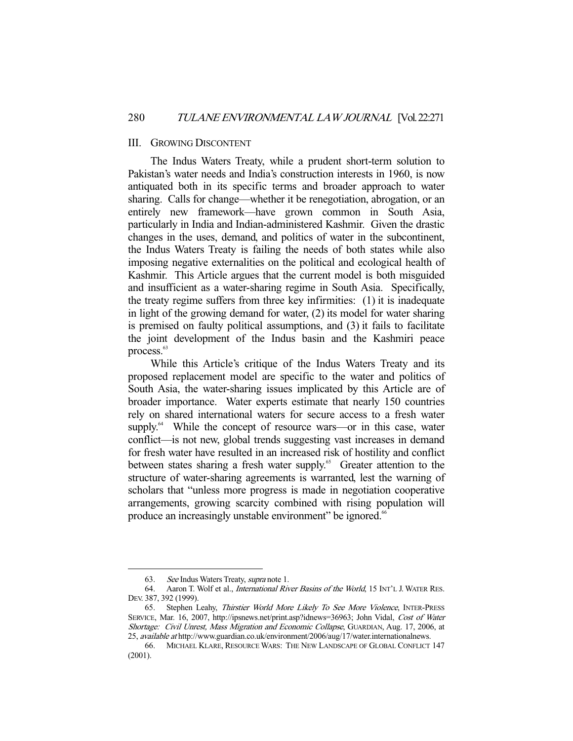## III. GROWING DISCONTENT

The Indus Waters Treaty, while a prudent short-term solution to Pakistan's water needs and India's construction interests in 1960, is now antiquated both in its specific terms and broader approach to water sharing. Calls for change—whether it be renegotiation, abrogation, or an entirely new framework—have grown common in South Asia, particularly in India and Indian-administered Kashmir. Given the drastic changes in the uses, demand, and politics of water in the subcontinent, the Indus Waters Treaty is failing the needs of both states while also imposing negative externalities on the political and ecological health of Kashmir. This Article argues that the current model is both misguided and insufficient as a water-sharing regime in South Asia. Specifically, the treaty regime suffers from three key infirmities: (1) it is inadequate in light of the growing demand for water, (2) its model for water sharing is premised on faulty political assumptions, and (3) it fails to facilitate the joint development of the Indus basin and the Kashmiri peace process.[63]

While this Article's critique of the Indus Waters Treaty and its proposed replacement model are specific to the water and politics of South Asia, the water-sharing issues implicated by this Article are of broader importance. Water experts estimate that nearly 150 countries rely on shared international waters for secure access to a fresh water supply.[64] While the concept of resource wars—or in this case, water conflict—is not new, global trends suggesting vast increases in demand for fresh water have resulted in an increased risk of hostility and conflict between states sharing a fresh water supply.[65] Greater attention to the structure of water-sharing agreements is warranted, lest the warning of scholars that "unless more progress is made in negotiation cooperative arrangements, growing scarcity combined with rising population will produce an increasingly unstable environment" be ignored.[66]

---

63. *See* Indus Waters Treaty, *supra* note 1.

64. Aaron T. Wolf et al., *International River Basins of the World*, 15 INT'L J. WATER RES. DEV. 387, 392 (1999).

65. Stephen Leahy, *Thirstier World More Likely To See More Violence*, INTER-PRESS SERVICE, Mar. 16, 2007, http://ipsnews.net/print.asp?idnews=36963; John Vidal, *Cost of Water Shortage: Civil Unrest, Mass Migration and Economic Collapse*, GUARDIAN, Aug. 17, 2006, at 25, *available at* http://www.guardian.co.uk/environment/2006/aug/17/water.internationalnews.

66. MICHAEL KLARE, RESOURCE WARS: THE NEW LANDSCAPE OF GLOBAL CONFLICT 147 (2001).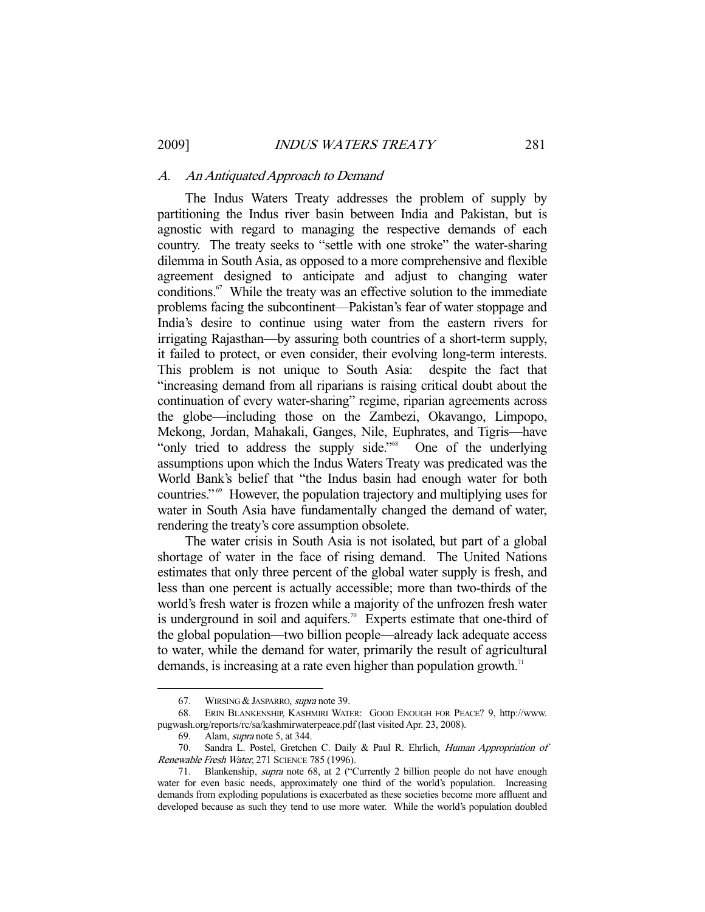### *A. An Antiquated Approach to Demand*

The Indus Waters Treaty addresses the problem of supply by partitioning the Indus river basin between India and Pakistan, but is agnostic with regard to managing the respective demands of each country. The treaty seeks to "settle with one stroke" the water-sharing dilemma in South Asia, as opposed to a more comprehensive and flexible agreement designed to anticipate and adjust to changing water conditions.[67] While the treaty was an effective solution to the immediate problems facing the subcontinent—Pakistan's fear of water stoppage and India's desire to continue using water from the eastern rivers for irrigating Rajasthan—by assuring both countries of a short-term supply, it failed to protect, or even consider, their evolving long-term interests. This problem is not unique to South Asia: despite the fact that "increasing demand from all riparians is raising critical doubt about the continuation of every water-sharing" regime, riparian agreements across the globe—including those on the Zambezi, Okavango, Limpopo, Mekong, Jordan, Mahakali, Ganges, Nile, Euphrates, and Tigris—have "only tried to address the supply side."[68] One of the underlying assumptions upon which the Indus Waters Treaty was predicated was the World Bank's belief that "the Indus basin had enough water for both countries."[69] However, the population trajectory and multiplying uses for water in South Asia have fundamentally changed the demand of water, rendering the treaty's core assumption obsolete.

The water crisis in South Asia is not isolated, but part of a global shortage of water in the face of rising demand. The United Nations estimates that only three percent of the global water supply is fresh, and less than one percent is actually accessible; more than two-thirds of the world's fresh water is frozen while a majority of the unfrozen fresh water is underground in soil and aquifers.[70] Experts estimate that one-third of the global population—two billion people—already lack adequate access to water, while the demand for water, primarily the result of agricultural demands, is increasing at a rate even higher than population growth.[71]

---

67. WIRSING & JASPARRO, *supra* note 39.

68. ERIN BLANKENSHIP, KASHMIRI WATER: GOOD ENOUGH FOR PEACE? 9, http://www.pugwash.org/reports/rc/sa/kashmirwaterpeace.pdf (last visited Apr. 23, 2008).

69. Alam, *supra* note 5, at 344.

70. Sandra L. Postel, Gretchen C. Daily & Paul R. Ehrlich, *Human Appropriation of Renewable Fresh Water*, 271 SCIENCE 785 (1996).

71. Blankenship, *supra* note 68, at 2 ("Currently 2 billion people do not have enough water for even basic needs, approximately one third of the world's population. Increasing demands from exploding populations is exacerbated as these societies become more affluent and developed because as such they tend to use more water. While the world's population doubled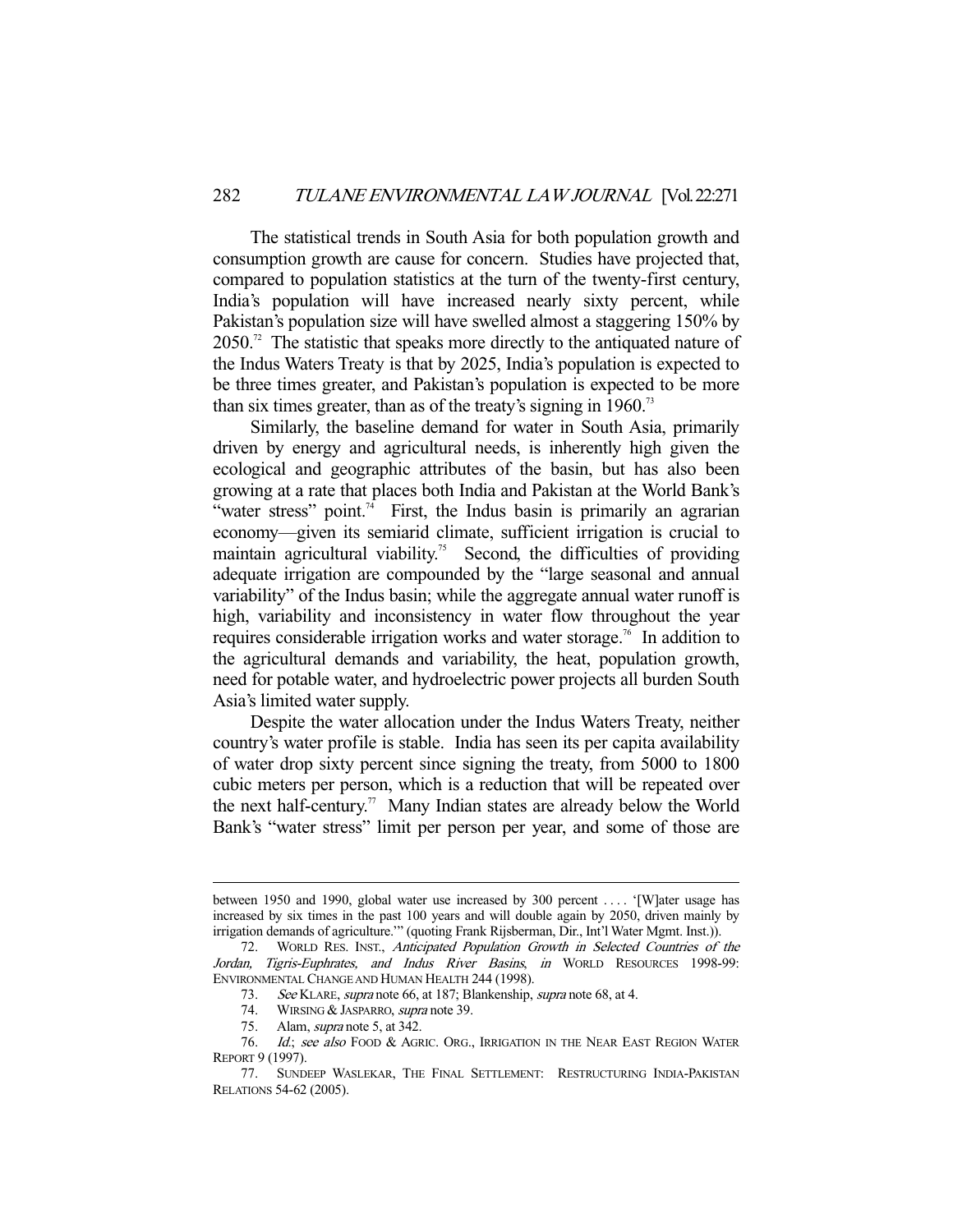The statistical trends in South Asia for both population growth and consumption growth are cause for concern. Studies have projected that, compared to population statistics at the turn of the twenty-first century, India's population will have increased nearly sixty percent, while Pakistan's population size will have swelled almost a staggering 150% by 2050.[72] The statistic that speaks more directly to the antiquated nature of the Indus Waters Treaty is that by 2025, India's population is expected to be three times greater, and Pakistan's population is expected to be more than six times greater, than as of the treaty's signing in 1960.[73]

Similarly, the baseline demand for water in South Asia, primarily driven by energy and agricultural needs, is inherently high given the ecological and geographic attributes of the basin, but has also been growing at a rate that places both India and Pakistan at the World Bank's "water stress" point.[74] First, the Indus basin is primarily an agrarian economy—given its semiarid climate, sufficient irrigation is crucial to maintain agricultural viability.[75] Second, the difficulties of providing adequate irrigation are compounded by the "large seasonal and annual variability" of the Indus basin; while the aggregate annual water runoff is high, variability and inconsistency in water flow throughout the year requires considerable irrigation works and water storage.[76] In addition to the agricultural demands and variability, the heat, population growth, need for potable water, and hydroelectric power projects all burden South Asia's limited water supply.

Despite the water allocation under the Indus Waters Treaty, neither country's water profile is stable. India has seen its per capita availability of water drop sixty percent since signing the treaty, from 5000 to 1800 cubic meters per person, which is a reduction that will be repeated over the next half-century.[77] Many Indian states are already below the World Bank's "water stress" limit per person per year, and some of those are

---

between 1950 and 1990, global water use increased by 300 percent . . . . '[W]ater usage has increased by six times in the past 100 years and will double again by 2050, driven mainly by irrigation demands of agriculture.'" (quoting Frank Rijsberman, Dir., Int'l Water Mgmt. Inst.)).

72. WORLD RES. INST., *Anticipated Population Growth in Selected Countries of the Jordan, Tigris-Euphrates, and Indus River Basins*, *in* WORLD RESOURCES 1998-99: ENVIRONMENTAL CHANGE AND HUMAN HEALTH 244 (1998).

73. *See* KLARE, *supra* note 66, at 187; Blankenship, *supra* note 68, at 4.

74. WIRSING & JASPARRO, *supra* note 39.

75. Alam, *supra* note 5, at 342.

76. *Id.*; *see also* FOOD & AGRIC. ORG., IRRIGATION IN THE NEAR EAST REGION WATER REPORT 9 (1997).

77. SUNDEEP WASLEKAR, THE FINAL SETTLEMENT: RESTRUCTURING INDIA-PAKISTAN RELATIONS 54-62 (2005).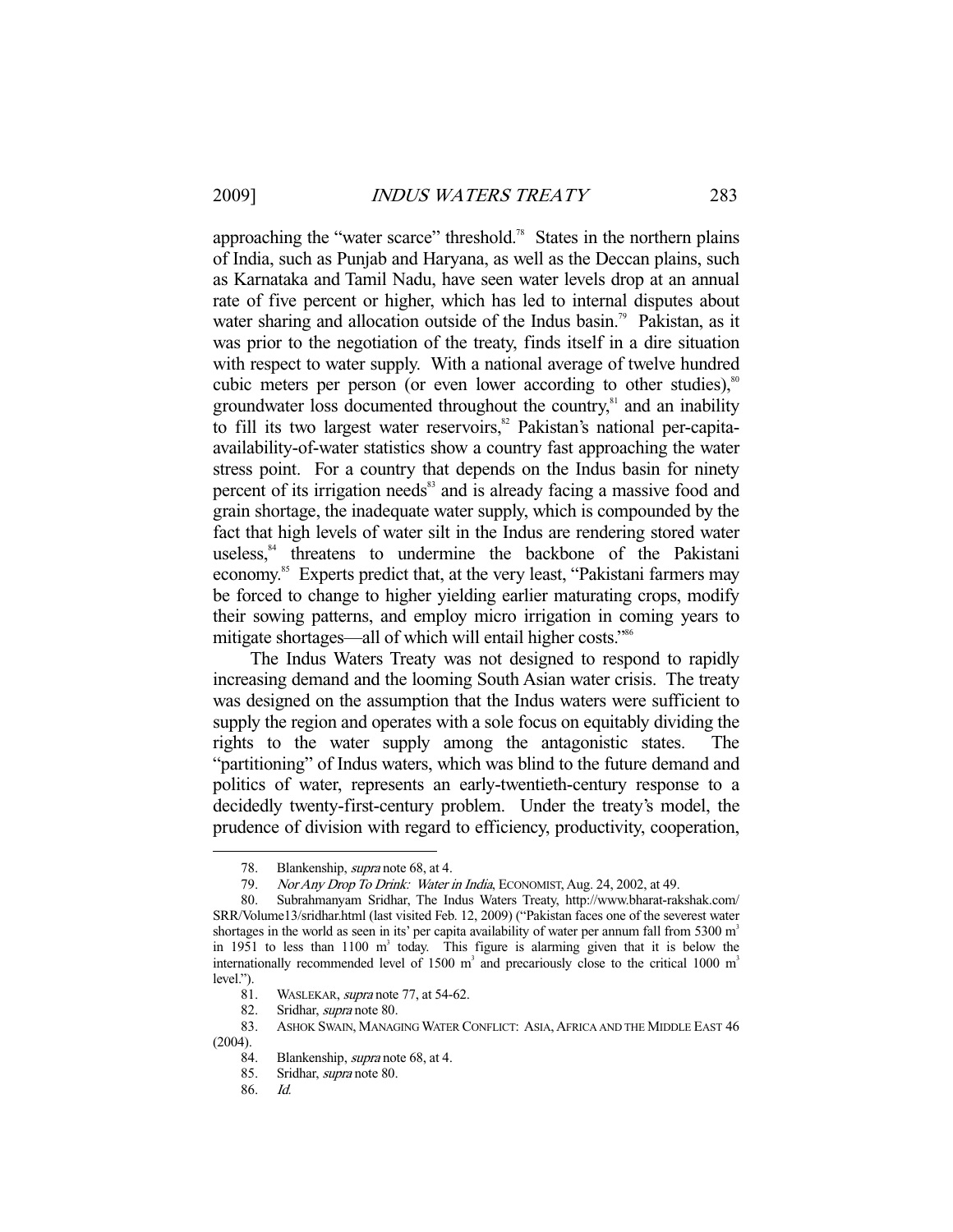approaching the "water scarce" threshold.[78] States in the northern plains of India, such as Punjab and Haryana, as well as the Deccan plains, such as Karnataka and Tamil Nadu, have seen water levels drop at an annual rate of five percent or higher, which has led to internal disputes about water sharing and allocation outside of the Indus basin.[79] Pakistan, as it was prior to the negotiation of the treaty, finds itself in a dire situation with respect to water supply. With a national average of twelve hundred cubic meters per person (or even lower according to other studies),[80] groundwater loss documented throughout the country,[81] and an inability to fill its two largest water reservoirs,[82] Pakistan's national per-capita-availability-of-water statistics show a country fast approaching the water stress point. For a country that depends on the Indus basin for ninety percent of its irrigation needs[83] and is already facing a massive food and grain shortage, the inadequate water supply, which is compounded by the fact that high levels of water silt in the Indus are rendering stored water useless,[84] threatens to undermine the backbone of the Pakistani economy.[85] Experts predict that, at the very least, "Pakistani farmers may be forced to change to higher yielding earlier maturating crops, modify their sowing patterns, and employ micro irrigation in coming years to mitigate shortages—all of which will entail higher costs."[86]

The Indus Waters Treaty was not designed to respond to rapidly increasing demand and the looming South Asian water crisis. The treaty was designed on the assumption that the Indus waters were sufficient to supply the region and operates with a sole focus on equitably dividing the rights to the water supply among the antagonistic states. The "partitioning" of Indus waters, which was blind to the future demand and politics of water, represents an early-twentieth-century response to a decidedly twenty-first-century problem. Under the treaty's model, the prudence of division with regard to efficiency, productivity, cooperation,

---

78. Blankenship, *supra* note 68, at 4.

79. *Nor Any Drop To Drink: Water in India*, ECONOMIST, Aug. 24, 2002, at 49.

80. Subrahmanyam Sridhar, The Indus Waters Treaty, http://www.bharat-rakshak.com/SRR/Volume13/sridhar.html (last visited Feb. 12, 2009) ("Pakistan faces one of the severest water shortages in the world as seen in its' per capita availability of water per annum fall from 5300 $m^3$ in 1951 to less than 1100 $m^3$ today. This figure is alarming given that it is below the internationally recommended level of 1500 $m^3$ and precariously close to the critical 1000 $m^3$ level.").

81. WASLEKAR, *supra* note 77, at 54-62.

82. Sridhar, *supra* note 80.

83. ASHOK SWAIN, MANAGING WATER CONFLICT: ASIA, AFRICA AND THE MIDDLE EAST 46 (2004).

84. Blankenship, *supra* note 68, at 4.

85. Sridhar, *supra* note 80.

86. *Id.*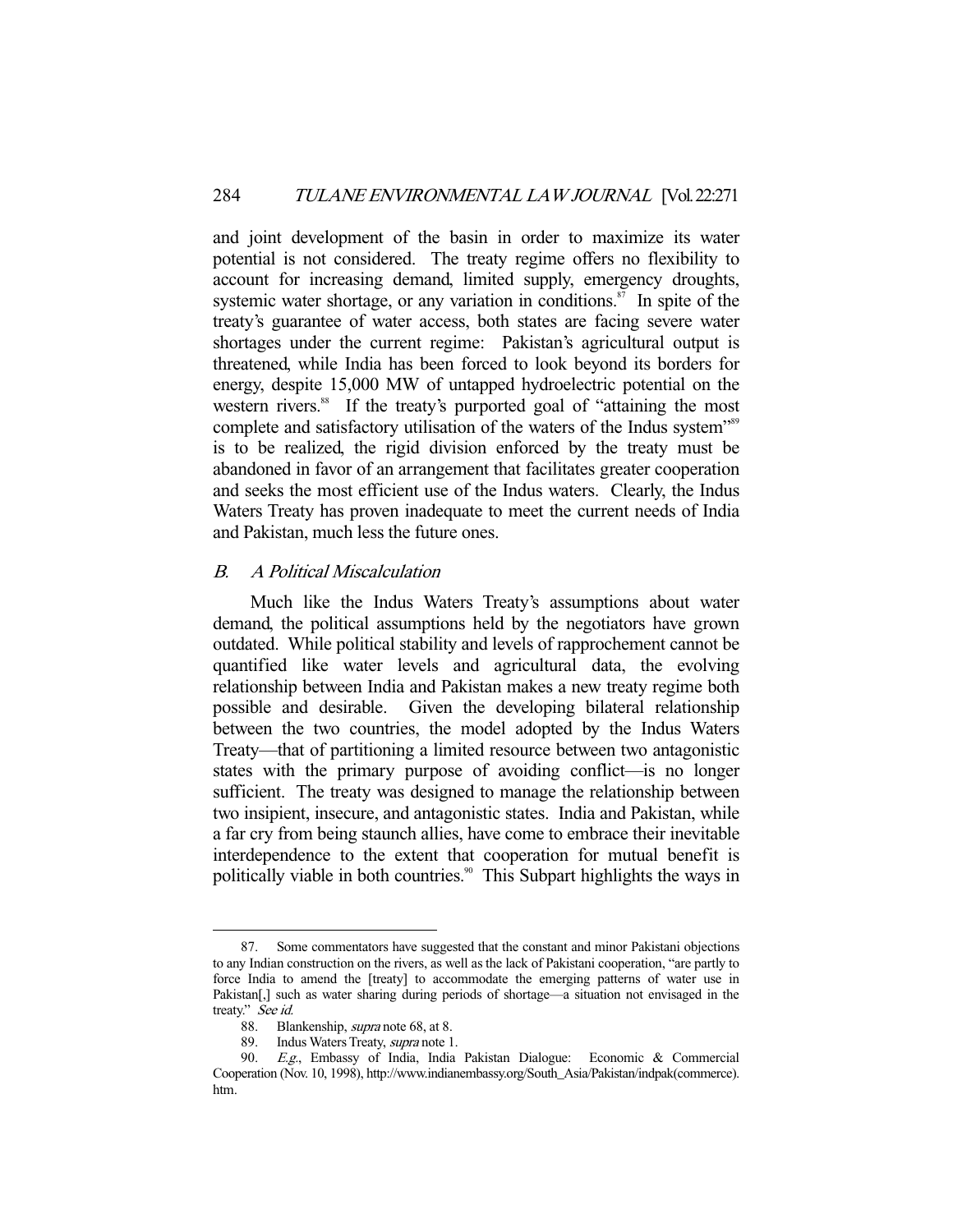and joint development of the basin in order to maximize its water potential is not considered. The treaty regime offers no flexibility to account for increasing demand, limited supply, emergency droughts, systemic water shortage, or any variation in conditions.[87] In spite of the treaty's guarantee of water access, both states are facing severe water shortages under the current regime: Pakistan's agricultural output is threatened, while India has been forced to look beyond its borders for energy, despite 15,000 MW of untapped hydroelectric potential on the western rivers.[88] If the treaty's purported goal of "attaining the most complete and satisfactory utilisation of the waters of the Indus system"[89] is to be realized, the rigid division enforced by the treaty must be abandoned in favor of an arrangement that facilitates greater cooperation and seeks the most efficient use of the Indus waters. Clearly, the Indus Waters Treaty has proven inadequate to meet the current needs of India and Pakistan, much less the future ones.

### *B. A Political Miscalculation*

Much like the Indus Waters Treaty's assumptions about water demand, the political assumptions held by the negotiators have grown outdated. While political stability and levels of rapprochement cannot be quantified like water levels and agricultural data, the evolving relationship between India and Pakistan makes a new treaty regime both possible and desirable. Given the developing bilateral relationship between the two countries, the model adopted by the Indus Waters Treaty—that of partitioning a limited resource between two antagonistic states with the primary purpose of avoiding conflict—is no longer sufficient. The treaty was designed to manage the relationship between two insipient, insecure, and antagonistic states. India and Pakistan, while a far cry from being staunch allies, have come to embrace their inevitable interdependence to the extent that cooperation for mutual benefit is politically viable in both countries.[90] This Subpart highlights the ways in

---

87. Some commentators have suggested that the constant and minor Pakistani objections to any Indian construction on the rivers, as well as the lack of Pakistani cooperation, "are partly to force India to amend the [treaty] to accommodate the emerging patterns of water use in Pakistan[,] such as water sharing during periods of shortage—a situation not envisaged in the treaty." *See id.*

88. Blankenship, *supra* note 68, at 8.

89. Indus Waters Treaty, *supra* note 1.

90. *E.g.*, Embassy of India, India Pakistan Dialogue: Economic & Commercial Cooperation (Nov. 10, 1998), http://www.indianembassy.org/South_Asia/Pakistan/indpak(commerce).htm.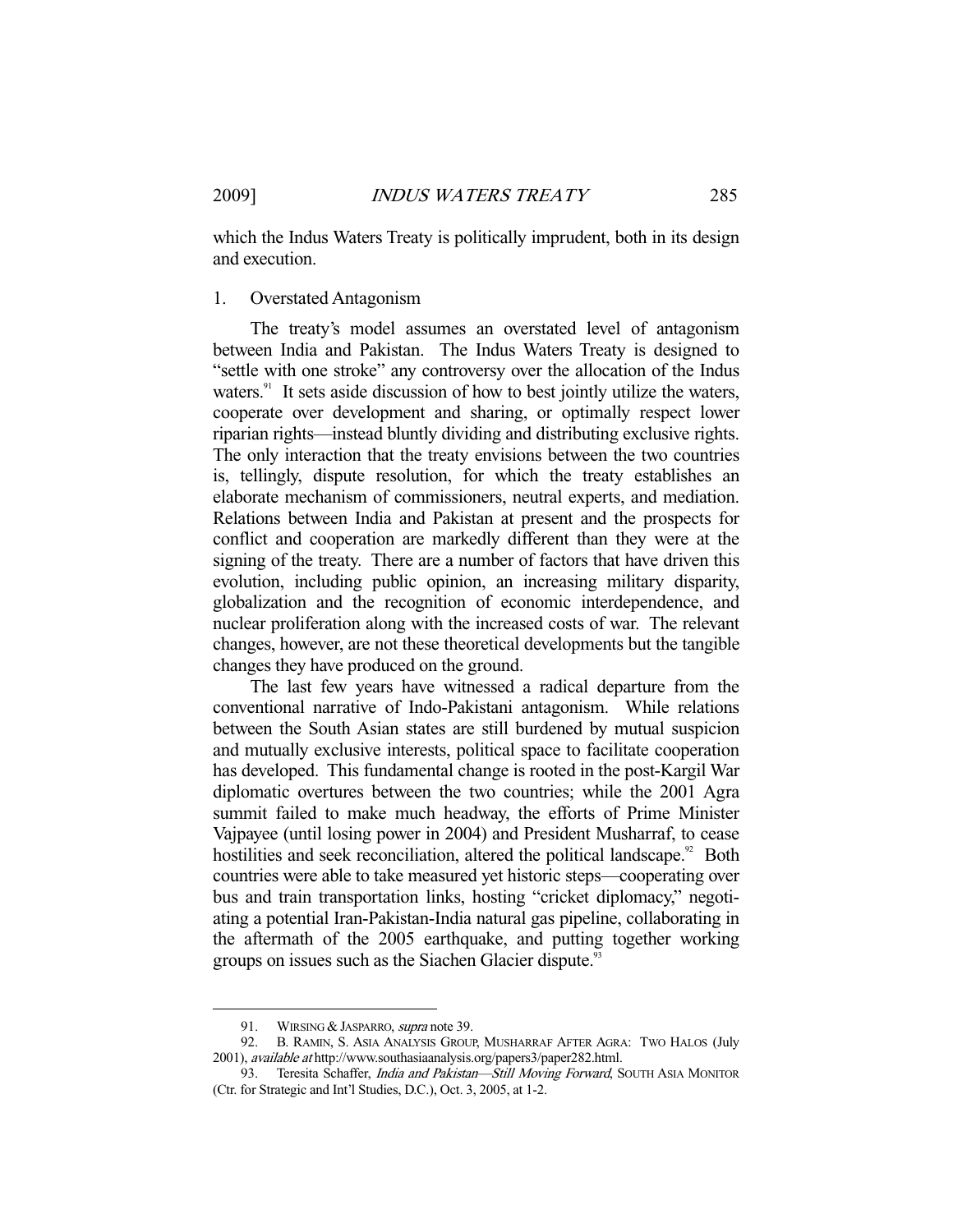which the Indus Waters Treaty is politically imprudent, both in its design and execution.

### 1. Overstated Antagonism

The treaty's model assumes an overstated level of antagonism between India and Pakistan. The Indus Waters Treaty is designed to "settle with one stroke" any controversy over the allocation of the Indus waters.[91] It sets aside discussion of how to best jointly utilize the waters, cooperate over development and sharing, or optimally respect lower riparian rights—instead bluntly dividing and distributing exclusive rights. The only interaction that the treaty envisions between the two countries is, tellingly, dispute resolution, for which the treaty establishes an elaborate mechanism of commissioners, neutral experts, and mediation. Relations between India and Pakistan at present and the prospects for conflict and cooperation are markedly different than they were at the signing of the treaty. There are a number of factors that have driven this evolution, including public opinion, an increasing military disparity, globalization and the recognition of economic interdependence, and nuclear proliferation along with the increased costs of war. The relevant changes, however, are not these theoretical developments but the tangible changes they have produced on the ground.

The last few years have witnessed a radical departure from the conventional narrative of Indo-Pakistani antagonism. While relations between the South Asian states are still burdened by mutual suspicion and mutually exclusive interests, political space to facilitate cooperation has developed. This fundamental change is rooted in the post-Kargil War diplomatic overtures between the two countries; while the 2001 Agra summit failed to make much headway, the efforts of Prime Minister Vajpayee (until losing power in 2004) and President Musharraf, to cease hostilities and seek reconciliation, altered the political landscape.[92] Both countries were able to take measured yet historic steps—cooperating over bus and train transportation links, hosting "cricket diplomacy," negotiating a potential Iran-Pakistan-India natural gas pipeline, collaborating in the aftermath of the 2005 earthquake, and putting together working groups on issues such as the Siachen Glacier dispute.[93]

---

91. WIRSING & JASPARRO, *supra* note 39.

92. B. RAMIN, S. ASIA ANALYSIS GROUP, MUSHARRAF AFTER AGRA: TWO HALOS (July 2001), *available at* http://www.southasiaanalysis.org/papers3/paper282.html.

93. Teresita Schaffer, *India and Pakistan—Still Moving Forward*, SOUTH ASIA MONITOR (Ctr. for Strategic and Int'l Studies, D.C.), Oct. 3, 2005, at 1-2.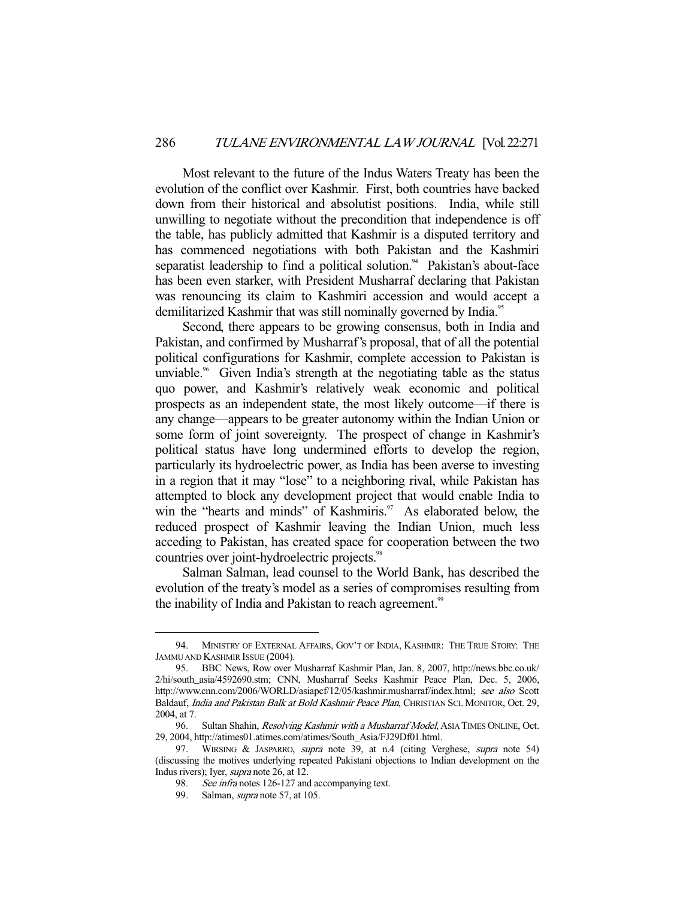Most relevant to the future of the Indus Waters Treaty has been the evolution of the conflict over Kashmir. First, both countries have backed down from their historical and absolutist positions. India, while still unwilling to negotiate without the precondition that independence is off the table, has publicly admitted that Kashmir is a disputed territory and has commenced negotiations with both Pakistan and the Kashmiri separatist leadership to find a political solution.[94] Pakistan's about-face has been even starker, with President Musharraf declaring that Pakistan was renouncing its claim to Kashmiri accession and would accept a demilitarized Kashmir that was still nominally governed by India.[95]

Second, there appears to be growing consensus, both in India and Pakistan, and confirmed by Musharraf's proposal, that of all the potential political configurations for Kashmir, complete accession to Pakistan is unviable.[96] Given India's strength at the negotiating table as the status quo power, and Kashmir's relatively weak economic and political prospects as an independent state, the most likely outcome—if there is any change—appears to be greater autonomy within the Indian Union or some form of joint sovereignty. The prospect of change in Kashmir's political status have long undermined efforts to develop the region, particularly its hydroelectric power, as India has been averse to investing in a region that it may "lose" to a neighboring rival, while Pakistan has attempted to block any development project that would enable India to win the "hearts and minds" of Kashmiris.[97] As elaborated below, the reduced prospect of Kashmir leaving the Indian Union, much less acceding to Pakistan, has created space for cooperation between the two countries over joint-hydroelectric projects.[98]

Salman Salman, lead counsel to the World Bank, has described the evolution of the treaty's model as a series of compromises resulting from the inability of India and Pakistan to reach agreement.[99]

---

94. MINISTRY OF EXTERNAL AFFAIRS, GOV'T OF INDIA, KASHMIR: THE TRUE STORY: THE JAMMU AND KASHMIR ISSUE (2004).

95. BBC News, Row over Musharraf Kashmir Plan, Jan. 8, 2007, http://news.bbc.co.uk/2/hi/south_asia/4592690.stm; CNN, Musharraf Seeks Kashmir Peace Plan, Dec. 5, 2006, http://www.cnn.com/2006/WORLD/asiapcf/12/05/kashmir.musharraf/index.html; *see also* Scott Baldauf, *India and Pakistan Balk at Bold Kashmir Peace Plan*, CHRISTIAN SCI. MONITOR, Oct. 29, 2004, at 7.

96. Sultan Shahin, *Resolving Kashmir with a Musharraf Model*, ASIA TIMES ONLINE, Oct. 29, 2004, http://atimes01.atimes.com/atimes/South_Asia/FJ29Df01.html.

97. WIRSING & JASPARRO, *supra* note 39, at n.4 (citing Verghese, *supra* note 54) (discussing the motives underlying repeated Pakistani objections to Indian development on the Indus rivers); Iyer, *supra* note 26, at 12.

98. *See infra* notes 126-127 and accompanying text.

99. Salman, *supra* note 57, at 105.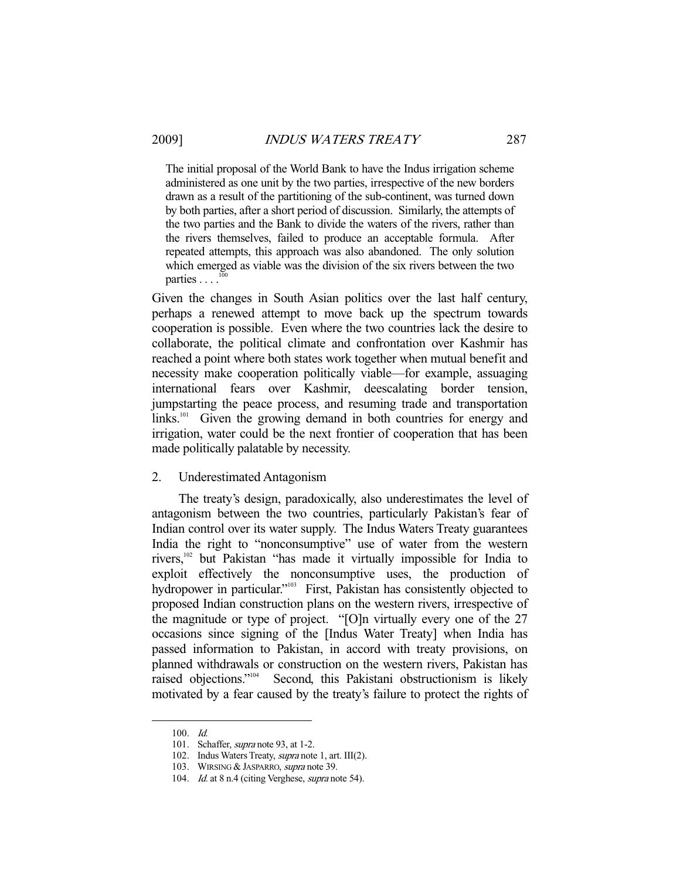> The initial proposal of the World Bank to have the Indus irrigation scheme administered as one unit by the two parties, irrespective of the new borders drawn as a result of the partitioning of the sub-continent, was turned down by both parties, after a short period of discussion. Similarly, the attempts of the two parties and the Bank to divide the waters of the rivers, rather than the rivers themselves, failed to produce an acceptable formula. After repeated attempts, this approach was also abandoned. The only solution which emerged as viable was the division of the six rivers between the two parties . . . .[100]

Given the changes in South Asian politics over the last half century, perhaps a renewed attempt to move back up the spectrum towards cooperation is possible. Even where the two countries lack the desire to collaborate, the political climate and confrontation over Kashmir has reached a point where both states work together when mutual benefit and necessity make cooperation politically viable—for example, assuaging international fears over Kashmir, deescalating border tension, jumpstarting the peace process, and resuming trade and transportation links.[101] Given the growing demand in both countries for energy and irrigation, water could be the next frontier of cooperation that has been made politically palatable by necessity.

2. Underestimated Antagonism

The treaty's design, paradoxically, also underestimates the level of antagonism between the two countries, particularly Pakistan's fear of Indian control over its water supply. The Indus Waters Treaty guarantees India the right to "nonconsumptive" use of water from the western rivers,[102] but Pakistan "has made it virtually impossible for India to exploit effectively the nonconsumptive uses, the production of hydropower in particular."[103] First, Pakistan has consistently objected to proposed Indian construction plans on the western rivers, irrespective of the magnitude or type of project. "[O]n virtually every one of the 27 occasions since signing of the [Indus Water Treaty] when India has passed information to Pakistan, in accord with treaty provisions, on planned withdrawals or construction on the western rivers, Pakistan has raised objections."[104] Second, this Pakistani obstructionism is likely motivated by a fear caused by the treaty's failure to protect the rights of

---

100. *Id.*

101. Schaffer, *supra* note 93, at 1-2.

102. Indus Waters Treaty, *supra* note 1, art. III(2).

103. WIRSING & JASPARRO, *supra* note 39.

104. *Id.* at 8 n.4 (citing Verghese, *supra* note 54).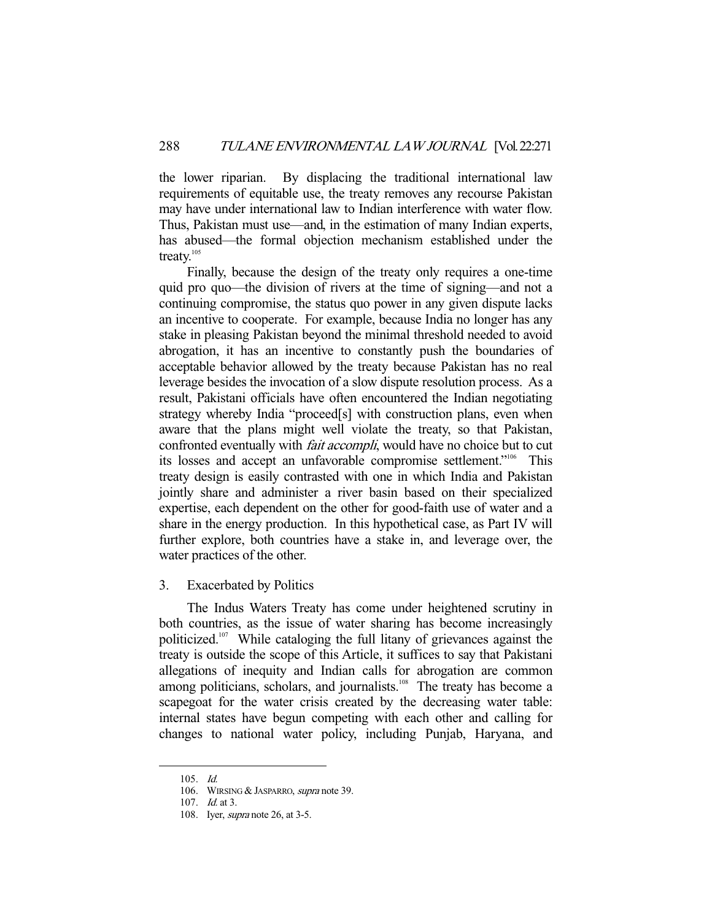the lower riparian. By displacing the traditional international law requirements of equitable use, the treaty removes any recourse Pakistan may have under international law to Indian interference with water flow. Thus, Pakistan must use—and, in the estimation of many Indian experts, has abused—the formal objection mechanism established under the treaty.[105]

Finally, because the design of the treaty only requires a one-time quid pro quo—the division of rivers at the time of signing—and not a continuing compromise, the status quo power in any given dispute lacks an incentive to cooperate. For example, because India no longer has any stake in pleasing Pakistan beyond the minimal threshold needed to avoid abrogation, it has an incentive to constantly push the boundaries of acceptable behavior allowed by the treaty because Pakistan has no real leverage besides the invocation of a slow dispute resolution process. As a result, Pakistani officials have often encountered the Indian negotiating strategy whereby India "proceed[s] with construction plans, even when aware that the plans might well violate the treaty, so that Pakistan, confronted eventually with *fait accompli*, would have no choice but to cut its losses and accept an unfavorable compromise settlement."[106] This treaty design is easily contrasted with one in which India and Pakistan jointly share and administer a river basin based on their specialized expertise, each dependent on the other for good-faith use of water and a share in the energy production. In this hypothetical case, as Part IV will further explore, both countries have a stake in, and leverage over, the water practices of the other.

### 3. Exacerbated by Politics

The Indus Waters Treaty has come under heightened scrutiny in both countries, as the issue of water sharing has become increasingly politicized.[107] While cataloging the full litany of grievances against the treaty is outside the scope of this Article, it suffices to say that Pakistani allegations of inequity and Indian calls for abrogation are common among politicians, scholars, and journalists.[108] The treaty has become a scapegoat for the water crisis created by the decreasing water table: internal states have begun competing with each other and calling for changes to national water policy, including Punjab, Haryana, and

---

105. *Id.*
106. WIRSING & JASPARRO, *supra* note 39.
107. *Id.* at 3.
108. Iyer, *supra* note 26, at 3-5.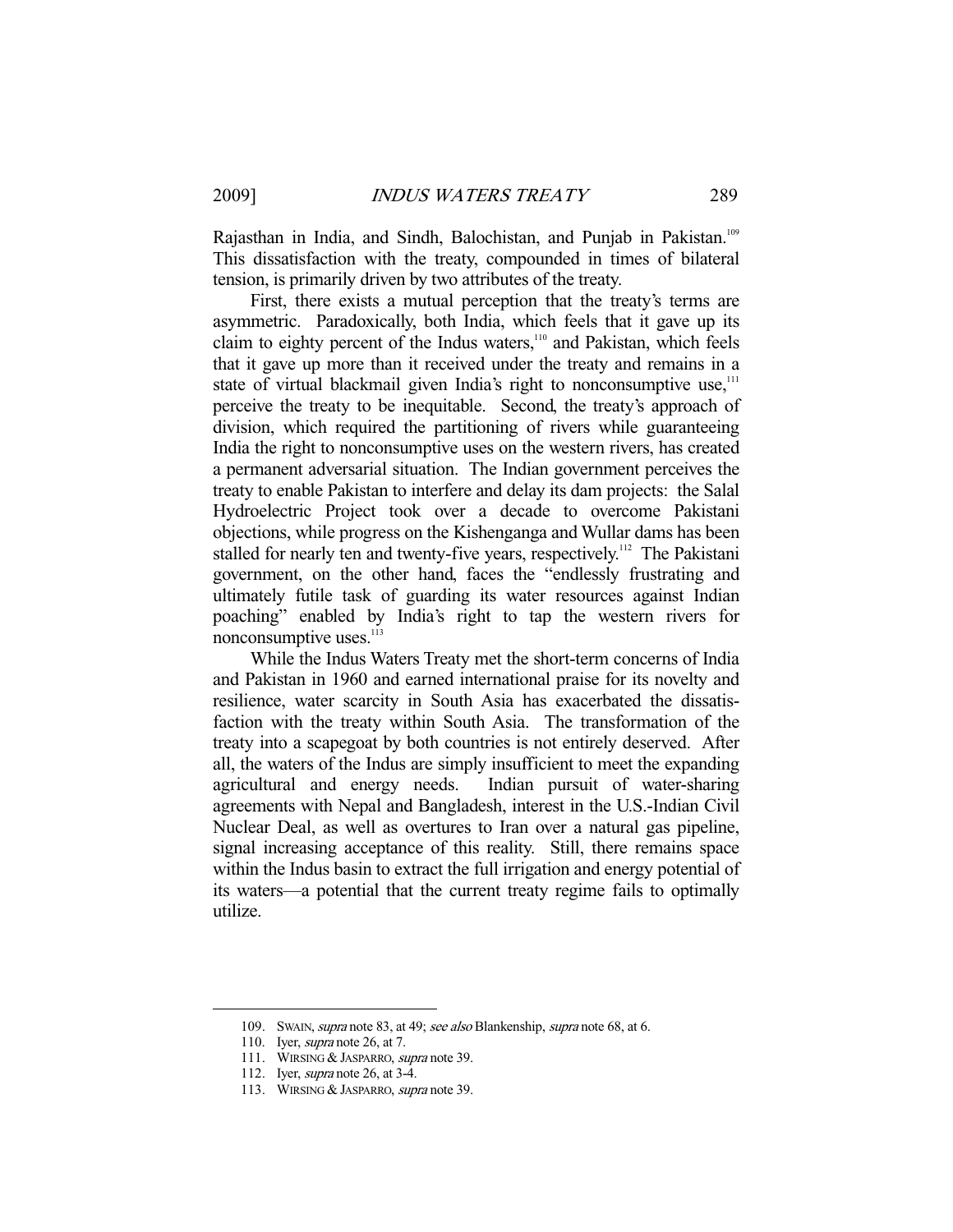Rajasthan in India, and Sindh, Balochistan, and Punjab in Pakistan.[109] This dissatisfaction with the treaty, compounded in times of bilateral tension, is primarily driven by two attributes of the treaty.

First, there exists a mutual perception that the treaty's terms are asymmetric. Paradoxically, both India, which feels that it gave up its claim to eighty percent of the Indus waters,[110] and Pakistan, which feels that it gave up more than it received under the treaty and remains in a state of virtual blackmail given India's right to nonconsumptive use,[111] perceive the treaty to be inequitable. Second, the treaty's approach of division, which required the partitioning of rivers while guaranteeing India the right to nonconsumptive uses on the western rivers, has created a permanent adversarial situation. The Indian government perceives the treaty to enable Pakistan to interfere and delay its dam projects: the Salal Hydroelectric Project took over a decade to overcome Pakistani objections, while progress on the Kishenganga and Wullar dams has been stalled for nearly ten and twenty-five years, respectively.[112] The Pakistani government, on the other hand, faces the "endlessly frustrating and ultimately futile task of guarding its water resources against Indian poaching" enabled by India's right to tap the western rivers for nonconsumptive uses.[113]

While the Indus Waters Treaty met the short-term concerns of India and Pakistan in 1960 and earned international praise for its novelty and resilience, water scarcity in South Asia has exacerbated the dissatisfaction with the treaty within South Asia. The transformation of the treaty into a scapegoat by both countries is not entirely deserved. After all, the waters of the Indus are simply insufficient to meet the expanding agricultural and energy needs. Indian pursuit of water-sharing agreements with Nepal and Bangladesh, interest in the U.S.-Indian Civil Nuclear Deal, as well as overtures to Iran over a natural gas pipeline, signal increasing acceptance of this reality. Still, there remains space within the Indus basin to extract the full irrigation and energy potential of its waters—a potential that the current treaty regime fails to optimally utilize.

---

109. SWAIN, *supra* note 83, at 49; *see also* Blankenship, *supra* note 68, at 6.

110. Iyer, *supra* note 26, at 7.

111. WIRSING & JASPARRO, *supra* note 39.

112. Iyer, *supra* note 26, at 3-4.

113. WIRSING & JASPARRO, *supra* note 39.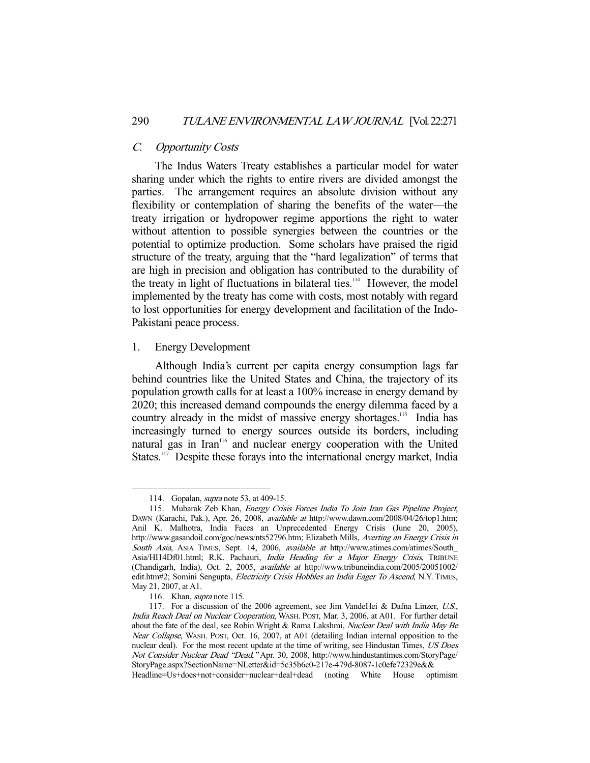### *C. Opportunity Costs*

The Indus Waters Treaty establishes a particular model for water sharing under which the rights to entire rivers are divided amongst the parties. The arrangement requires an absolute division without any flexibility or contemplation of sharing the benefits of the water—the treaty irrigation or hydropower regime apportions the right to water without attention to possible synergies between the countries or the potential to optimize production. Some scholars have praised the rigid structure of the treaty, arguing that the "hard legalization" of terms that are high in precision and obligation has contributed to the durability of the treaty in light of fluctuations in bilateral ties.[114] However, the model implemented by the treaty has come with costs, most notably with regard to lost opportunities for energy development and facilitation of the Indo-Pakistani peace process.

#### 1. Energy Development

Although India's current per capita energy consumption lags far behind countries like the United States and China, the trajectory of its population growth calls for at least a 100% increase in energy demand by 2020; this increased demand compounds the energy dilemma faced by a country already in the midst of massive energy shortages.[115] India has increasingly turned to energy sources outside its borders, including natural gas in Iran[116] and nuclear energy cooperation with the United States.[117] Despite these forays into the international energy market, India

---

114. Gopalan, *supra* note 53, at 409-15.

115. Mubarak Zeb Khan, *Energy Crisis Forces India To Join Iran Gas Pipeline Project*, DAWN (Karachi, Pak.), Apr. 26, 2008, *available at* http://www.dawn.com/2008/04/26/top1.htm; Anil K. Malhotra, India Faces an Unprecedented Energy Crisis (June 20, 2005), http://www.gasandoil.com/goc/news/nts52796.htm; Elizabeth Mills, *Averting an Energy Crisis in South Asia*, ASIA TIMES, Sept. 14, 2006, *available at* http://www.atimes.com/atimes/South_Asia/HI14Df01.html; R.K. Pachauri, *India Heading for a Major Energy Crisis*, TRIBUNE (Chandigarh, India), Oct. 2, 2005, *available at* http://www.tribuneindia.com/2005/20051002/edit.htm#2; Somini Sengupta, *Electricity Crisis Hobbles an India Eager To Ascend*, N.Y. TIMES, May 21, 2007, at A1.

116. Khan, *supra* note 115.

117. For a discussion of the 2006 agreement, see Jim VandeHei & Dafna Linzer, *U.S., India Reach Deal on Nuclear Cooperation*, WASH. POST, Mar. 3, 2006, at A01. For further detail about the fate of the deal, see Robin Wright & Rama Lakshmi, *Nuclear Deal with India May Be Near Collapse*, WASH. POST, Oct. 16, 2007, at A01 (detailing Indian internal opposition to the nuclear deal). For the most recent update at the time of writing, see Hindustan Times, *US Does Not Consider Nuclear Dead "Dead,"* Apr. 30, 2008, http://www.hindustantimes.com/StoryPage/StoryPage.aspx?SectionName=NLetter&id=5c35b6c0-217e-479d-8087-1c0efe72329e&&Headline=Us+does+not+consider+nuclear+deal+dead (noting White House optimism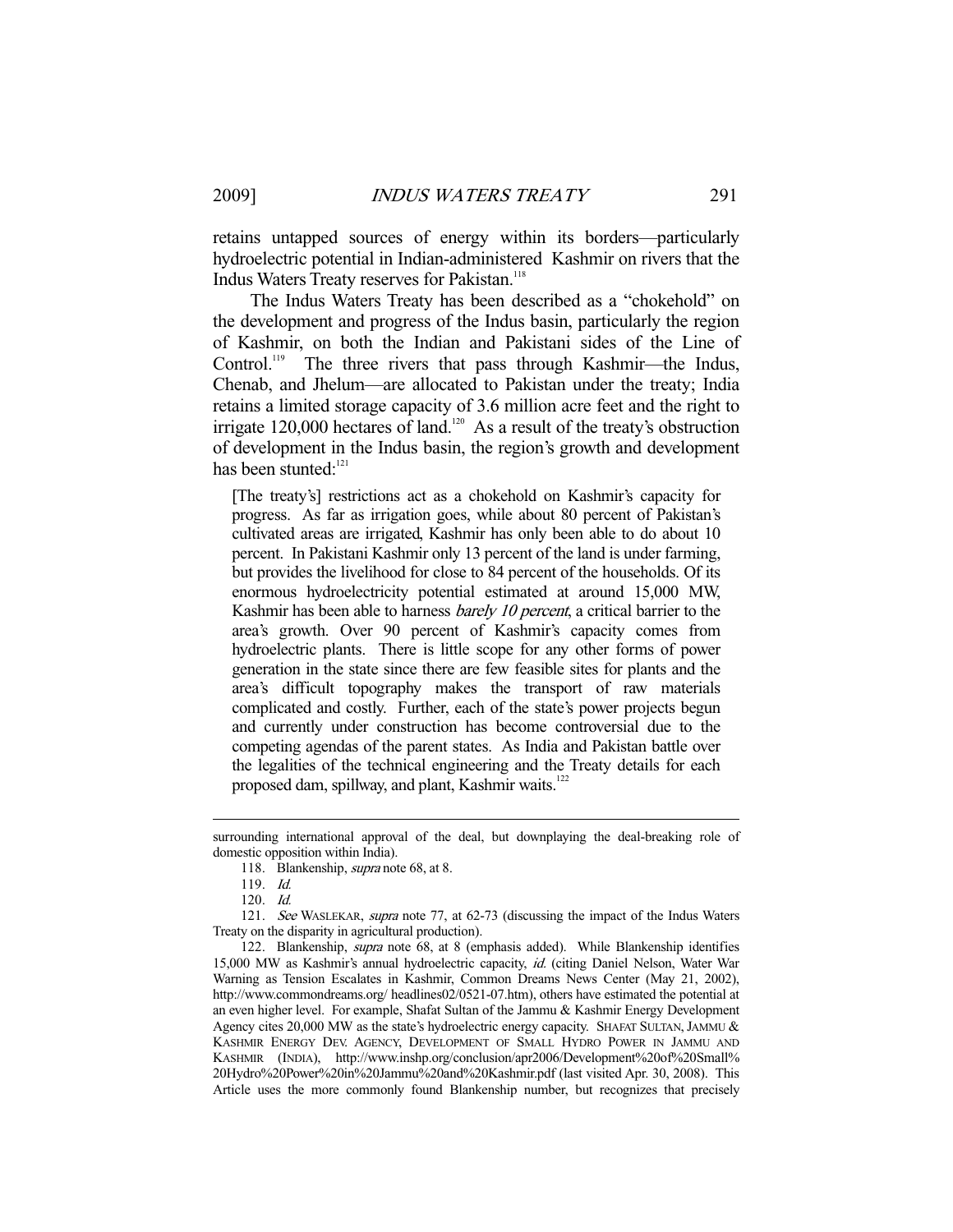retains untapped sources of energy within its borders—particularly hydroelectric potential in Indian-administered Kashmir on rivers that the Indus Waters Treaty reserves for Pakistan.[118]

The Indus Waters Treaty has been described as a "chokehold" on the development and progress of the Indus basin, particularly the region of Kashmir, on both the Indian and Pakistani sides of the Line of Control.[119] The three rivers that pass through Kashmir—the Indus, Chenab, and Jhelum—are allocated to Pakistan under the treaty; India retains a limited storage capacity of 3.6 million acre feet and the right to irrigate 120,000 hectares of land.[120] As a result of the treaty's obstruction of development in the Indus basin, the region's growth and development has been stunted:[121]

> [The treaty's] restrictions act as a chokehold on Kashmir's capacity for progress. As far as irrigation goes, while about 80 percent of Pakistan's cultivated areas are irrigated, Kashmir has only been able to do about 10 percent. In Pakistani Kashmir only 13 percent of the land is under farming, but provides the livelihood for close to 84 percent of the households. Of its enormous hydroelectricity potential estimated at around 15,000 MW, Kashmir has been able to harness *barely 10 percent*, a critical barrier to the area's growth. Over 90 percent of Kashmir's capacity comes from hydroelectric plants. There is little scope for any other forms of power generation in the state since there are few feasible sites for plants and the area's difficult topography makes the transport of raw materials complicated and costly. Further, each of the state's power projects begun and currently under construction has become controversial due to the competing agendas of the parent states. As India and Pakistan battle over the legalities of the technical engineering and the Treaty details for each proposed dam, spillway, and plant, Kashmir waits.[122]

---

surrounding international approval of the deal, but downplaying the deal-breaking role of domestic opposition within India).

118. Blankenship, *supra* note 68, at 8.

119. *Id.*

120. *Id.*

121. *See* WASLEKAR, *supra* note 77, at 62-73 (discussing the impact of the Indus Waters Treaty on the disparity in agricultural production).

122. Blankenship, *supra* note 68, at 8 (emphasis added). While Blankenship identifies 15,000 MW as Kashmir's annual hydroelectric capacity, *id.* (citing Daniel Nelson, Water War Warning as Tension Escalates in Kashmir, Common Dreams News Center (May 21, 2002), http://www.commondreams.org/ headlines02/0521-07.htm), others have estimated the potential at an even higher level. For example, Shafat Sultan of the Jammu & Kashmir Energy Development Agency cites 20,000 MW as the state's hydroelectric energy capacity. SHAFAT SULTAN, JAMMU & KASHMIR ENERGY DEV. AGENCY, DEVELOPMENT OF SMALL HYDRO POWER IN JAMMU AND KASHMIR (INDIA), http://www.inshp.org/conclusion/apr2006/Development%20of%20Small%20Hydro%20Power%20in%20Jammu%20and%20Kashmir.pdf (last visited Apr. 30, 2008). This Article uses the more commonly found Blankenship number, but recognizes that precisely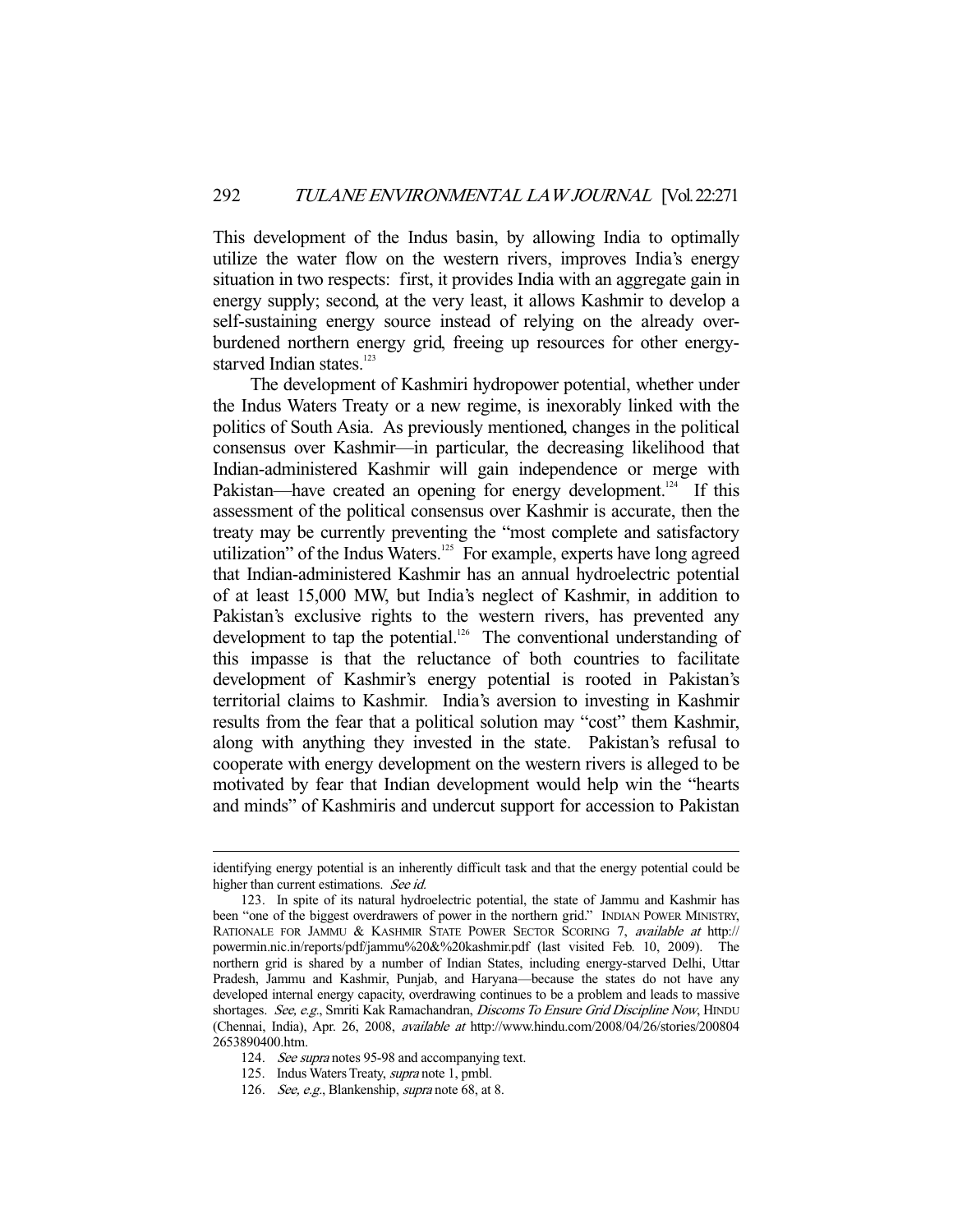This development of the Indus basin, by allowing India to optimally utilize the water flow on the western rivers, improves India's energy situation in two respects: first, it provides India with an aggregate gain in energy supply; second, at the very least, it allows Kashmir to develop a self-sustaining energy source instead of relying on the already over-burdened northern energy grid, freeing up resources for other energy-starved Indian states.[123]

The development of Kashmiri hydropower potential, whether under the Indus Waters Treaty or a new regime, is inexorably linked with the politics of South Asia. As previously mentioned, changes in the political consensus over Kashmir—in particular, the decreasing likelihood that Indian-administered Kashmir will gain independence or merge with Pakistan—have created an opening for energy development.[124] If this assessment of the political consensus over Kashmir is accurate, then the treaty may be currently preventing the "most complete and satisfactory utilization" of the Indus Waters.[125] For example, experts have long agreed that Indian-administered Kashmir has an annual hydroelectric potential of at least 15,000 MW, but India's neglect of Kashmir, in addition to Pakistan's exclusive rights to the western rivers, has prevented any development to tap the potential.[126] The conventional understanding of this impasse is that the reluctance of both countries to facilitate development of Kashmir's energy potential is rooted in Pakistan's territorial claims to Kashmir. India's aversion to investing in Kashmir results from the fear that a political solution may "cost" them Kashmir, along with anything they invested in the state. Pakistan's refusal to cooperate with energy development on the western rivers is alleged to be motivated by fear that Indian development would help win the "hearts and minds" of Kashmiris and undercut support for accession to Pakistan

---

identifying energy potential is an inherently difficult task and that the energy potential could be higher than current estimations. *See id.*

123. In spite of its natural hydroelectric potential, the state of Jammu and Kashmir has been "one of the biggest overdrawers of power in the northern grid." INDIAN POWER MINISTRY, RATIONALE FOR JAMMU & KASHMIR STATE POWER SECTOR SCORING 7, *available at* http://powermin.nic.in/reports/pdf/jammu%20&%20kashmir.pdf (last visited Feb. 10, 2009). The northern grid is shared by a number of Indian States, including energy-starved Delhi, Uttar Pradesh, Jammu and Kashmir, Punjab, and Haryana—because the states do not have any developed internal energy capacity, overdrawing continues to be a problem and leads to massive shortages. *See, e.g.*, Smriti Kak Ramachandran, *Discoms To Ensure Grid Discipline Now*, HINDU (Chennai, India), Apr. 26, 2008, *available at* http://www.hindu.com/2008/04/26/stories/2008042653890400.htm.

124. *See supra* notes 95-98 and accompanying text.

125. Indus Waters Treaty, *supra* note 1, pmbl.

126. *See, e.g.*, Blankenship, *supra* note 68, at 8.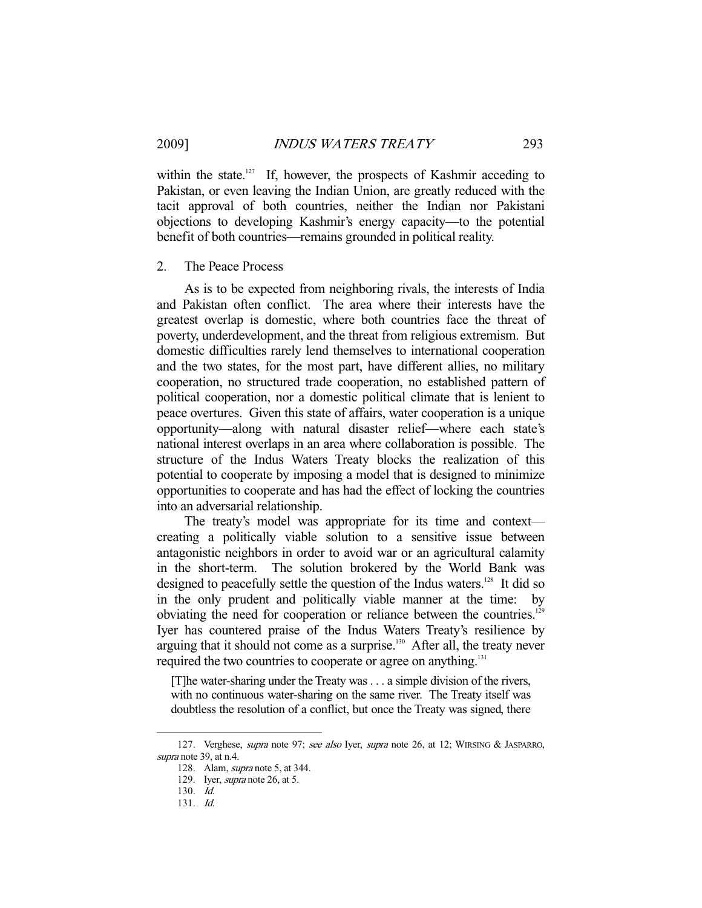within the state.[127] If, however, the prospects of Kashmir acceding to Pakistan, or even leaving the Indian Union, are greatly reduced with the tacit approval of both countries, neither the Indian nor Pakistani objections to developing Kashmir's energy capacity—to the potential benefit of both countries—remains grounded in political reality.

### 2. The Peace Process

As is to be expected from neighboring rivals, the interests of India and Pakistan often conflict. The area where their interests have the greatest overlap is domestic, where both countries face the threat of poverty, underdevelopment, and the threat from religious extremism. But domestic difficulties rarely lend themselves to international cooperation and the two states, for the most part, have different allies, no military cooperation, no structured trade cooperation, no established pattern of political cooperation, nor a domestic political climate that is lenient to peace overtures. Given this state of affairs, water cooperation is a unique opportunity—along with natural disaster relief—where each state's national interest overlaps in an area where collaboration is possible. The structure of the Indus Waters Treaty blocks the realization of this potential to cooperate by imposing a model that is designed to minimize opportunities to cooperate and has had the effect of locking the countries into an adversarial relationship.

The treaty's model was appropriate for its time and context—creating a politically viable solution to a sensitive issue between antagonistic neighbors in order to avoid war or an agricultural calamity in the short-term. The solution brokered by the World Bank was designed to peacefully settle the question of the Indus waters.[128] It did so in the only prudent and politically viable manner at the time: by obviating the need for cooperation or reliance between the countries.[129] Iyer has countered praise of the Indus Waters Treaty's resilience by arguing that it should not come as a surprise.[130] After all, the treaty never required the two countries to cooperate or agree on anything.[131]

> [T]he water-sharing under the Treaty was . . . a simple division of the rivers, with no continuous water-sharing on the same river. The Treaty itself was doubtless the resolution of a conflict, but once the Treaty was signed, there

---

127. Verghese, *supra* note 97; *see also* Iyer, *supra* note 26, at 12; WIRSING & JASPARRO, *supra* note 39, at n.4.

128. Alam, *supra* note 5, at 344.

129. Iyer, *supra* note 26, at 5.

130. *Id.*

131. *Id.*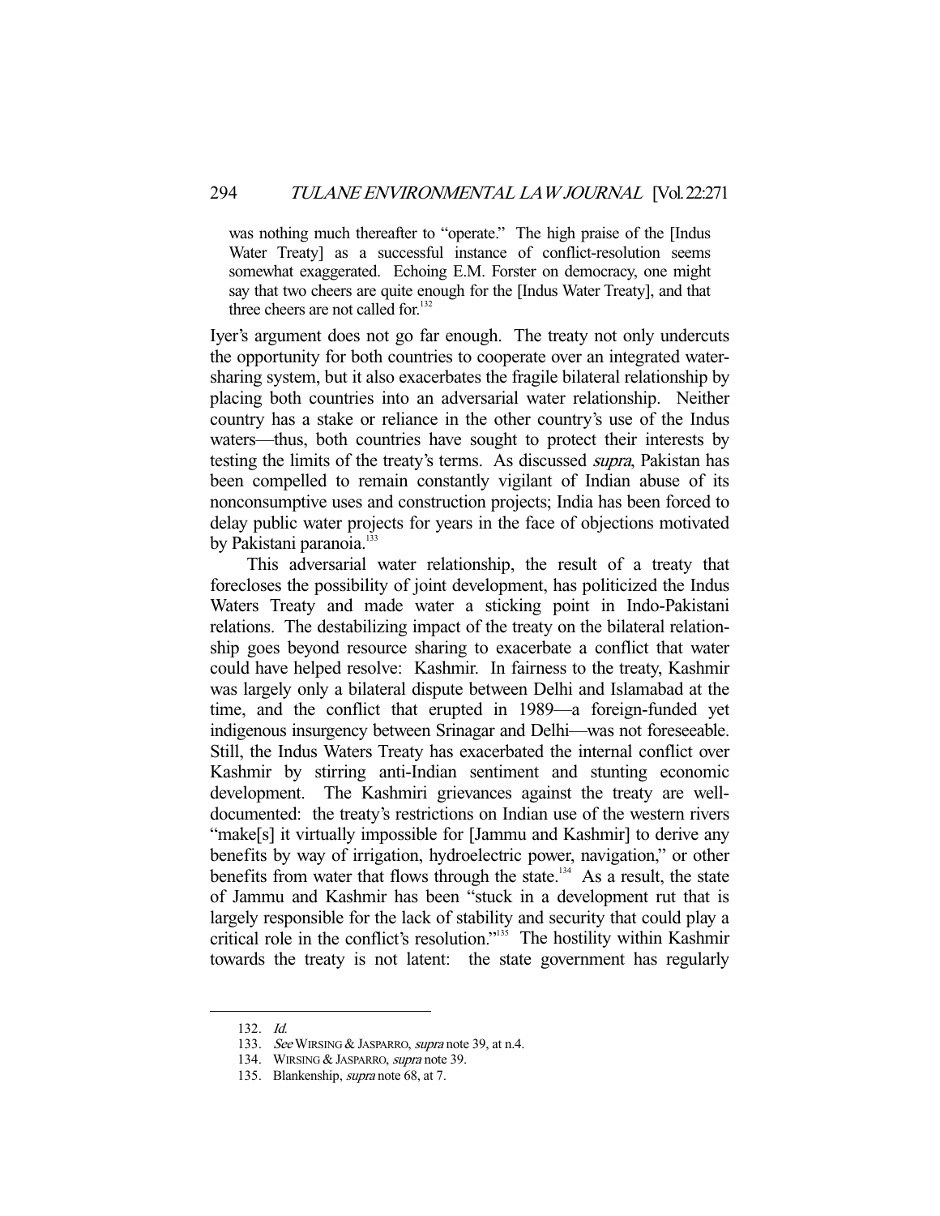> was nothing much thereafter to "operate." The high praise of the [Indus Water Treaty] as a successful instance of conflict-resolution seems somewhat exaggerated. Echoing E.M. Forster on democracy, one might say that two cheers are quite enough for the [Indus Water Treaty], and that three cheers are not called for.[132]

Iyer's argument does not go far enough. The treaty not only undercuts the opportunity for both countries to cooperate over an integrated water-sharing system, but it also exacerbates the fragile bilateral relationship by placing both countries into an adversarial water relationship. Neither country has a stake or reliance in the other country's use of the Indus waters—thus, both countries have sought to protect their interests by testing the limits of the treaty's terms. As discussed *supra*, Pakistan has been compelled to remain constantly vigilant of Indian abuse of its nonconsumptive uses and construction projects; India has been forced to delay public water projects for years in the face of objections motivated by Pakistani paranoia.[133]

This adversarial water relationship, the result of a treaty that forecloses the possibility of joint development, has politicized the Indus Waters Treaty and made water a sticking point in Indo-Pakistani relations. The destabilizing impact of the treaty on the bilateral relationship goes beyond resource sharing to exacerbate a conflict that water could have helped resolve: Kashmir. In fairness to the treaty, Kashmir was largely only a bilateral dispute between Delhi and Islamabad at the time, and the conflict that erupted in 1989—a foreign-funded yet indigenous insurgency between Srinagar and Delhi—was not foreseeable. Still, the Indus Waters Treaty has exacerbated the internal conflict over Kashmir by stirring anti-Indian sentiment and stunting economic development. The Kashmiri grievances against the treaty are well-documented: the treaty's restrictions on Indian use of the western rivers "make[s] it virtually impossible for [Jammu and Kashmir] to derive any benefits by way of irrigation, hydroelectric power, navigation," or other benefits from water that flows through the state.[134] As a result, the state of Jammu and Kashmir has been "stuck in a development rut that is largely responsible for the lack of stability and security that could play a critical role in the conflict's resolution."[135] The hostility within Kashmir towards the treaty is not latent: the state government has regularly

---

132. *Id.*
133. *See* WIRSING & JASPARRO, *supra* note 39, at n.4.
134. WIRSING & JASPARRO, *supra* note 39.
135. Blankenship, *supra* note 68, at 7.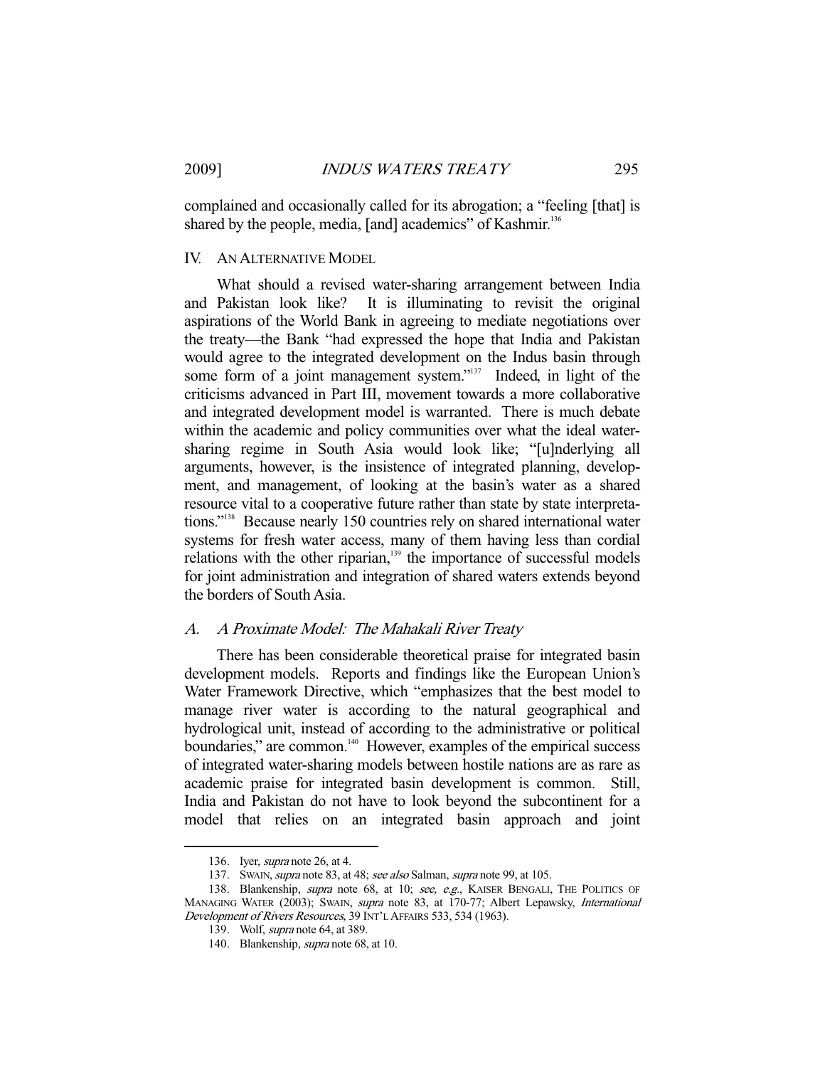complained and occasionally called for its abrogation; a "feeling [that] is shared by the people, media, [and] academics" of Kashmir.[136]

## IV. AN ALTERNATIVE MODEL

What should a revised water-sharing arrangement between India and Pakistan look like? It is illuminating to revisit the original aspirations of the World Bank in agreeing to mediate negotiations over the treaty—the Bank "had expressed the hope that India and Pakistan would agree to the integrated development on the Indus basin through some form of a joint management system."[137] Indeed, in light of the criticisms advanced in Part III, movement towards a more collaborative and integrated development model is warranted. There is much debate within the academic and policy communities over what the ideal water-sharing regime in South Asia would look like; "[u]nderlying all arguments, however, is the insistence of integrated planning, development, and management, of looking at the basin's water as a shared resource vital to a cooperative future rather than state by state interpretations."[138] Because nearly 150 countries rely on shared international water systems for fresh water access, many of them having less than cordial relations with the other riparian,[139] the importance of successful models for joint administration and integration of shared waters extends beyond the borders of South Asia.

### *A. A Proximate Model: The Mahakali River Treaty*

There has been considerable theoretical praise for integrated basin development models. Reports and findings like the European Union's Water Framework Directive, which "emphasizes that the best model to manage river water is according to the natural geographical and hydrological unit, instead of according to the administrative or political boundaries," are common.[140] However, examples of the empirical success of integrated water-sharing models between hostile nations are as rare as academic praise for integrated basin development is common. Still, India and Pakistan do not have to look beyond the subcontinent for a model that relies on an integrated basin approach and joint

---

136. Iyer, *supra* note 26, at 4.

137. SWAIN, *supra* note 83, at 48; *see also* Salman, *supra* note 99, at 105.

138. Blankenship, *supra* note 68, at 10; *see, e.g.*, KAISER BENGALI, THE POLITICS OF MANAGING WATER (2003); SWAIN, *supra* note 83, at 170-77; Albert Lepawsky, *International Development of Rivers Resources*, 39 INT'L AFFAIRS 533, 534 (1963).

139. Wolf, *supra* note 64, at 389.

140. Blankenship, *supra* note 68, at 10.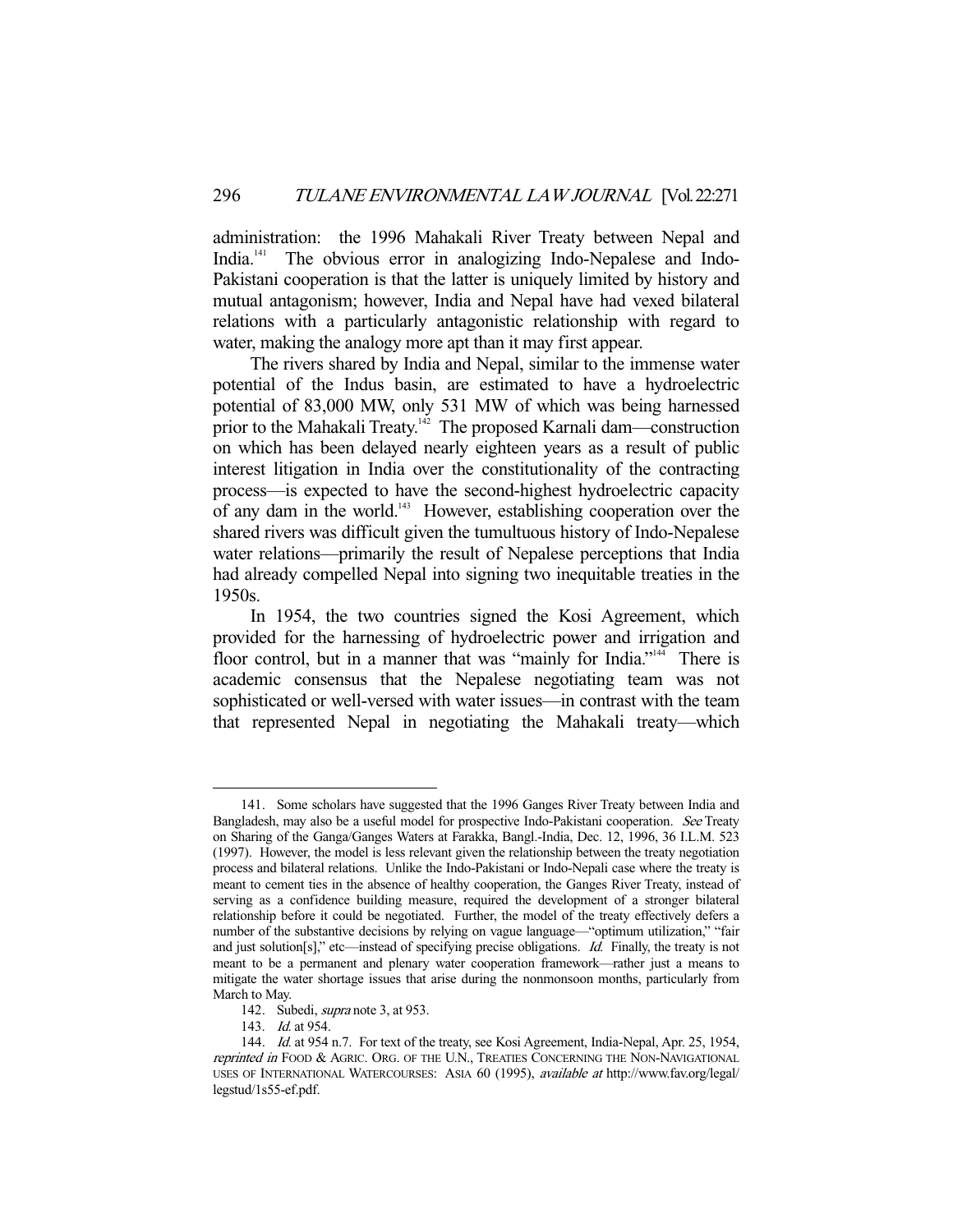administration: the 1996 Mahakali River Treaty between Nepal and India.[141] The obvious error in analogizing Indo-Nepalese and Indo-Pakistani cooperation is that the latter is uniquely limited by history and mutual antagonism; however, India and Nepal have had vexed bilateral relations with a particularly antagonistic relationship with regard to water, making the analogy more apt than it may first appear.

The rivers shared by India and Nepal, similar to the immense water potential of the Indus basin, are estimated to have a hydroelectric potential of 83,000 MW, only 531 MW of which was being harnessed prior to the Mahakali Treaty.[142] The proposed Karnali dam—construction on which has been delayed nearly eighteen years as a result of public interest litigation in India over the constitutionality of the contracting process—is expected to have the second-highest hydroelectric capacity of any dam in the world.[143] However, establishing cooperation over the shared rivers was difficult given the tumultuous history of Indo-Nepalese water relations—primarily the result of Nepalese perceptions that India had already compelled Nepal into signing two inequitable treaties in the 1950s.

In 1954, the two countries signed the Kosi Agreement, which provided for the harnessing of hydroelectric power and irrigation and floor control, but in a manner that was "mainly for India."[144] There is academic consensus that the Nepalese negotiating team was not sophisticated or well-versed with water issues—in contrast with the team that represented Nepal in negotiating the Mahakali treaty—which

---

141. Some scholars have suggested that the 1996 Ganges River Treaty between India and Bangladesh, may also be a useful model for prospective Indo-Pakistani cooperation. *See* Treaty on Sharing of the Ganga/Ganges Waters at Farakka, Bangl.-India, Dec. 12, 1996, 36 I.L.M. 523 (1997). However, the model is less relevant given the relationship between the treaty negotiation process and bilateral relations. Unlike the Indo-Pakistani or Indo-Nepali case where the treaty is meant to cement ties in the absence of healthy cooperation, the Ganges River Treaty, instead of serving as a confidence building measure, required the development of a stronger bilateral relationship before it could be negotiated. Further, the model of the treaty effectively defers a number of the substantive decisions by relying on vague language—"optimum utilization," "fair and just solution[s]," etc—instead of specifying precise obligations. *Id.* Finally, the treaty is not meant to be a permanent and plenary water cooperation framework—rather just a means to mitigate the water shortage issues that arise during the nonmonsoon months, particularly from March to May.

142. Subedi, *supra* note 3, at 953.

143. *Id.* at 954.

144. *Id.* at 954 n.7. For text of the treaty, see Kosi Agreement, India-Nepal, Apr. 25, 1954, *reprinted in* FOOD & AGRIC. ORG. OF THE U.N., TREATIES CONCERNING THE NON-NAVIGATIONAL USES OF INTERNATIONAL WATERCOURSES: ASIA 60 (1995), *available at* http://www.fav.org/legal/legstud/1s55-ef.pdf.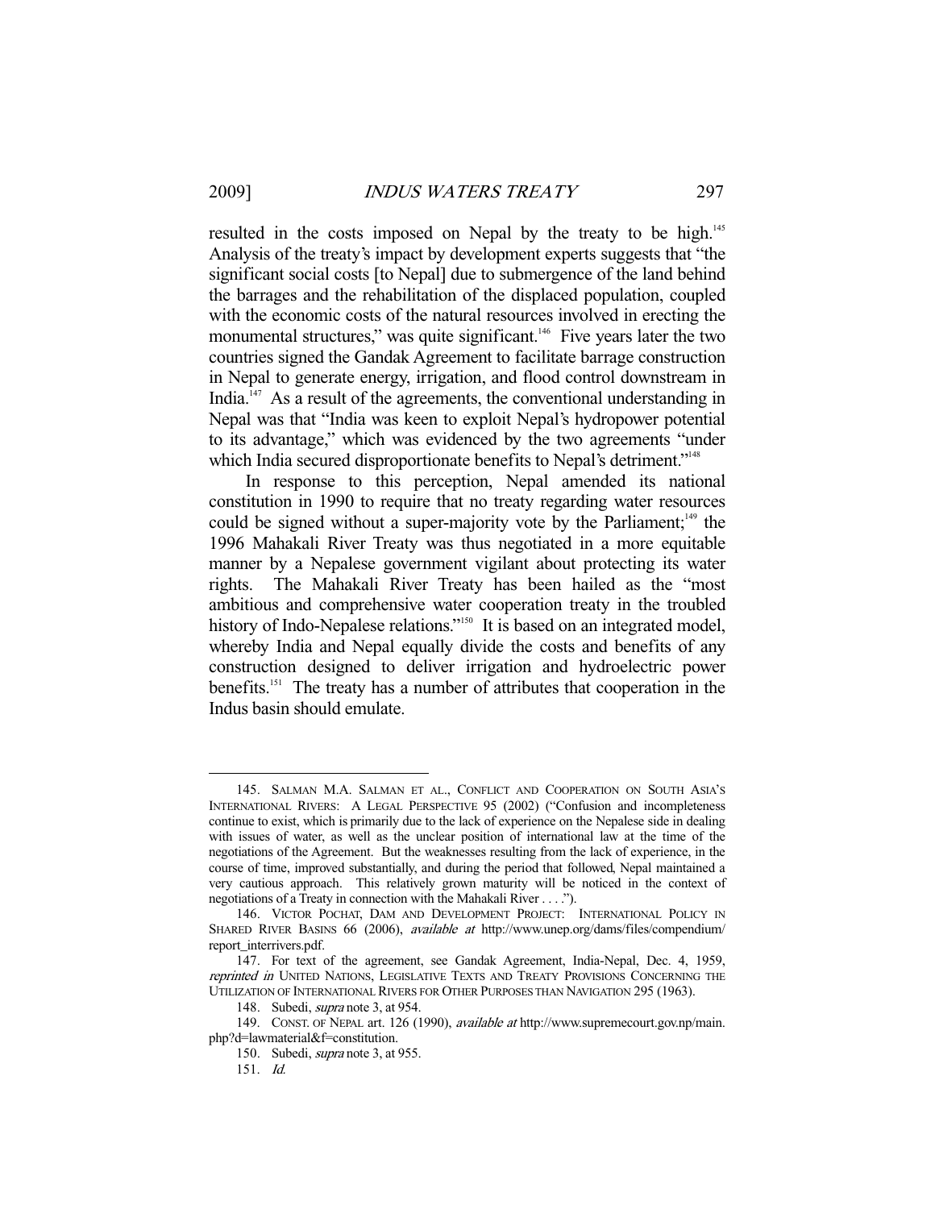resulted in the costs imposed on Nepal by the treaty to be high.[145] Analysis of the treaty's impact by development experts suggests that "the significant social costs [to Nepal] due to submergence of the land behind the barrages and the rehabilitation of the displaced population, coupled with the economic costs of the natural resources involved in erecting the monumental structures," was quite significant.[146] Five years later the two countries signed the Gandak Agreement to facilitate barrage construction in Nepal to generate energy, irrigation, and flood control downstream in India.[147] As a result of the agreements, the conventional understanding in Nepal was that "India was keen to exploit Nepal's hydropower potential to its advantage," which was evidenced by the two agreements "under which India secured disproportionate benefits to Nepal's detriment."[148]

In response to this perception, Nepal amended its national constitution in 1990 to require that no treaty regarding water resources could be signed without a super-majority vote by the Parliament;[149] the 1996 Mahakali River Treaty was thus negotiated in a more equitable manner by a Nepalese government vigilant about protecting its water rights. The Mahakali River Treaty has been hailed as the "most ambitious and comprehensive water cooperation treaty in the troubled history of Indo-Nepalese relations."[150] It is based on an integrated model, whereby India and Nepal equally divide the costs and benefits of any construction designed to deliver irrigation and hydroelectric power benefits.[151] The treaty has a number of attributes that cooperation in the Indus basin should emulate.

---

145. SALMAN M.A. SALMAN ET AL., CONFLICT AND COOPERATION ON SOUTH ASIA'S INTERNATIONAL RIVERS: A LEGAL PERSPECTIVE 95 (2002) ("Confusion and incompleteness continue to exist, which is primarily due to the lack of experience on the Nepalese side in dealing with issues of water, as well as the unclear position of international law at the time of the negotiations of the Agreement. But the weaknesses resulting from the lack of experience, in the course of time, improved substantially, and during the period that followed, Nepal maintained a very cautious approach. This relatively grown maturity will be noticed in the context of negotiations of a Treaty in connection with the Mahakali River . . . .").

146. VICTOR POCHAT, DAM AND DEVELOPMENT PROJECT: INTERNATIONAL POLICY IN SHARED RIVER BASINS 66 (2006), *available at* http://www.unep.org/dams/files/compendium/report_interrivers.pdf.

147. For text of the agreement, see Gandak Agreement, India-Nepal, Dec. 4, 1959, *reprinted in* UNITED NATIONS, LEGISLATIVE TEXTS AND TREATY PROVISIONS CONCERNING THE UTILIZATION OF INTERNATIONAL RIVERS FOR OTHER PURPOSES THAN NAVIGATION 295 (1963).

148. Subedi, *supra* note 3, at 954.

149. CONST. OF NEPAL art. 126 (1990), *available at* http://www.supremecourt.gov.np/main.php?d=lawmaterial&f=constitution.

150. Subedi, *supra* note 3, at 955.

151. *Id.*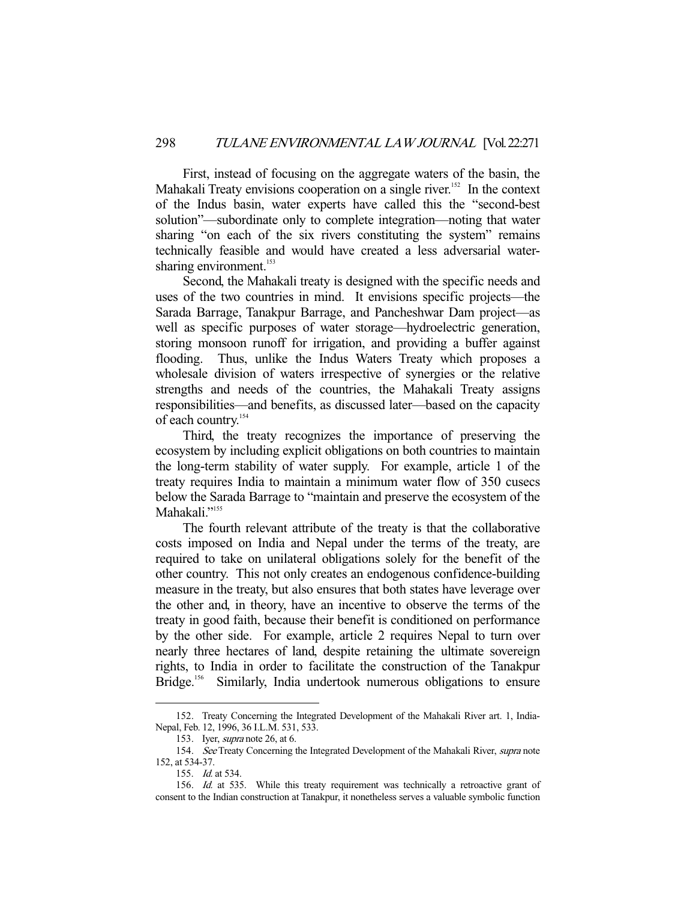First, instead of focusing on the aggregate waters of the basin, the Mahakali Treaty envisions cooperation on a single river.[152] In the context of the Indus basin, water experts have called this the "second-best solution"—subordinate only to complete integration—noting that water sharing "on each of the six rivers constituting the system" remains technically feasible and would have created a less adversarial water-sharing environment.[153]

Second, the Mahakali treaty is designed with the specific needs and uses of the two countries in mind. It envisions specific projects—the Sarada Barrage, Tanakpur Barrage, and Pancheshwar Dam project—as well as specific purposes of water storage—hydroelectric generation, storing monsoon runoff for irrigation, and providing a buffer against flooding. Thus, unlike the Indus Waters Treaty which proposes a wholesale division of waters irrespective of synergies or the relative strengths and needs of the countries, the Mahakali Treaty assigns responsibilities—and benefits, as discussed later—based on the capacity of each country.[154]

Third, the treaty recognizes the importance of preserving the ecosystem by including explicit obligations on both countries to maintain the long-term stability of water supply. For example, article 1 of the treaty requires India to maintain a minimum water flow of 350 cusecs below the Sarada Barrage to "maintain and preserve the ecosystem of the Mahakali."[155]

The fourth relevant attribute of the treaty is that the collaborative costs imposed on India and Nepal under the terms of the treaty, are required to take on unilateral obligations solely for the benefit of the other country. This not only creates an endogenous confidence-building measure in the treaty, but also ensures that both states have leverage over the other and, in theory, have an incentive to observe the terms of the treaty in good faith, because their benefit is conditioned on performance by the other side. For example, article 2 requires Nepal to turn over nearly three hectares of land, despite retaining the ultimate sovereign rights, to India in order to facilitate the construction of the Tanakpur Bridge.[156] Similarly, India undertook numerous obligations to ensure

---

152. Treaty Concerning the Integrated Development of the Mahakali River art. 1, India-Nepal, Feb. 12, 1996, 36 I.L.M. 531, 533.

153. Iyer, *supra* note 26, at 6.

154. *See* Treaty Concerning the Integrated Development of the Mahakali River, *supra* note 152, at 534-37.

155. *Id.* at 534.

156. *Id.* at 535. While this treaty requirement was technically a retroactive grant of consent to the Indian construction at Tanakpur, it nonetheless serves a valuable symbolic function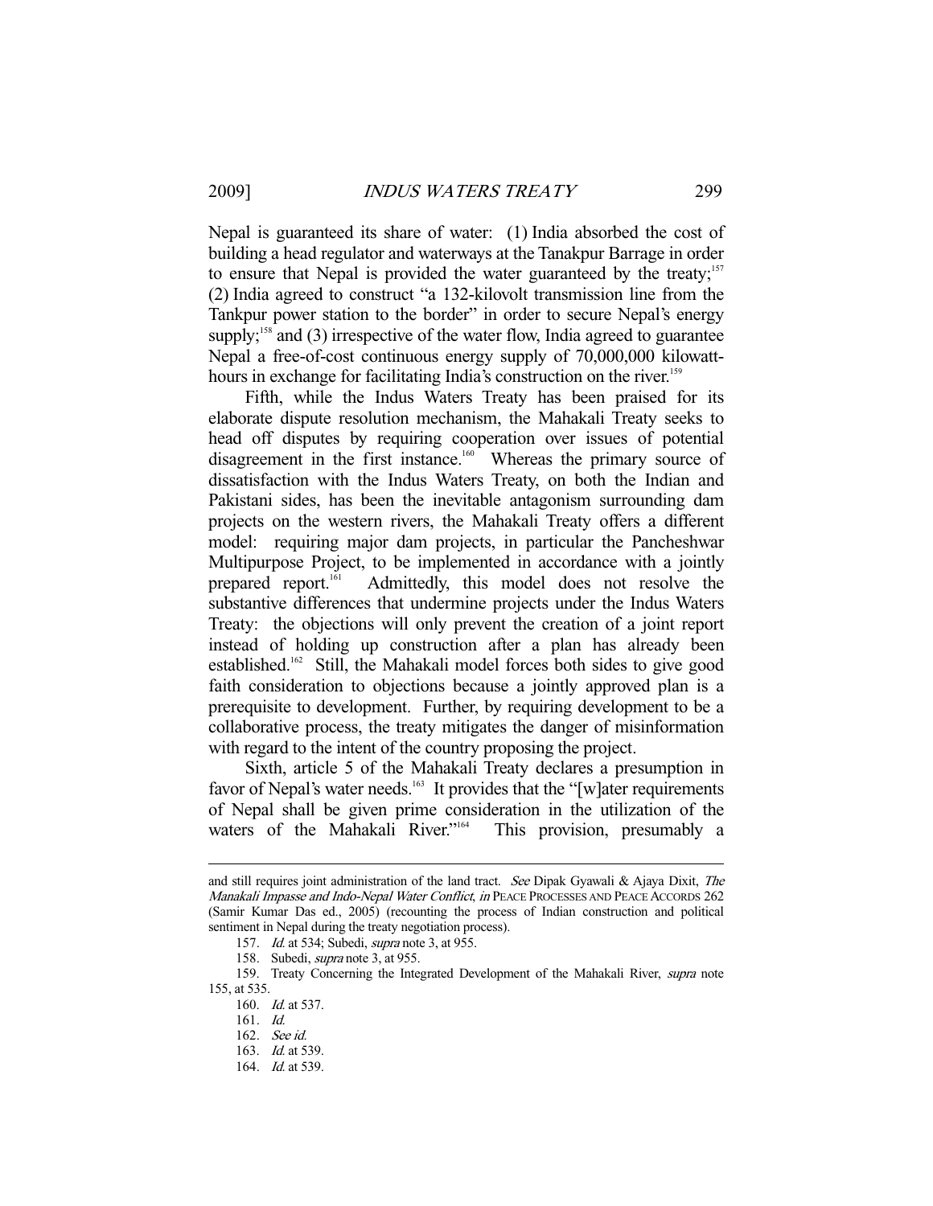Nepal is guaranteed its share of water: (1) India absorbed the cost of building a head regulator and waterways at the Tanakpur Barrage in order to ensure that Nepal is provided the water guaranteed by the treaty;[157] (2) India agreed to construct "a 132-kilovolt transmission line from the Tankpur power station to the border" in order to secure Nepal's energy supply;[158] and (3) irrespective of the water flow, India agreed to guarantee Nepal a free-of-cost continuous energy supply of 70,000,000 kilowatt-hours in exchange for facilitating India's construction on the river.[159]

Fifth, while the Indus Waters Treaty has been praised for its elaborate dispute resolution mechanism, the Mahakali Treaty seeks to head off disputes by requiring cooperation over issues of potential disagreement in the first instance.[160] Whereas the primary source of dissatisfaction with the Indus Waters Treaty, on both the Indian and Pakistani sides, has been the inevitable antagonism surrounding dam projects on the western rivers, the Mahakali Treaty offers a different model: requiring major dam projects, in particular the Pancheshwar Multipurpose Project, to be implemented in accordance with a jointly prepared report.[161] Admittedly, this model does not resolve the substantive differences that undermine projects under the Indus Waters Treaty: the objections will only prevent the creation of a joint report instead of holding up construction after a plan has already been established.[162] Still, the Mahakali model forces both sides to give good faith consideration to objections because a jointly approved plan is a prerequisite to development. Further, by requiring development to be a collaborative process, the treaty mitigates the danger of misinformation with regard to the intent of the country proposing the project.

Sixth, article 5 of the Mahakali Treaty declares a presumption in favor of Nepal's water needs.[163] It provides that the "[w]ater requirements of Nepal shall be given prime consideration in the utilization of the waters of the Mahakali River."[164] This provision, presumably a

---

and still requires joint administration of the land tract. *See* Dipak Gyawali & Ajaya Dixit, *The Manakali Impasse and Indo-Nepal Water Conflict*, *in* PEACE PROCESSES AND PEACE ACCORDS 262 (Samir Kumar Das ed., 2005) (recounting the process of Indian construction and political sentiment in Nepal during the treaty negotiation process).

157. *Id.* at 534; Subedi, *supra* note 3, at 955.

158. Subedi, *supra* note 3, at 955.

159. Treaty Concerning the Integrated Development of the Mahakali River, *supra* note 155, at 535.

160. *Id.* at 537.

161. *Id.*

162. *See id.*

163. *Id.* at 539.

164. *Id.* at 539.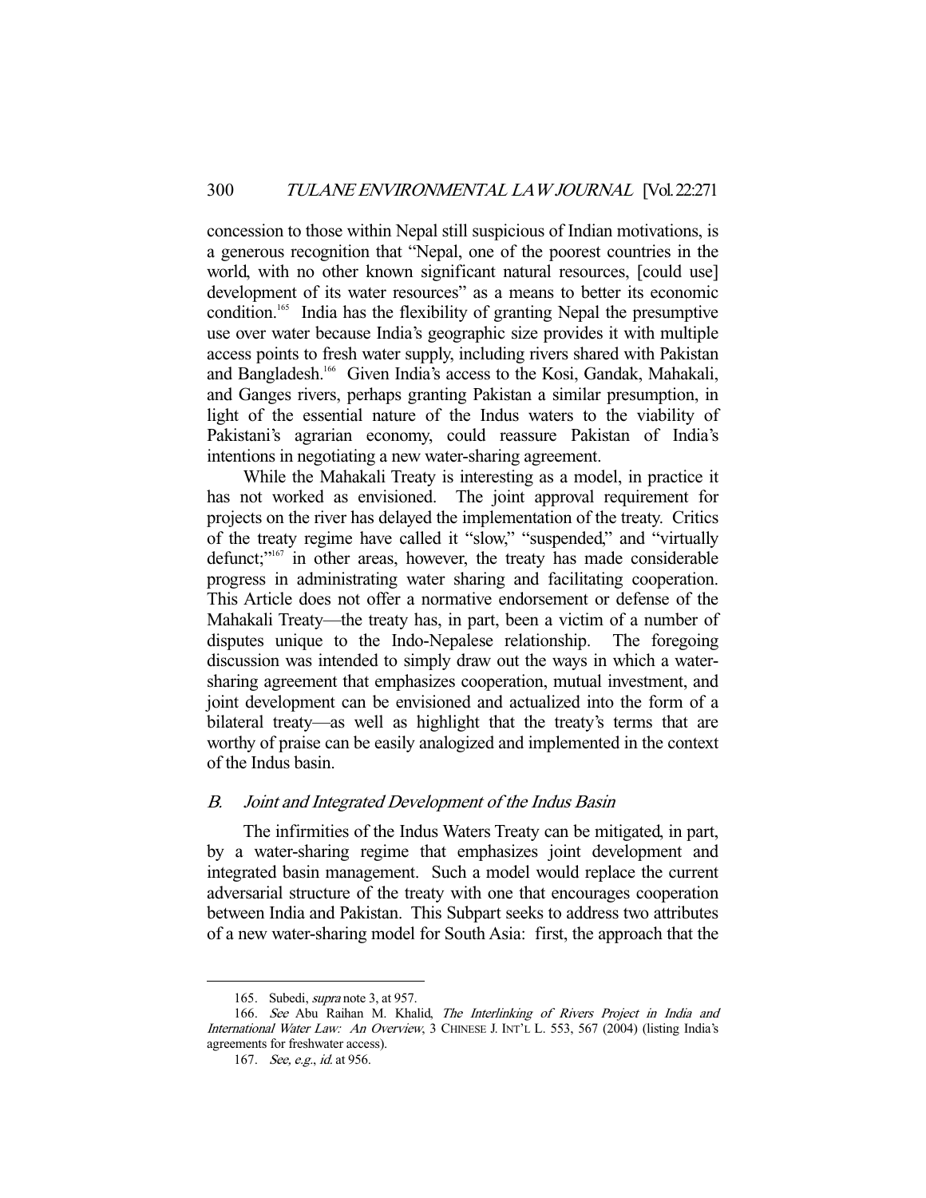concession to those within Nepal still suspicious of Indian motivations, is a generous recognition that "Nepal, one of the poorest countries in the world, with no other known significant natural resources, [could use] development of its water resources" as a means to better its economic condition.[165] India has the flexibility of granting Nepal the presumptive use over water because India's geographic size provides it with multiple access points to fresh water supply, including rivers shared with Pakistan and Bangladesh.[166] Given India's access to the Kosi, Gandak, Mahakali, and Ganges rivers, perhaps granting Pakistan a similar presumption, in light of the essential nature of the Indus waters to the viability of Pakistani's agrarian economy, could reassure Pakistan of India's intentions in negotiating a new water-sharing agreement.

While the Mahakali Treaty is interesting as a model, in practice it has not worked as envisioned. The joint approval requirement for projects on the river has delayed the implementation of the treaty. Critics of the treaty regime have called it "slow," "suspended," and "virtually defunct;"[167] in other areas, however, the treaty has made considerable progress in administrating water sharing and facilitating cooperation. This Article does not offer a normative endorsement or defense of the Mahakali Treaty—the treaty has, in part, been a victim of a number of disputes unique to the Indo-Nepalese relationship. The foregoing discussion was intended to simply draw out the ways in which a water-sharing agreement that emphasizes cooperation, mutual investment, and joint development can be envisioned and actualized into the form of a bilateral treaty—as well as highlight that the treaty's terms that are worthy of praise can be easily analogized and implemented in the context of the Indus basin.

### *B. Joint and Integrated Development of the Indus Basin*

The infirmities of the Indus Waters Treaty can be mitigated, in part, by a water-sharing regime that emphasizes joint development and integrated basin management. Such a model would replace the current adversarial structure of the treaty with one that encourages cooperation between India and Pakistan. This Subpart seeks to address two attributes of a new water-sharing model for South Asia: first, the approach that the

---

165. Subedi, *supra* note 3, at 957.

166. *See* Abu Raihan M. Khalid, *The Interlinking of Rivers Project in India and International Water Law: An Overview*, 3 CHINESE J. INT'L L. 553, 567 (2004) (listing India's agreements for freshwater access).

167. *See, e.g.*, *id.* at 956.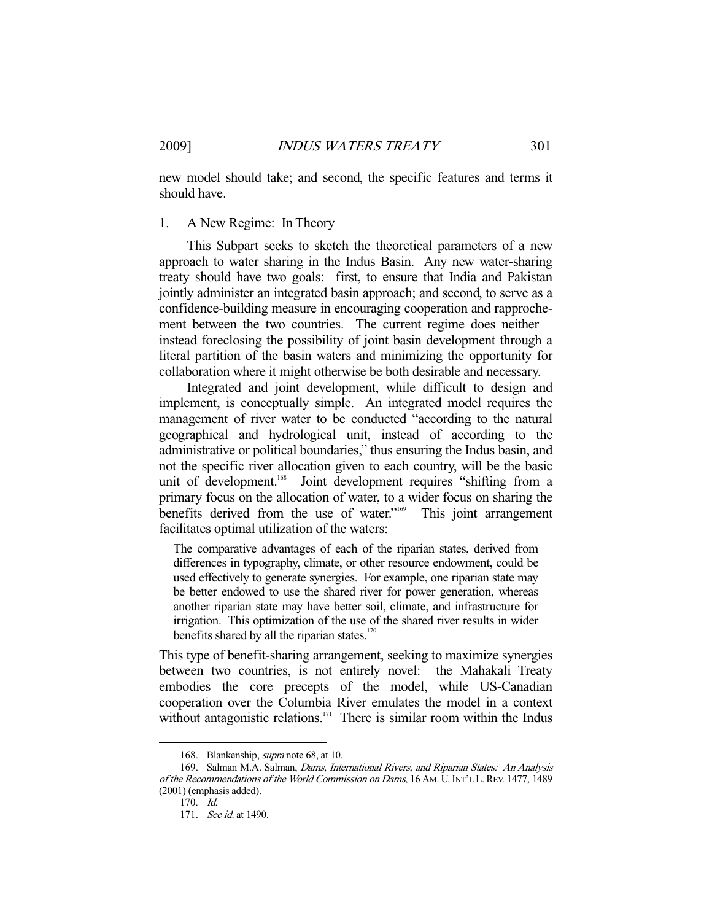new model should take; and second, the specific features and terms it should have.

### 1. A New Regime: In Theory

This Subpart seeks to sketch the theoretical parameters of a new approach to water sharing in the Indus Basin. Any new water-sharing treaty should have two goals: first, to ensure that India and Pakistan jointly administer an integrated basin approach; and second, to serve as a confidence-building measure in encouraging cooperation and rapprochement between the two countries. The current regime does neither—instead foreclosing the possibility of joint basin development through a literal partition of the basin waters and minimizing the opportunity for collaboration where it might otherwise be both desirable and necessary.

Integrated and joint development, while difficult to design and implement, is conceptually simple. An integrated model requires the management of river water to be conducted "according to the natural geographical and hydrological unit, instead of according to the administrative or political boundaries," thus ensuring the Indus basin, and not the specific river allocation given to each country, will be the basic unit of development.[168] Joint development requires "shifting from a primary focus on the allocation of water, to a wider focus on sharing the benefits derived from the use of water."[169] This joint arrangement facilitates optimal utilization of the waters:

> The comparative advantages of each of the riparian states, derived from differences in typography, climate, or other resource endowment, could be used effectively to generate synergies. For example, one riparian state may be better endowed to use the shared river for power generation, whereas another riparian state may have better soil, climate, and infrastructure for irrigation. This optimization of the use of the shared river results in wider benefits shared by all the riparian states.[170]

This type of benefit-sharing arrangement, seeking to maximize synergies between two countries, is not entirely novel: the Mahakali Treaty embodies the core precepts of the model, while US-Canadian cooperation over the Columbia River emulates the model in a context without antagonistic relations.[171] There is similar room within the Indus

---

168. Blankenship, *supra* note 68, at 10.

169. Salman M.A. Salman, *Dams, International Rivers, and Riparian States: An Analysis of the Recommendations of the World Commission on Dams*, 16 AM. U. INT'L L. REV. 1477, 1489 (2001) (emphasis added).

170. *Id.*

171. *See id.* at 1490.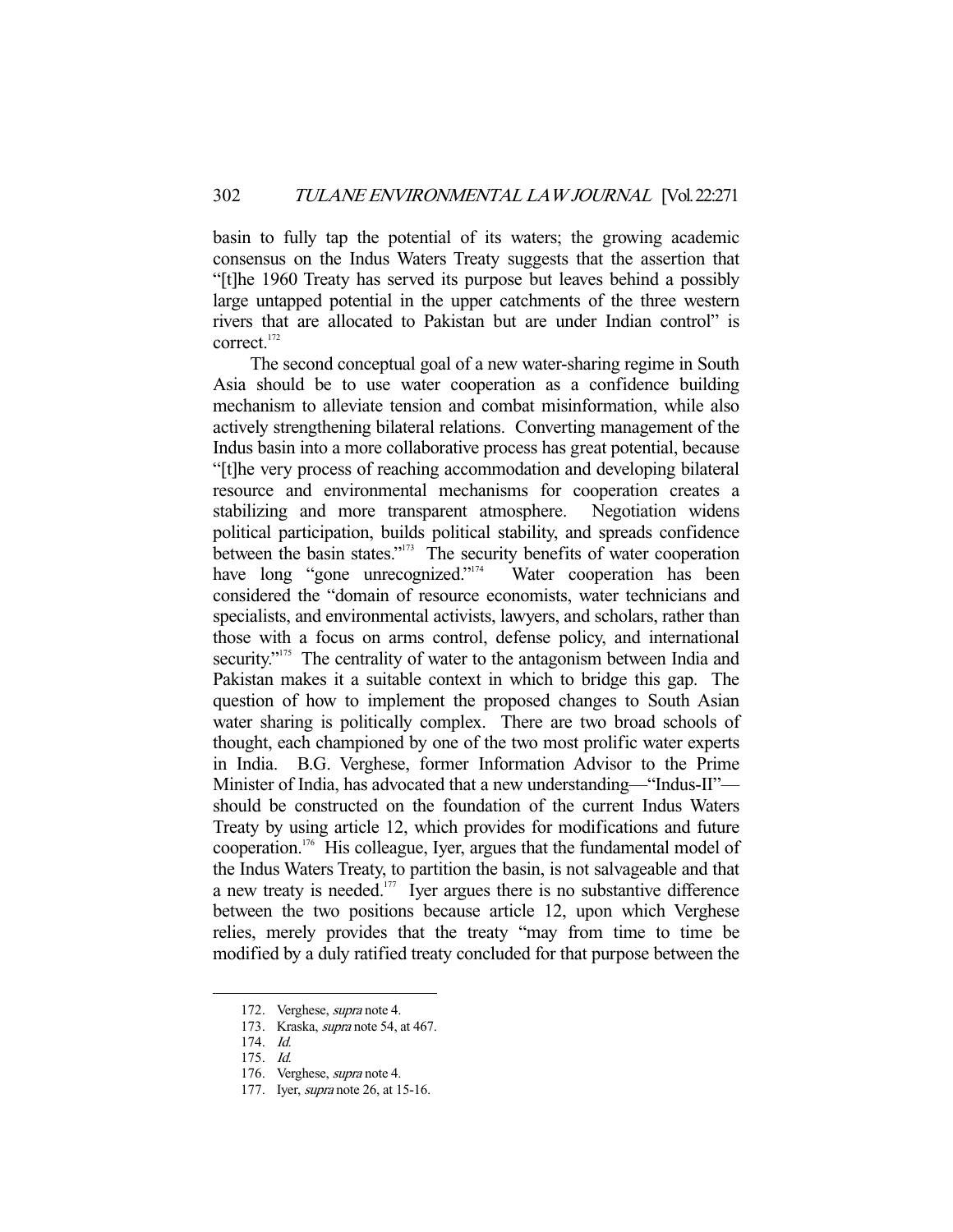basin to fully tap the potential of its waters; the growing academic consensus on the Indus Waters Treaty suggests that the assertion that "[t]he 1960 Treaty has served its purpose but leaves behind a possibly large untapped potential in the upper catchments of the three western rivers that are allocated to Pakistan but are under Indian control" is correct.[172]

The second conceptual goal of a new water-sharing regime in South Asia should be to use water cooperation as a confidence building mechanism to alleviate tension and combat misinformation, while also actively strengthening bilateral relations. Converting management of the Indus basin into a more collaborative process has great potential, because "[t]he very process of reaching accommodation and developing bilateral resource and environmental mechanisms for cooperation creates a stabilizing and more transparent atmosphere. Negotiation widens political participation, builds political stability, and spreads confidence between the basin states."[173] The security benefits of water cooperation have long "gone unrecognized."[174] Water cooperation has been considered the "domain of resource economists, water technicians and specialists, and environmental activists, lawyers, and scholars, rather than those with a focus on arms control, defense policy, and international security."[175] The centrality of water to the antagonism between India and Pakistan makes it a suitable context in which to bridge this gap. The question of how to implement the proposed changes to South Asian water sharing is politically complex. There are two broad schools of thought, each championed by one of the two most prolific water experts in India. B.G. Verghese, former Information Advisor to the Prime Minister of India, has advocated that a new understanding—"Indus-II"—should be constructed on the foundation of the current Indus Waters Treaty by using article 12, which provides for modifications and future cooperation.[176] His colleague, Iyer, argues that the fundamental model of the Indus Waters Treaty, to partition the basin, is not salvageable and that a new treaty is needed.[177] Iyer argues there is no substantive difference between the two positions because article 12, upon which Verghese relies, merely provides that the treaty "may from time to time be modified by a duly ratified treaty concluded for that purpose between the

---

172. Verghese, *supra* note 4.

173. Kraska, *supra* note 54, at 467.

174. *Id.*

175. *Id.*

176. Verghese, *supra* note 4.

177. Iyer, *supra* note 26, at 15-16.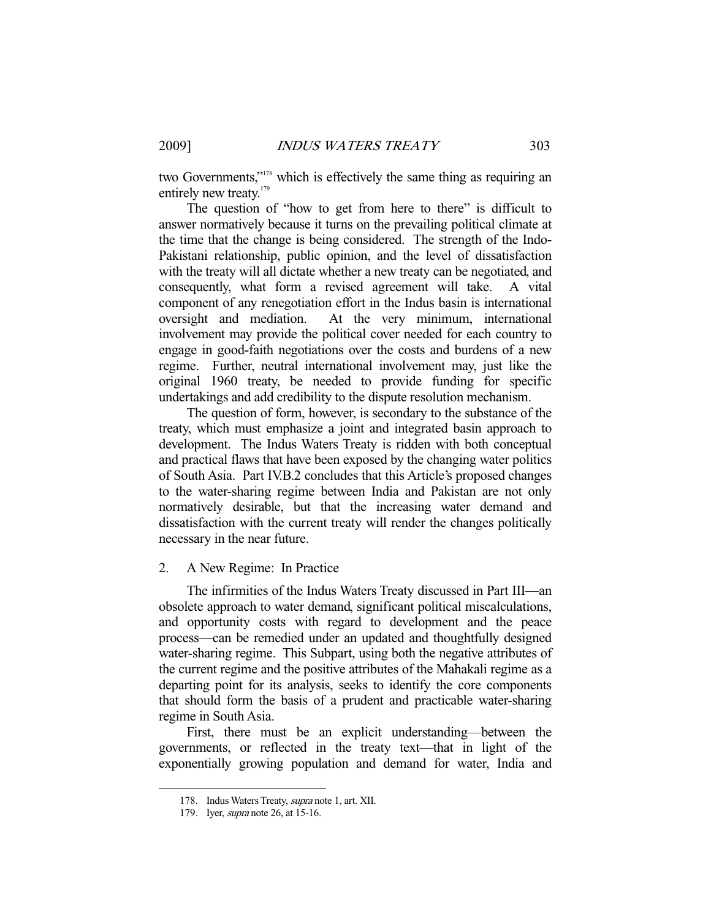two Governments,"[178] which is effectively the same thing as requiring an entirely new treaty.[179]

The question of "how to get from here to there" is difficult to answer normatively because it turns on the prevailing political climate at the time that the change is being considered. The strength of the Indo-Pakistani relationship, public opinion, and the level of dissatisfaction with the treaty will all dictate whether a new treaty can be negotiated, and consequently, what form a revised agreement will take. A vital component of any renegotiation effort in the Indus basin is international oversight and mediation. At the very minimum, international involvement may provide the political cover needed for each country to engage in good-faith negotiations over the costs and burdens of a new regime. Further, neutral international involvement may, just like the original 1960 treaty, be needed to provide funding for specific undertakings and add credibility to the dispute resolution mechanism.

The question of form, however, is secondary to the substance of the treaty, which must emphasize a joint and integrated basin approach to development. The Indus Waters Treaty is ridden with both conceptual and practical flaws that have been exposed by the changing water politics of South Asia. Part IV.B.2 concludes that this Article's proposed changes to the water-sharing regime between India and Pakistan are not only normatively desirable, but that the increasing water demand and dissatisfaction with the current treaty will render the changes politically necessary in the near future.

### 2. A New Regime: In Practice

The infirmities of the Indus Waters Treaty discussed in Part III—an obsolete approach to water demand, significant political miscalculations, and opportunity costs with regard to development and the peace process—can be remedied under an updated and thoughtfully designed water-sharing regime. This Subpart, using both the negative attributes of the current regime and the positive attributes of the Mahakali regime as a departing point for its analysis, seeks to identify the core components that should form the basis of a prudent and practicable water-sharing regime in South Asia.

First, there must be an explicit understanding—between the governments, or reflected in the treaty text—that in light of the exponentially growing population and demand for water, India and

---

178. Indus Waters Treaty, *supra* note 1, art. XII.

179. Iyer, *supra* note 26, at 15-16.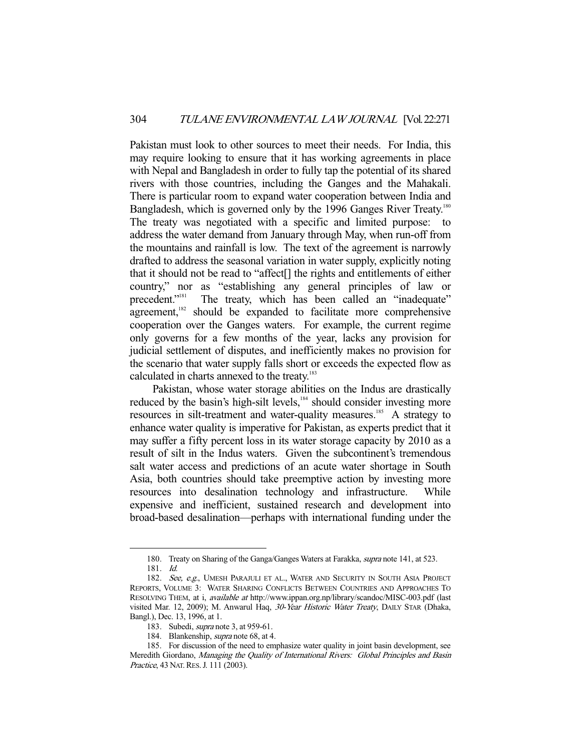Pakistan must look to other sources to meet their needs. For India, this may require looking to ensure that it has working agreements in place with Nepal and Bangladesh in order to fully tap the potential of its shared rivers with those countries, including the Ganges and the Mahakali. There is particular room to expand water cooperation between India and Bangladesh, which is governed only by the 1996 Ganges River Treaty.[180] The treaty was negotiated with a specific and limited purpose: to address the water demand from January through May, when run-off from the mountains and rainfall is low. The text of the agreement is narrowly drafted to address the seasonal variation in water supply, explicitly noting that it should not be read to "affect[] the rights and entitlements of either country," nor as "establishing any general principles of law or precedent."[181] The treaty, which has been called an "inadequate" agreement,[182] should be expanded to facilitate more comprehensive cooperation over the Ganges waters. For example, the current regime only governs for a few months of the year, lacks any provision for judicial settlement of disputes, and inefficiently makes no provision for the scenario that water supply falls short or exceeds the expected flow as calculated in charts annexed to the treaty.[183]

Pakistan, whose water storage abilities on the Indus are drastically reduced by the basin's high-silt levels,[184] should consider investing more resources in silt-treatment and water-quality measures.[185] A strategy to enhance water quality is imperative for Pakistan, as experts predict that it may suffer a fifty percent loss in its water storage capacity by 2010 as a result of silt in the Indus waters. Given the subcontinent's tremendous salt water access and predictions of an acute water shortage in South Asia, both countries should take preemptive action by investing more resources into desalination technology and infrastructure. While expensive and inefficient, sustained research and development into broad-based desalination—perhaps with international funding under the

---

180. Treaty on Sharing of the Ganga/Ganges Waters at Farakka, *supra* note 141, at 523.

181. *Id.*

182. *See, e.g.*, UMESH PARAJULI ET AL., WATER AND SECURITY IN SOUTH ASIA PROJECT REPORTS, VOLUME 3: WATER SHARING CONFLICTS BETWEEN COUNTRIES AND APPROACHES TO RESOLVING THEM, at i, *available at* http://www.ippan.org.np/library/scandoc/MISC-003.pdf (last visited Mar. 12, 2009); M. Anwarul Haq, *30-Year Historic Water Treaty*, DAILY STAR (Dhaka, Bangl.), Dec. 13, 1996, at 1.

183. Subedi, *supra* note 3, at 959-61.

184. Blankenship, *supra* note 68, at 4.

185. For discussion of the need to emphasize water quality in joint basin development, see Meredith Giordano, *Managing the Quality of International Rivers: Global Principles and Basin Practice*, 43 NAT. RES. J. 111 (2003).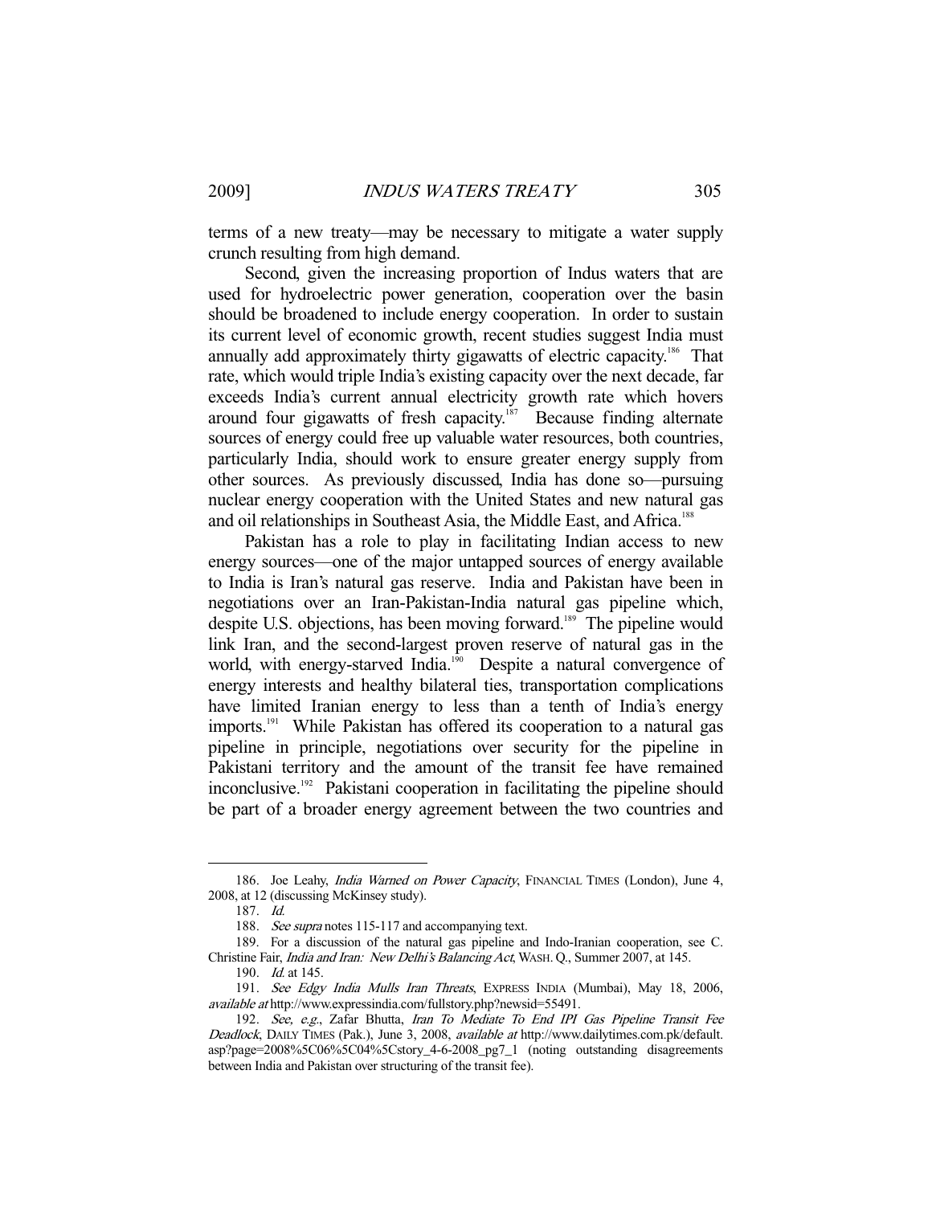terms of a new treaty—may be necessary to mitigate a water supply crunch resulting from high demand.

Second, given the increasing proportion of Indus waters that are used for hydroelectric power generation, cooperation over the basin should be broadened to include energy cooperation. In order to sustain its current level of economic growth, recent studies suggest India must annually add approximately thirty gigawatts of electric capacity.[186] That rate, which would triple India's existing capacity over the next decade, far exceeds India's current annual electricity growth rate which hovers around four gigawatts of fresh capacity.[187] Because finding alternate sources of energy could free up valuable water resources, both countries, particularly India, should work to ensure greater energy supply from other sources. As previously discussed, India has done so—pursuing nuclear energy cooperation with the United States and new natural gas and oil relationships in Southeast Asia, the Middle East, and Africa.[188]

Pakistan has a role to play in facilitating Indian access to new energy sources—one of the major untapped sources of energy available to India is Iran's natural gas reserve. India and Pakistan have been in negotiations over an Iran-Pakistan-India natural gas pipeline which, despite U.S. objections, has been moving forward.[189] The pipeline would link Iran, and the second-largest proven reserve of natural gas in the world, with energy-starved India.[190] Despite a natural convergence of energy interests and healthy bilateral ties, transportation complications have limited Iranian energy to less than a tenth of India's energy imports.[191] While Pakistan has offered its cooperation to a natural gas pipeline in principle, negotiations over security for the pipeline in Pakistani territory and the amount of the transit fee have remained inconclusive.[192] Pakistani cooperation in facilitating the pipeline should be part of a broader energy agreement between the two countries and

---

186. Joe Leahy, *India Warned on Power Capacity*, FINANCIAL TIMES (London), June 4, 2008, at 12 (discussing McKinsey study).

187. *Id.*

188. *See supra* notes 115-117 and accompanying text.

189. For a discussion of the natural gas pipeline and Indo-Iranian cooperation, see C. Christine Fair, *India and Iran: New Delhi's Balancing Act*, WASH. Q., Summer 2007, at 145.

190. *Id.* at 145.

191. *See Edgy India Mulls Iran Threats*, EXPRESS INDIA (Mumbai), May 18, 2006, *available at* http://www.expressindia.com/fullstory.php?newsid=55491.

192. *See, e.g.*, Zafar Bhutta, *Iran To Mediate To End IPI Gas Pipeline Transit Fee Deadlock*, DAILY TIMES (Pak.), June 3, 2008, *available at* http://www.dailytimes.com.pk/default.asp?page=2008%5C06%5C04%5Cstory_4-6-2008_pg7_1 (noting outstanding disagreements between India and Pakistan over structuring of the transit fee).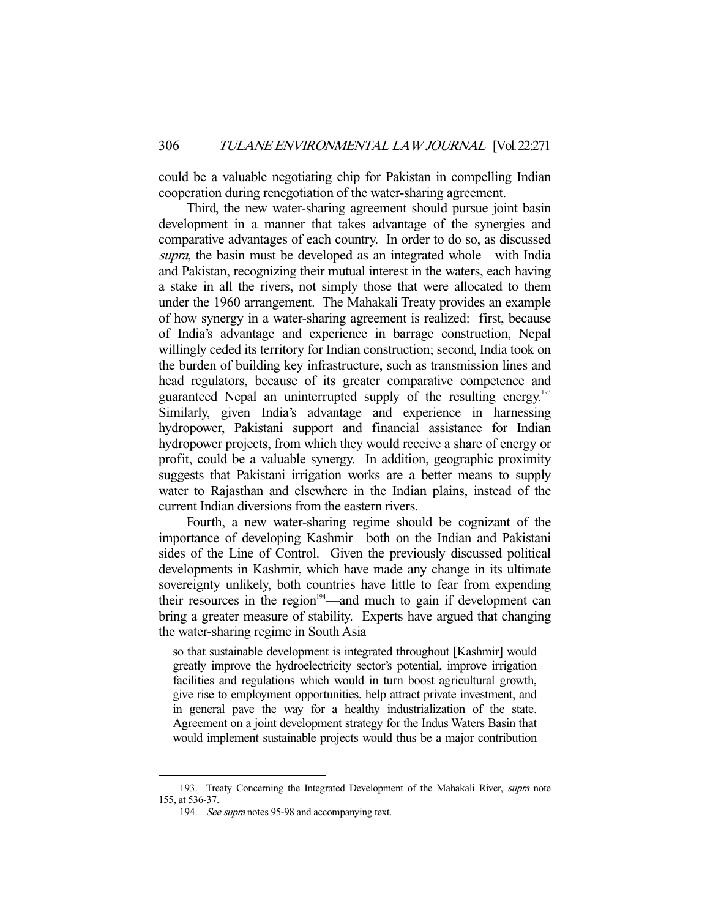could be a valuable negotiating chip for Pakistan in compelling Indian cooperation during renegotiation of the water-sharing agreement.

Third, the new water-sharing agreement should pursue joint basin development in a manner that takes advantage of the synergies and comparative advantages of each country. In order to do so, as discussed *supra*, the basin must be developed as an integrated whole—with India and Pakistan, recognizing their mutual interest in the waters, each having a stake in all the rivers, not simply those that were allocated to them under the 1960 arrangement. The Mahakali Treaty provides an example of how synergy in a water-sharing agreement is realized: first, because of India's advantage and experience in barrage construction, Nepal willingly ceded its territory for Indian construction; second, India took on the burden of building key infrastructure, such as transmission lines and head regulators, because of its greater comparative competence and guaranteed Nepal an uninterrupted supply of the resulting energy.[193] Similarly, given India's advantage and experience in harnessing hydropower, Pakistani support and financial assistance for Indian hydropower projects, from which they would receive a share of energy or profit, could be a valuable synergy. In addition, geographic proximity suggests that Pakistani irrigation works are a better means to supply water to Rajasthan and elsewhere in the Indian plains, instead of the current Indian diversions from the eastern rivers.

Fourth, a new water-sharing regime should be cognizant of the importance of developing Kashmir—both on the Indian and Pakistani sides of the Line of Control. Given the previously discussed political developments in Kashmir, which have made any change in its ultimate sovereignty unlikely, both countries have little to fear from expending their resources in the region[194]—and much to gain if development can bring a greater measure of stability. Experts have argued that changing the water-sharing regime in South Asia

> so that sustainable development is integrated throughout [Kashmir] would greatly improve the hydroelectricity sector's potential, improve irrigation facilities and regulations which would in turn boost agricultural growth, give rise to employment opportunities, help attract private investment, and in general pave the way for a healthy industrialization of the state. Agreement on a joint development strategy for the Indus Waters Basin that would implement sustainable projects would thus be a major contribution

---

193. Treaty Concerning the Integrated Development of the Mahakali River, *supra* note 155, at 536-37.

194. *See supra* notes 95-98 and accompanying text.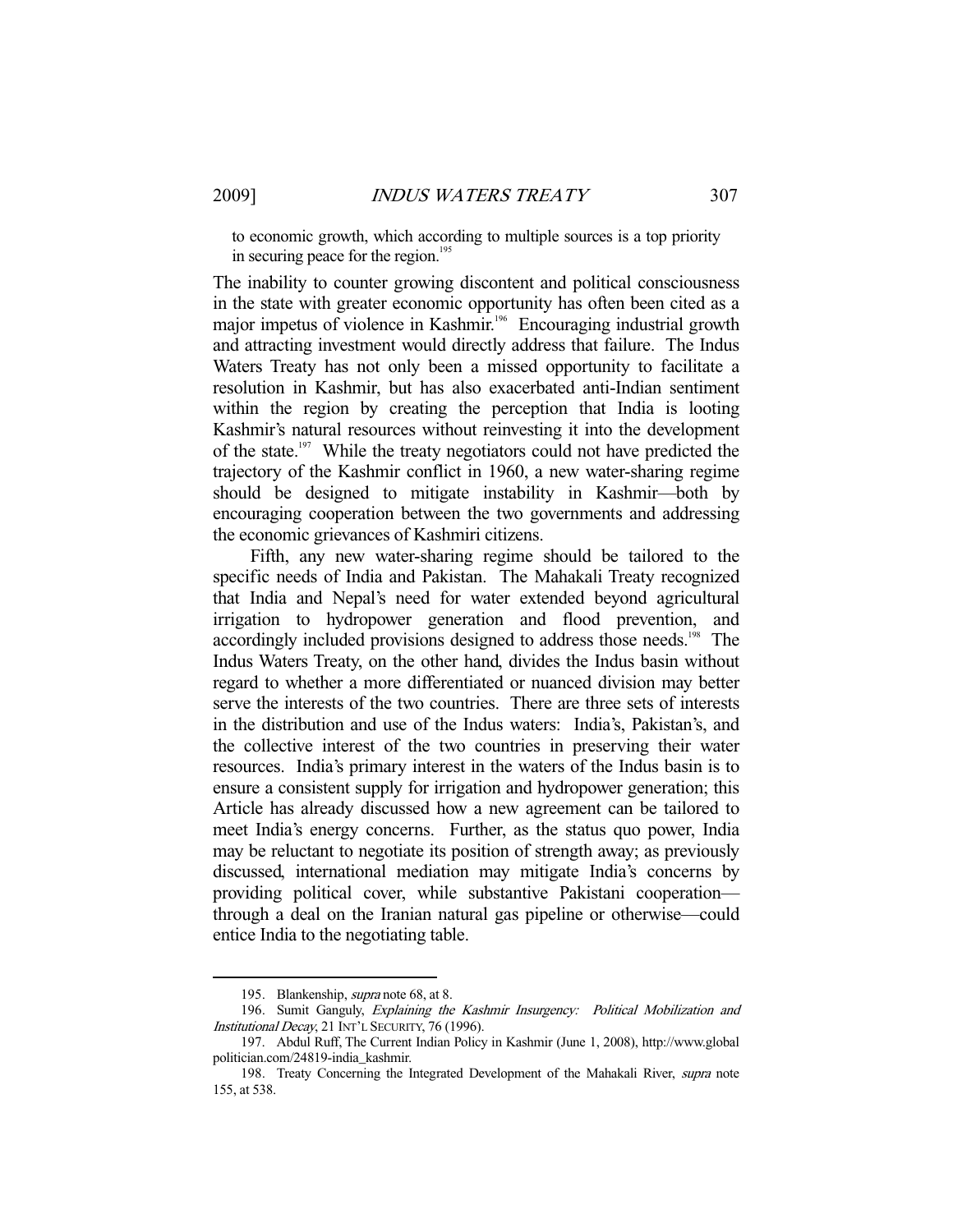to economic growth, which according to multiple sources is a top priority in securing peace for the region.[195]

The inability to counter growing discontent and political consciousness in the state with greater economic opportunity has often been cited as a major impetus of violence in Kashmir.[196] Encouraging industrial growth and attracting investment would directly address that failure. The Indus Waters Treaty has not only been a missed opportunity to facilitate a resolution in Kashmir, but has also exacerbated anti-Indian sentiment within the region by creating the perception that India is looting Kashmir's natural resources without reinvesting it into the development of the state.[197] While the treaty negotiators could not have predicted the trajectory of the Kashmir conflict in 1960, a new water-sharing regime should be designed to mitigate instability in Kashmir—both by encouraging cooperation between the two governments and addressing the economic grievances of Kashmiri citizens.

Fifth, any new water-sharing regime should be tailored to the specific needs of India and Pakistan. The Mahakali Treaty recognized that India and Nepal's need for water extended beyond agricultural irrigation to hydropower generation and flood prevention, and accordingly included provisions designed to address those needs.[198] The Indus Waters Treaty, on the other hand, divides the Indus basin without regard to whether a more differentiated or nuanced division may better serve the interests of the two countries. There are three sets of interests in the distribution and use of the Indus waters: India's, Pakistan's, and the collective interest of the two countries in preserving their water resources. India's primary interest in the waters of the Indus basin is to ensure a consistent supply for irrigation and hydropower generation; this Article has already discussed how a new agreement can be tailored to meet India's energy concerns. Further, as the status quo power, India may be reluctant to negotiate its position of strength away; as previously discussed, international mediation may mitigate India's concerns by providing political cover, while substantive Pakistani cooperation—through a deal on the Iranian natural gas pipeline or otherwise—could entice India to the negotiating table.

---

195. Blankenship, *supra* note 68, at 8.

196. Sumit Ganguly, *Explaining the Kashmir Insurgency: Political Mobilization and Institutional Decay*, 21 INT'L SECURITY, 76 (1996).

197. Abdul Ruff, The Current Indian Policy in Kashmir (June 1, 2008), http://www.globalpolitician.com/24819-india_kashmir.

198. Treaty Concerning the Integrated Development of the Mahakali River, *supra* note 155, at 538.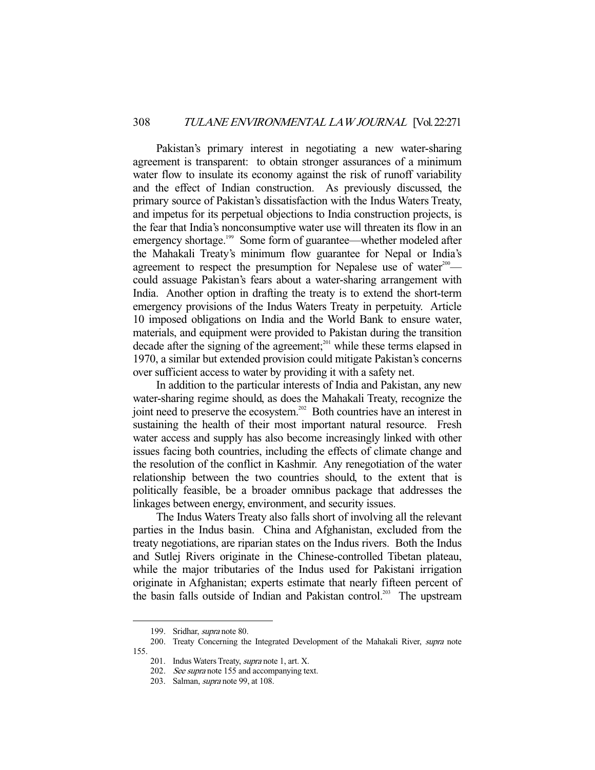Pakistan's primary interest in negotiating a new water-sharing agreement is transparent: to obtain stronger assurances of a minimum water flow to insulate its economy against the risk of runoff variability and the effect of Indian construction. As previously discussed, the primary source of Pakistan's dissatisfaction with the Indus Waters Treaty, and impetus for its perpetual objections to India construction projects, is the fear that India's nonconsumptive water use will threaten its flow in an emergency shortage.[199] Some form of guarantee—whether modeled after the Mahakali Treaty's minimum flow guarantee for Nepal or India's agreement to respect the presumption for Nepalese use of water[200]—could assuage Pakistan's fears about a water-sharing arrangement with India. Another option in drafting the treaty is to extend the short-term emergency provisions of the Indus Waters Treaty in perpetuity. Article 10 imposed obligations on India and the World Bank to ensure water, materials, and equipment were provided to Pakistan during the transition decade after the signing of the agreement;[201] while these terms elapsed in 1970, a similar but extended provision could mitigate Pakistan's concerns over sufficient access to water by providing it with a safety net.

In addition to the particular interests of India and Pakistan, any new water-sharing regime should, as does the Mahakali Treaty, recognize the joint need to preserve the ecosystem.[202] Both countries have an interest in sustaining the health of their most important natural resource. Fresh water access and supply has also become increasingly linked with other issues facing both countries, including the effects of climate change and the resolution of the conflict in Kashmir. Any renegotiation of the water relationship between the two countries should, to the extent that is politically feasible, be a broader omnibus package that addresses the linkages between energy, environment, and security issues.

The Indus Waters Treaty also falls short of involving all the relevant parties in the Indus basin. China and Afghanistan, excluded from the treaty negotiations, are riparian states on the Indus rivers. Both the Indus and Sutlej Rivers originate in the Chinese-controlled Tibetan plateau, while the major tributaries of the Indus used for Pakistani irrigation originate in Afghanistan; experts estimate that nearly fifteen percent of the basin falls outside of Indian and Pakistan control.[203] The upstream

---

199. Sridhar, *supra* note 80.

200. Treaty Concerning the Integrated Development of the Mahakali River, *supra* note 155.

201. Indus Waters Treaty, *supra* note 1, art. X.

202. *See supra* note 155 and accompanying text.

203. Salman, *supra* note 99, at 108.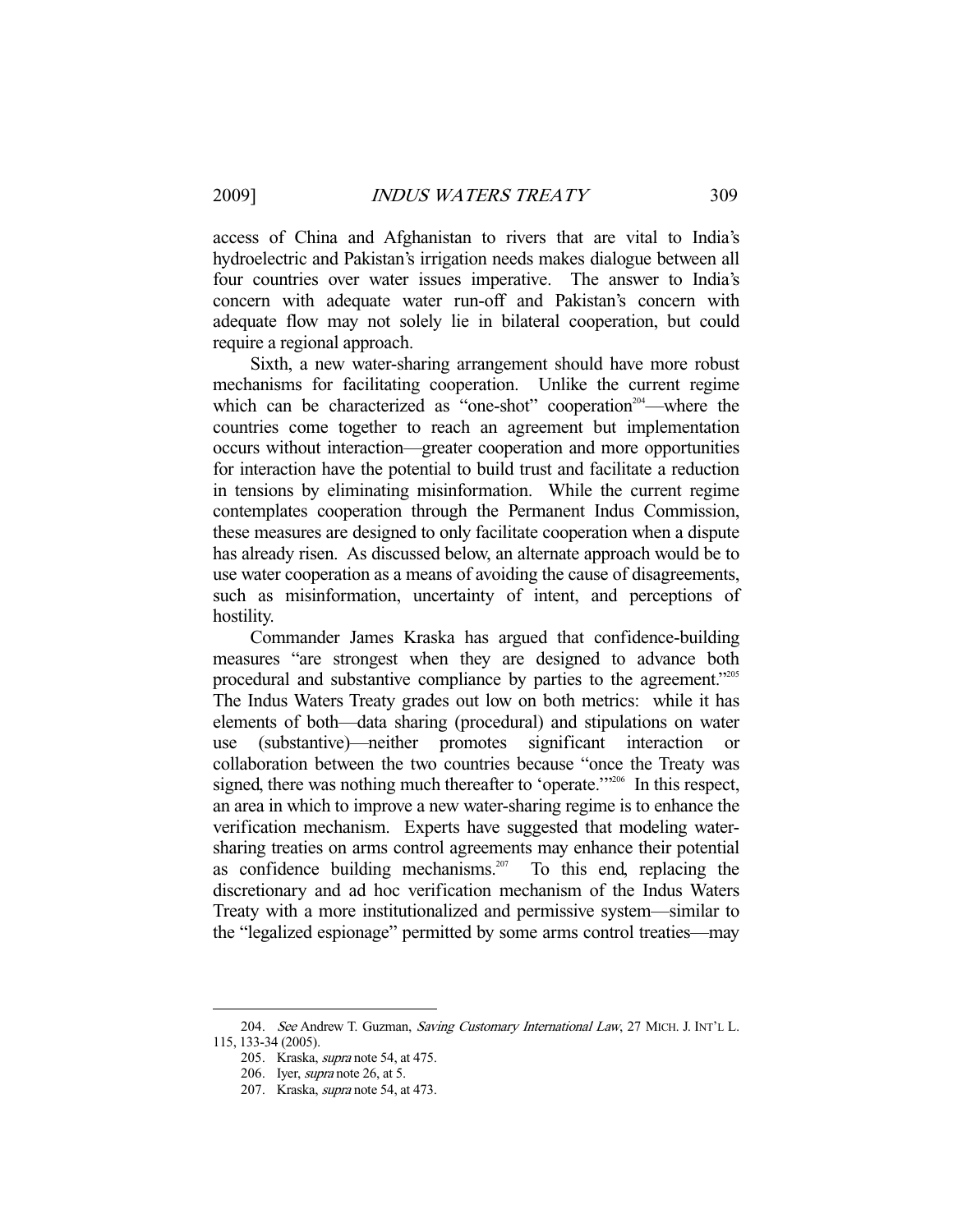access of China and Afghanistan to rivers that are vital to India's hydroelectric and Pakistan's irrigation needs makes dialogue between all four countries over water issues imperative. The answer to India's concern with adequate water run-off and Pakistan's concern with adequate flow may not solely lie in bilateral cooperation, but could require a regional approach.

Sixth, a new water-sharing arrangement should have more robust mechanisms for facilitating cooperation. Unlike the current regime which can be characterized as "one-shot" cooperation[204]—where the countries come together to reach an agreement but implementation occurs without interaction—greater cooperation and more opportunities for interaction have the potential to build trust and facilitate a reduction in tensions by eliminating misinformation. While the current regime contemplates cooperation through the Permanent Indus Commission, these measures are designed to only facilitate cooperation when a dispute has already risen. As discussed below, an alternate approach would be to use water cooperation as a means of avoiding the cause of disagreements, such as misinformation, uncertainty of intent, and perceptions of hostility.

Commander James Kraska has argued that confidence-building measures "are strongest when they are designed to advance both procedural and substantive compliance by parties to the agreement."[205] The Indus Waters Treaty grades out low on both metrics: while it has elements of both—data sharing (procedural) and stipulations on water use (substantive)—neither promotes significant interaction or collaboration between the two countries because "once the Treaty was signed, there was nothing much thereafter to 'operate.'"[206] In this respect, an area in which to improve a new water-sharing regime is to enhance the verification mechanism. Experts have suggested that modeling water-sharing treaties on arms control agreements may enhance their potential as confidence building mechanisms.[207] To this end, replacing the discretionary and ad hoc verification mechanism of the Indus Waters Treaty with a more institutionalized and permissive system—similar to the "legalized espionage" permitted by some arms control treaties—may

---

204. *See* Andrew T. Guzman, *Saving Customary International Law*, 27 MICH. J. INT'L L. 115, 133-34 (2005).

205. Kraska, *supra* note 54, at 475.

206. Iyer, *supra* note 26, at 5.

207. Kraska, *supra* note 54, at 473.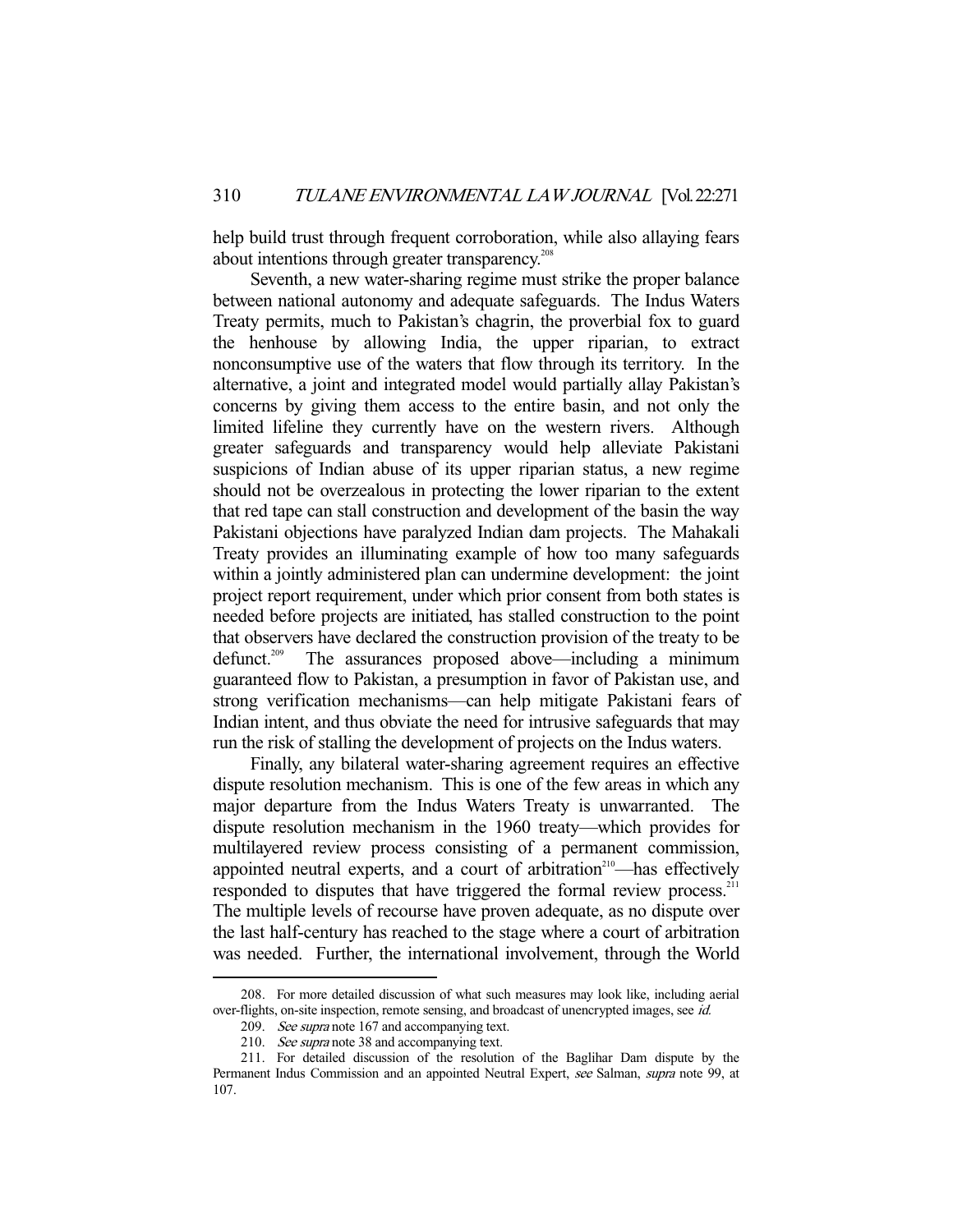help build trust through frequent corroboration, while also allaying fears about intentions through greater transparency.[208]

Seventh, a new water-sharing regime must strike the proper balance between national autonomy and adequate safeguards. The Indus Waters Treaty permits, much to Pakistan's chagrin, the proverbial fox to guard the henhouse by allowing India, the upper riparian, to extract nonconsumptive use of the waters that flow through its territory. In the alternative, a joint and integrated model would partially allay Pakistan's concerns by giving them access to the entire basin, and not only the limited lifeline they currently have on the western rivers. Although greater safeguards and transparency would help alleviate Pakistani suspicions of Indian abuse of its upper riparian status, a new regime should not be overzealous in protecting the lower riparian to the extent that red tape can stall construction and development of the basin the way Pakistani objections have paralyzed Indian dam projects. The Mahakali Treaty provides an illuminating example of how too many safeguards within a jointly administered plan can undermine development: the joint project report requirement, under which prior consent from both states is needed before projects are initiated, has stalled construction to the point that observers have declared the construction provision of the treaty to be defunct.[209] The assurances proposed above—including a minimum guaranteed flow to Pakistan, a presumption in favor of Pakistan use, and strong verification mechanisms—can help mitigate Pakistani fears of Indian intent, and thus obviate the need for intrusive safeguards that may run the risk of stalling the development of projects on the Indus waters.

Finally, any bilateral water-sharing agreement requires an effective dispute resolution mechanism. This is one of the few areas in which any major departure from the Indus Waters Treaty is unwarranted. The dispute resolution mechanism in the 1960 treaty—which provides for multilayered review process consisting of a permanent commission, appointed neutral experts, and a court of arbitration[210]—has effectively responded to disputes that have triggered the formal review process.[211] The multiple levels of recourse have proven adequate, as no dispute over the last half-century has reached to the stage where a court of arbitration was needed. Further, the international involvement, through the World

---

208. For more detailed discussion of what such measures may look like, including aerial over-flights, on-site inspection, remote sensing, and broadcast of unencrypted images, see *id.*

209. *See supra* note 167 and accompanying text.

210. *See supra* note 38 and accompanying text.

211. For detailed discussion of the resolution of the Baglihar Dam dispute by the Permanent Indus Commission and an appointed Neutral Expert, *see* Salman, *supra* note 99, at 107.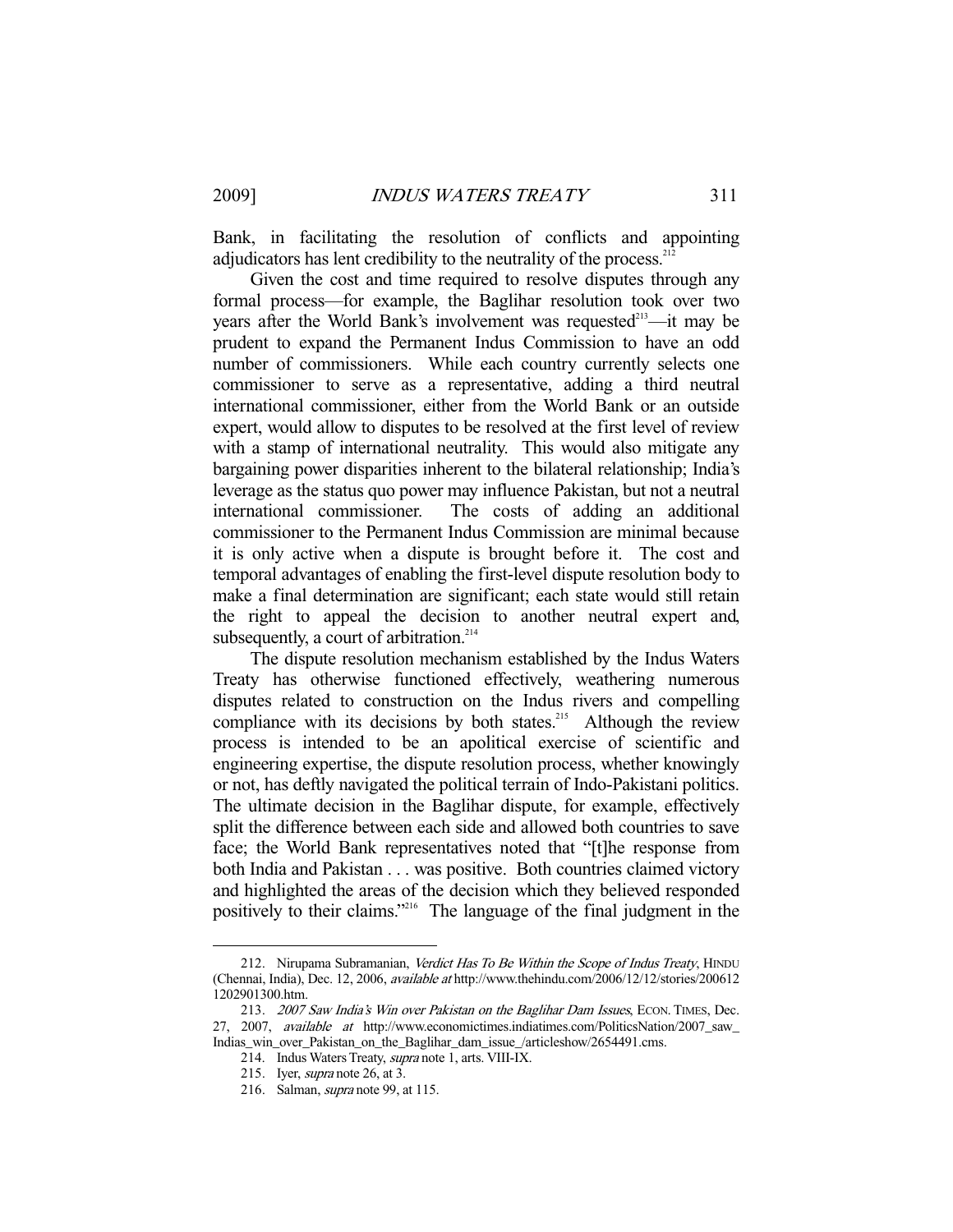Bank, in facilitating the resolution of conflicts and appointing adjudicators has lent credibility to the neutrality of the process.[212]

Given the cost and time required to resolve disputes through any formal process—for example, the Baglihar resolution took over two years after the World Bank's involvement was requested[213]—it may be prudent to expand the Permanent Indus Commission to have an odd number of commissioners. While each country currently selects one commissioner to serve as a representative, adding a third neutral international commissioner, either from the World Bank or an outside expert, would allow to disputes to be resolved at the first level of review with a stamp of international neutrality. This would also mitigate any bargaining power disparities inherent to the bilateral relationship; India's leverage as the status quo power may influence Pakistan, but not a neutral international commissioner. The costs of adding an additional commissioner to the Permanent Indus Commission are minimal because it is only active when a dispute is brought before it. The cost and temporal advantages of enabling the first-level dispute resolution body to make a final determination are significant; each state would still retain the right to appeal the decision to another neutral expert and, subsequently, a court of arbitration.[214]

The dispute resolution mechanism established by the Indus Waters Treaty has otherwise functioned effectively, weathering numerous disputes related to construction on the Indus rivers and compelling compliance with its decisions by both states.[215] Although the review process is intended to be an apolitical exercise of scientific and engineering expertise, the dispute resolution process, whether knowingly or not, has deftly navigated the political terrain of Indo-Pakistani politics. The ultimate decision in the Baglihar dispute, for example, effectively split the difference between each side and allowed both countries to save face; the World Bank representatives noted that "[t]he response from both India and Pakistan . . . was positive. Both countries claimed victory and highlighted the areas of the decision which they believed responded positively to their claims."[216] The language of the final judgment in the

---

212. Nirupama Subramanian, *Verdict Has To Be Within the Scope of Indus Treaty*, HINDU (Chennai, India), Dec. 12, 2006, *available at* http://www.thehindu.com/2006/12/12/stories/2006121202901300.htm.

213. *2007 Saw India's Win over Pakistan on the Baglihar Dam Issues*, ECON. TIMES, Dec. 27, 2007, *available at* http://www.economictimes.indiatimes.com/PoliticsNation/2007_saw_Indias_win_over_Pakistan_on_the_Baglihar_dam_issue_/articleshow/2654491.cms.

214. Indus Waters Treaty, *supra* note 1, arts. VIII-IX.

215. Iyer, *supra* note 26, at 3.

216. Salman, *supra* note 99, at 115.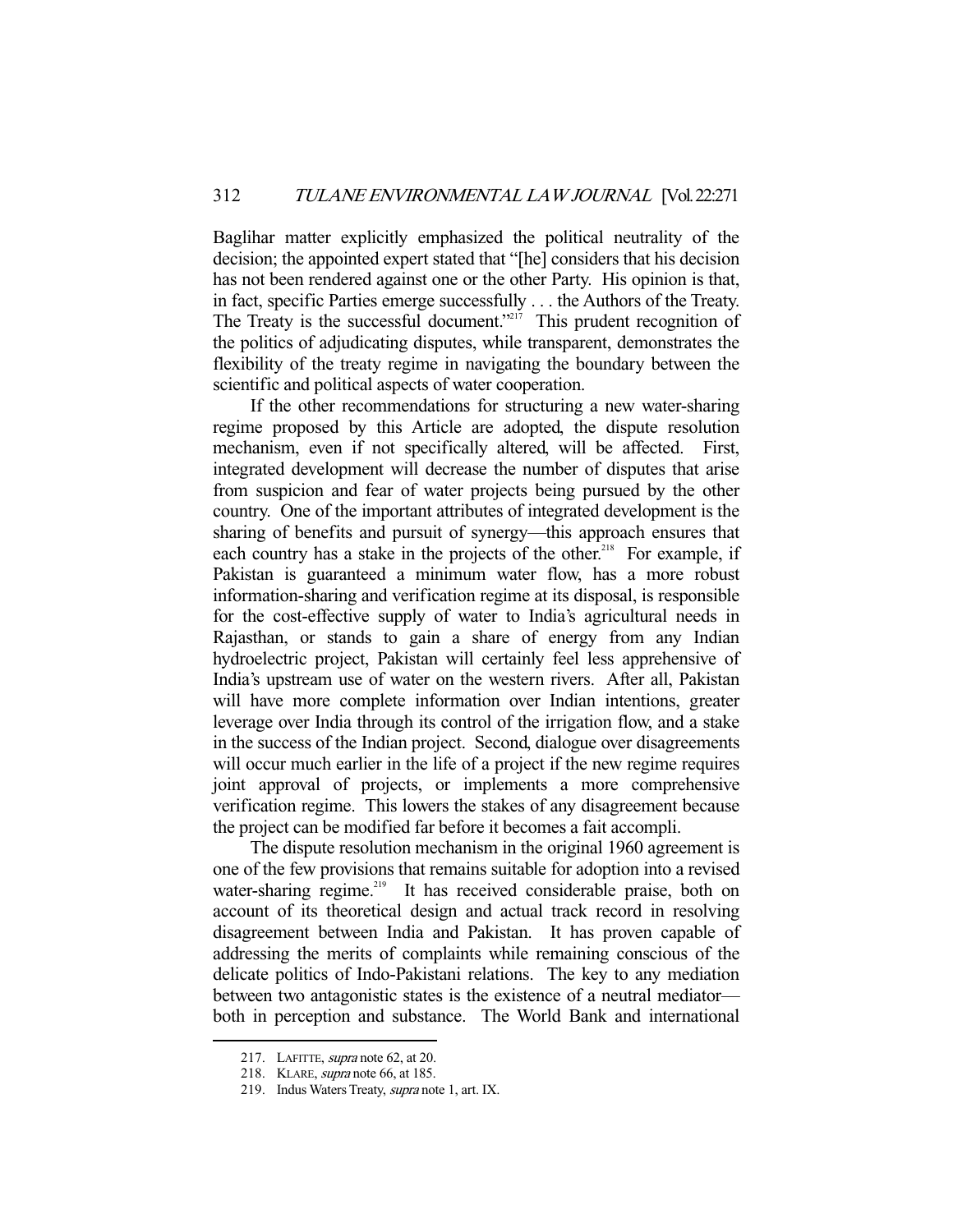Baglihar matter explicitly emphasized the political neutrality of the decision; the appointed expert stated that "[he] considers that his decision has not been rendered against one or the other Party. His opinion is that, in fact, specific Parties emerge successfully . . . the Authors of the Treaty. The Treaty is the successful document."[217] This prudent recognition of the politics of adjudicating disputes, while transparent, demonstrates the flexibility of the treaty regime in navigating the boundary between the scientific and political aspects of water cooperation.

If the other recommendations for structuring a new water-sharing regime proposed by this Article are adopted, the dispute resolution mechanism, even if not specifically altered, will be affected. First, integrated development will decrease the number of disputes that arise from suspicion and fear of water projects being pursued by the other country. One of the important attributes of integrated development is the sharing of benefits and pursuit of synergy—this approach ensures that each country has a stake in the projects of the other.[218] For example, if Pakistan is guaranteed a minimum water flow, has a more robust information-sharing and verification regime at its disposal, is responsible for the cost-effective supply of water to India's agricultural needs in Rajasthan, or stands to gain a share of energy from any Indian hydroelectric project, Pakistan will certainly feel less apprehensive of India's upstream use of water on the western rivers. After all, Pakistan will have more complete information over Indian intentions, greater leverage over India through its control of the irrigation flow, and a stake in the success of the Indian project. Second, dialogue over disagreements will occur much earlier in the life of a project if the new regime requires joint approval of projects, or implements a more comprehensive verification regime. This lowers the stakes of any disagreement because the project can be modified far before it becomes a fait accompli.

The dispute resolution mechanism in the original 1960 agreement is one of the few provisions that remains suitable for adoption into a revised water-sharing regime.[219] It has received considerable praise, both on account of its theoretical design and actual track record in resolving disagreement between India and Pakistan. It has proven capable of addressing the merits of complaints while remaining conscious of the delicate politics of Indo-Pakistani relations. The key to any mediation between two antagonistic states is the existence of a neutral mediator—both in perception and substance. The World Bank and international

---

217. LAFITTE, *supra* note 62, at 20.

218. KLARE, *supra* note 66, at 185.

219. Indus Waters Treaty, *supra* note 1, art. IX.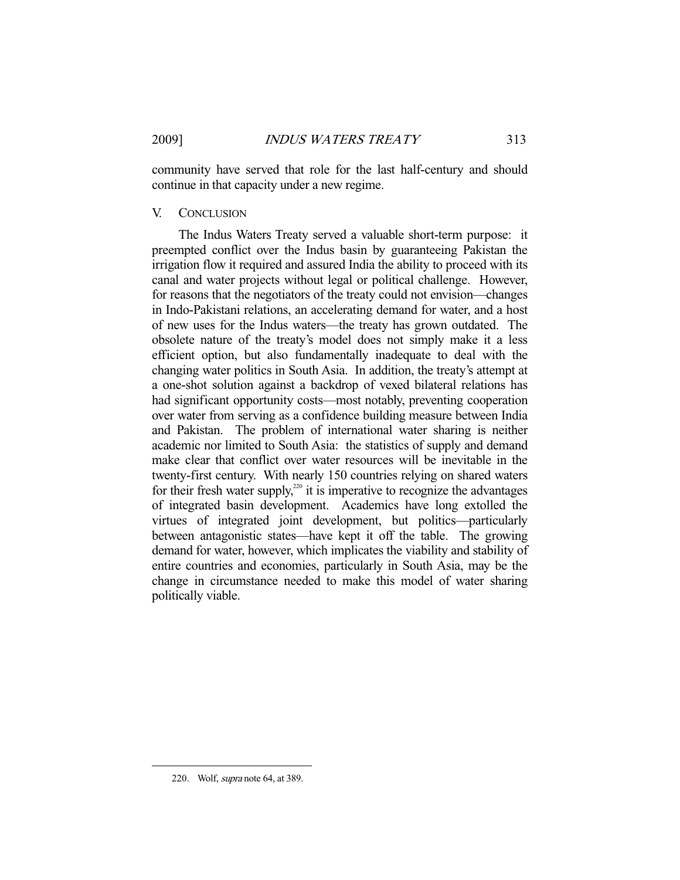community have served that role for the last half-century and should continue in that capacity under a new regime.

## V. CONCLUSION

The Indus Waters Treaty served a valuable short-term purpose: it preempted conflict over the Indus basin by guaranteeing Pakistan the irrigation flow it required and assured India the ability to proceed with its canal and water projects without legal or political challenge. However, for reasons that the negotiators of the treaty could not envision—changes in Indo-Pakistani relations, an accelerating demand for water, and a host of new uses for the Indus waters—the treaty has grown outdated. The obsolete nature of the treaty's model does not simply make it a less efficient option, but also fundamentally inadequate to deal with the changing water politics in South Asia. In addition, the treaty's attempt at a one-shot solution against a backdrop of vexed bilateral relations has had significant opportunity costs—most notably, preventing cooperation over water from serving as a confidence building measure between India and Pakistan. The problem of international water sharing is neither academic nor limited to South Asia: the statistics of supply and demand make clear that conflict over water resources will be inevitable in the twenty-first century. With nearly 150 countries relying on shared waters for their fresh water supply,[220] it is imperative to recognize the advantages of integrated basin development. Academics have long extolled the virtues of integrated joint development, but politics—particularly between antagonistic states—have kept it off the table. The growing demand for water, however, which implicates the viability and stability of entire countries and economies, particularly in South Asia, may be the change in circumstance needed to make this model of water sharing politically viable.

---

220. Wolf, *supra* note 64, at 389.